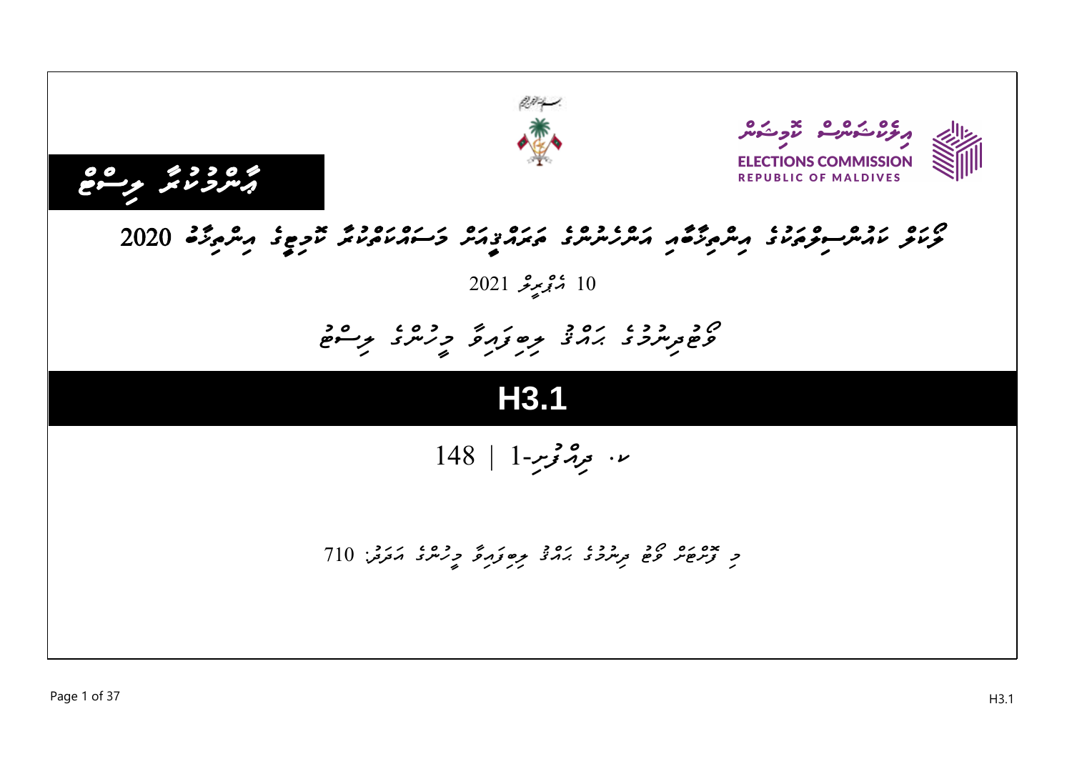ELECTIONS COMMISSION
REPUBLIC OF MALDIVES

އިލެކްޝަންސް ކޮމިޝަން

އަންނުވުނު ލިސްޓް

# ލޯކަލް ކައުންސިލްތަކުގެ އިންތިޚާބާއި އަންހެނުންގެ ތަރައްޤީއަށް މަސައްކަތްކުރާ ކޮމިޓީގެ އިންތިޚާބު 2020

10 އެޕްރީލް 2021

## ވޯޓުދިނުމުގެ ޙައްޤު ލިބިފައިވާ މީހުންގެ ލިސްޓު

# H3.1

ކ. ދިއްފުށި-1 | 148

މި ފޯމުގައި ވޯޓު ދިނުމުގެ ޙައްޤު ލިބިފައިވާ މީހުންގެ އަދަދު: 710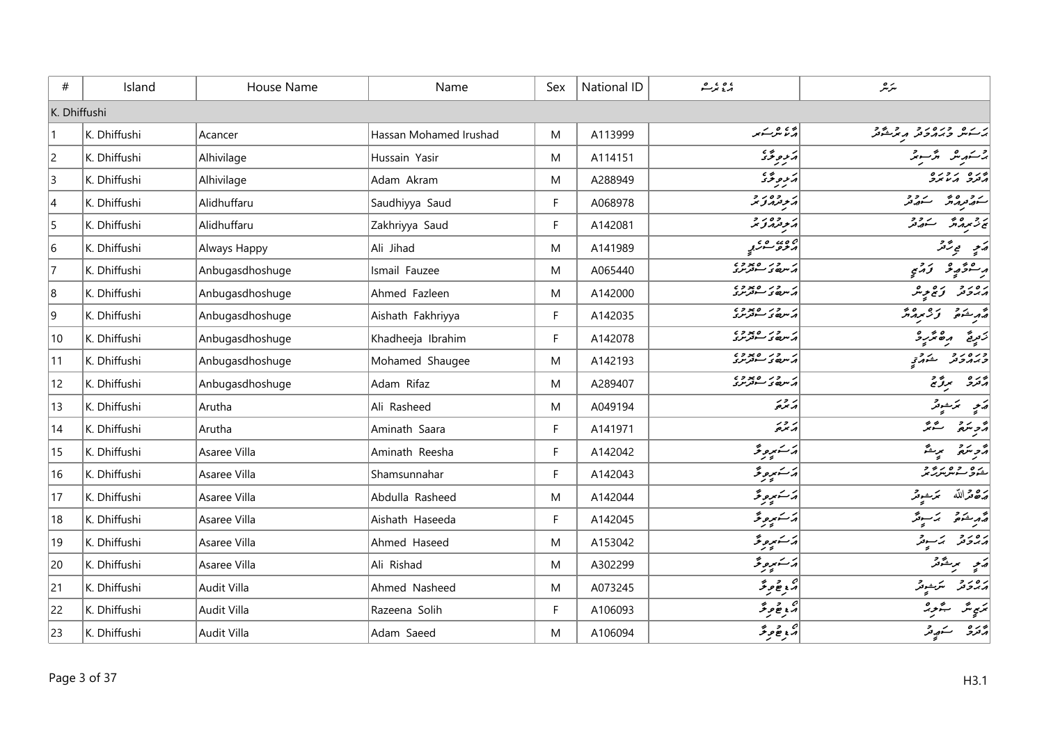| # | Island | House Name | Name | Sex | National ID | ދާއިރާ | ނަން |
|---|---|---|---|---|---|---|---|
| K. Dhiffushi | | | | | | | |
| 1 | K. Dhiffushi | Acancer | Hassan Mohamed Irushad | M | A113999 | އޭކެންސަރ | ހަސަން މުހައްމަދު އިރުޝާދު |
| 2 | K. Dhiffushi | Alhivilage | Hussain Yasir | M | A114151 | އަލިވިލާޖު | ހުސައިން ޔާސިރު |
| 3 | K. Dhiffushi | Alhivilage | Adam Akram | M | A288949 | އަލިވިލާޖު | އާދަމް އަކްރަމް |
| 4 | K. Dhiffushi | Alidhuffaru | Saudhiyya Saud | F | A068978 | އަލިދުއްފަރު | ސަޢުދިއްޔާ ސަޢޫދު |
| 5 | K. Dhiffushi | Alidhuffaru | Zakhriyya Saud | F | A142081 | އަލިދުއްފަރު | ޒަކްރިއްޔާ ސަޢޫދު |
| 6 | K. Dhiffushi | Always Happy | Ali Jihad | M | A141989 | އޯލްވޭސް ހެޕީ | އަލި ޖިހާދު |
| 7 | K. Dhiffushi | Anbugasdhoshuge | Ismail Fauzee | M | A065440 | އަނބުގަސްދޮށުގެ | އިސްމާޢީލް ފައުޒީ |
| 8 | K. Dhiffushi | Anbugasdhoshuge | Ahmed Fazleen | M | A142000 | އަނބުގަސްދޮށުގެ | އަހުމަދު ފަޟްލީން |
| 9 | K. Dhiffushi | Anbugasdhoshuge | Aishath Fakhriyya | F | A142035 | އަނބުގަސްދޮށުގެ | ޢާއިޝަތު ފަޚްރިއްޔާ |
| 10 | K. Dhiffushi | Anbugasdhoshuge | Khadheeja Ibrahim | F | A142078 | އަނބުގަސްދޮށުގެ | ޚަދީޖާ އިބްރާހީމް |
| 11 | K. Dhiffushi | Anbugasdhoshuge | Mohamed Shaugee | M | A142193 | އަނބުގަސްދޮށުގެ | މުހައްމަދު ޝައުޤީ |
| 12 | K. Dhiffushi | Anbugasdhoshuge | Adam Rifaz | M | A289407 | އަނބުގަސްދޮށުގެ | އާދަމް ރިފާޒު |
| 13 | K. Dhiffushi | Arutha | Ali Rasheed | M | A049194 | އަރުތަ | އަލި ރަޝީދު |
| 14 | K. Dhiffushi | Arutha | Aminath Saara | F | A141971 | އަރުތަ | އާމިނަތު ސާރާ |
| 15 | K. Dhiffushi | Asaree Villa | Aminath Reesha | F | A142042 | އަސަރީވިލާ | އާމިނަތު ރީޝާ |
| 16 | K. Dhiffushi | Asaree Villa | Shamsunnahar | F | A142043 | އަސަރީވިލާ | ޝަމްސުންނަހާރު |
| 17 | K. Dhiffushi | Asaree Villa | Abdulla Rasheed | M | A142044 | އަސަރީވިލާ | އަބްދުﷲ ރަޝީދު |
| 18 | K. Dhiffushi | Asaree Villa | Aishath Haseeda | F | A142045 | އަސަރީވިލާ | ޢާއިޝަތު ހަސީދާ |
| 19 | K. Dhiffushi | Asaree Villa | Ahmed Haseed | M | A153042 | އަސަރީވިލާ | އަހުމަދު ހަސީދު |
| 20 | K. Dhiffushi | Asaree Villa | Ali Rishad | M | A302299 | އަސަރީވިލާ | އަލި ރިޝާދު |
| 21 | K. Dhiffushi | Audit Villa | Ahmed Nasheed | M | A073245 | އޮޑިޓްވިލާ | އަހުމަދު ނަޝީދު |
| 22 | K. Dhiffushi | Audit Villa | Razeena Solih | F | A106093 | އޮޑިޓްވިލާ | ރަޒީނާ ޞާލިހު |
| 23 | K. Dhiffushi | Audit Villa | Adam Saeed | M | A106094 | އޮޑިޓްވިލާ | އާދަމް ސަޢީދު |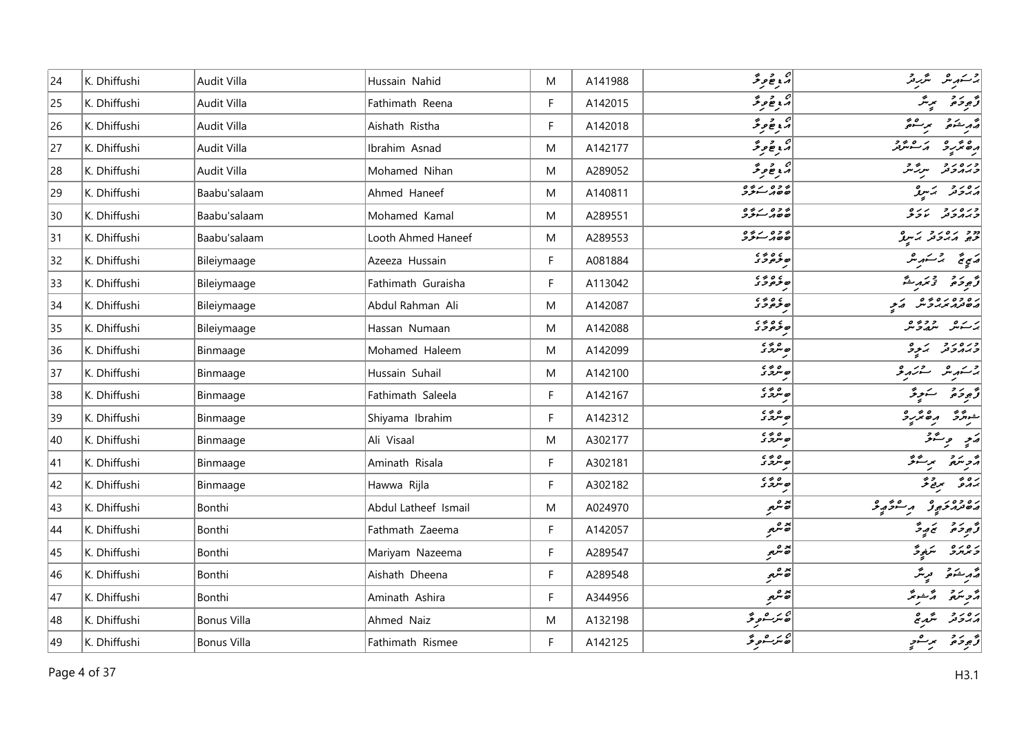| 24 | K. Dhiffushi | Audit Villa | Hussain Nahid | M | A141988 | އޮޑިޓްވިލާ | ހުސައިން ނާހިދު |
|---|---|---|---|---|---|---|---|
| 25 | K. Dhiffushi | Audit Villa | Fathimath Reena | F | A142015 | އޮޑިޓްވިލާ | ފާތިމަތު ރީނާ |
| 26 | K. Dhiffushi | Audit Villa | Aishath Ristha | F | A142018 | އޮޑިޓްވިލާ | އައިޝަތު ރިސްތާ |
| 27 | K. Dhiffushi | Audit Villa | Ibrahim Asnad | M | A142177 | އޮޑިޓްވިލާ | އިބްރާހީމް އަސްނަދު |
| 28 | K. Dhiffushi | Audit Villa | Mohamed Nihan | M | A289052 | އޮޑިޓްވިލާ | މުޙައްމަދު ނިހާން |
| 29 | K. Dhiffushi | Baabu'salaam | Ahmed Haneef | M | A140811 | ބާބުއްސަލާމް | އަޙްމަދު ހަނީފް |
| 30 | K. Dhiffushi | Baabu'salaam | Mohamed Kamal | M | A289551 | ބާބުއްސަލާމް | މުޙައްމަދު ކަމާލް |
| 31 | K. Dhiffushi | Baabu'salaam | Looth Ahmed Haneef | M | A289553 | ބާބުއްސަލާމް | ލޫތު އަޙްމަދު ހަނީފް |
| 32 | K. Dhiffushi | Bileiymaage | Azeeza Hussain | F | A081884 | ބިލެތްމާގެ | އަޒީޒާ ހުސައިން |
| 33 | K. Dhiffushi | Bileiymaage | Fathimath Guraisha | F | A113042 | ބިލެތްމާގެ | ފާތިމަތު ގުރައިޝާ |
| 34 | K. Dhiffushi | Bileiymaage | Abdul Rahman Ali | M | A142087 | ބިލެތްމާގެ | އަބްދުއްރަޙްމާން އަލި |
| 35 | K. Dhiffushi | Bileiymaage | Hassan Numaan | M | A142088 | ބިލެތްމާގެ | ހަސަން ނުޢުމާން |
| 36 | K. Dhiffushi | Binmaage | Mohamed Haleem | M | A142099 | ބިންމާގެ | މުޙައްމަދު ހަލީމް |
| 37 | K. Dhiffushi | Binmaage | Hussain Suhail | M | A142100 | ބިންމާގެ | ހުސައިން ސުހައިލް |
| 38 | K. Dhiffushi | Binmaage | Fathimath Saleela | F | A142167 | ބިންމާގެ | ފާތިމަތު ސަލީލާ |
| 39 | K. Dhiffushi | Binmaage | Shiyama Ibrahim | F | A142312 | ބިންމާގެ | ޝިޔާމާ އިބްރާހީމް |
| 40 | K. Dhiffushi | Binmaage | Ali Visaal | M | A302177 | ބިންމާގެ | އަލި ވިސާލް |
| 41 | K. Dhiffushi | Binmaage | Aminath Risala | F | A302181 | ބިންމާގެ | އާމިނަތު ރިސާލާ |
| 42 | K. Dhiffushi | Binmaage | Hawwa Rijla | F | A302182 | ބިންމާގެ | ހައްވާ ރިޖްލާ |
| 43 | K. Dhiffushi | Bonthi | Abdul Latheef Ismail | M | A024970 | ބޮންތި | އަބްދުއްލަޠީފް އިސްމާއީލް |
| 44 | K. Dhiffushi | Bonthi | Fathmath Zaeema | F | A142057 | ބޮންތި | ފާތިމަތު ޒަޢީމާ |
| 45 | K. Dhiffushi | Bonthi | Mariyam Nazeema | F | A289547 | ބޮންތި | މަރިޔަމް ނަޒީމާ |
| 46 | K. Dhiffushi | Bonthi | Aishath Dheena | F | A289548 | ބޮންތި | އައިޝަތު ދީނާ |
| 47 | K. Dhiffushi | Bonthi | Aminath Ashira | F | A344956 | ބޮންތި | އާމިނަތު އާޝިރާ |
| 48 | K. Dhiffushi | Bonus Villa | Ahmed Naiz | M | A132198 | ބޮނަސްވިލާ | އަޙްމަދު ނާއިޒް |
| 49 | K. Dhiffushi | Bonus Villa | Fathimath Rismee | F | A142125 | ބޮނަސްވިލާ | ފާތިމަތު ރިސްމީ |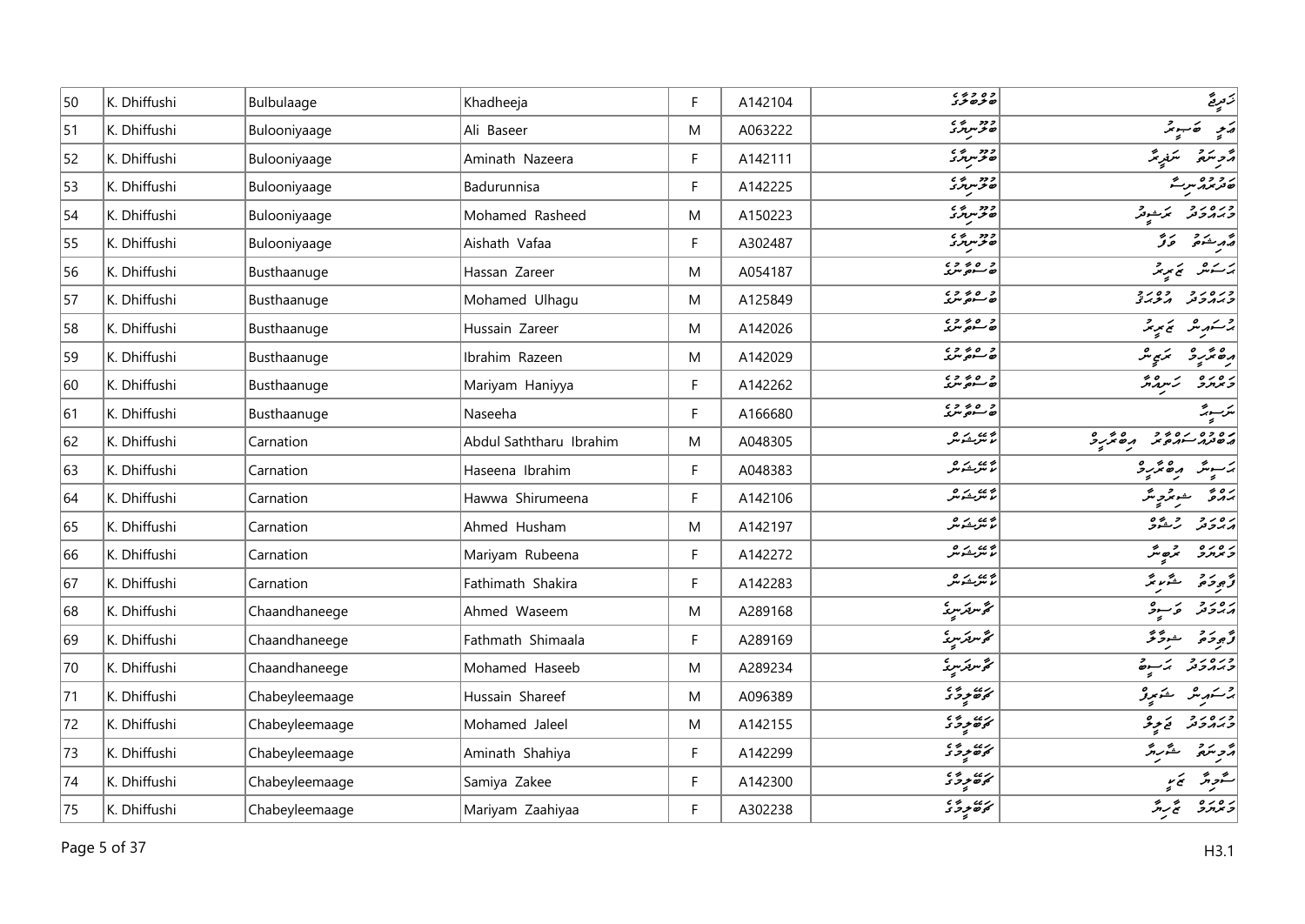| 50 | K. Dhiffushi | Bulbulaage | Khadheeja | F | A142104 | ھُلْبُلާގެ | ޚަދީޖާ |
|---|---|---|---|---|---|---|---|
| 51 | K. Dhiffushi | Bulooniyaage | Ali Baseer | M | A063222 | ބުލޫނިޔާގެ | އަލީ ބަޝީރު |
| 52 | K. Dhiffushi | Bulooniyaage | Aminath Nazeera | F | A142111 | ބުލޫނިޔާގެ | އާމިނަތު ނަޒީރާ |
| 53 | K. Dhiffushi | Bulooniyaage | Badurunnisa | F | A142225 | ބުލޫނިޔާގެ | ބަދުރުންނިސާ |
| 54 | K. Dhiffushi | Bulooniyaage | Mohamed Rasheed | M | A150223 | ބުލޫނިޔާގެ | މުޙައްމަދު ރަޝީދު |
| 55 | K. Dhiffushi | Bulooniyaage | Aishath Vafaa | F | A302487 | ބުލޫނިޔާގެ | އާއިޝަތު ވަފާ |
| 56 | K. Dhiffushi | Busthaanuge | Hassan Zareer | M | A054187 | ބުސްތާނުގެ | ހަސަން ޒަރީރު |
| 57 | K. Dhiffushi | Busthaanuge | Mohamed Ulhagu | M | A125849 | ބުސްތާނުގެ | މުޙައްމަދު އުޅަގު |
| 58 | K. Dhiffushi | Busthaanuge | Hussain Zareer | M | A142026 | ބުސްތާނުގެ | ހުސައިން ޒަރީރު |
| 59 | K. Dhiffushi | Busthaanuge | Ibrahim Razeen | M | A142029 | ބުސްތާނުގެ | އިބްރާހިމް ރަޒީން |
| 60 | K. Dhiffushi | Busthaanuge | Mariyam Haniyya | F | A142262 | ބުސްތާނުގެ | މަރިޔަމް ހަނިއްޔާ |
| 61 | K. Dhiffushi | Busthaanuge | Naseeha | F | A166680 | ބުސްތާނުގެ | ނަސީހާ |
| 62 | K. Dhiffushi | Carnation | Abdul Saththaru Ibrahim | M | A048305 | ކާނޭޝަން | އަބްދުލް ސައްތާރު އިބްރާހިމް |
| 63 | K. Dhiffushi | Carnation | Haseena Ibrahim | F | A048383 | ކާނޭޝަން | ހަސީނާ އިބްރާހިމް |
| 64 | K. Dhiffushi | Carnation | Hawwa Shirumeena | F | A142106 | ކާނޭޝަން | ހައްވާ ޝިރުމީނާ |
| 65 | K. Dhiffushi | Carnation | Ahmed Husham | M | A142197 | ކާނޭޝަން | އަޙްމަދު ހުޝާމް |
| 66 | K. Dhiffushi | Carnation | Mariyam Rubeena | F | A142272 | ކާނޭޝަން | މަރިޔަމް ރުބީނާ |
| 67 | K. Dhiffushi | Carnation | Fathimath Shakira | F | A142283 | ކާނޭޝަން | ފާތިމަތު ޝާކިރާ |
| 68 | K. Dhiffushi | Chaandhaneege | Ahmed Waseem | M | A289168 | ޗާނދަނީގެ | އަޙްމަދު ވަސީމް |
| 69 | K. Dhiffushi | Chaandhaneege | Fathmath Shimaala | F | A289169 | ޗާނދަނީގެ | ފާތިމަތު ޝިމާލާ |
| 70 | K. Dhiffushi | Chaandhaneege | Mohamed Haseeb | M | A289234 | ޗާނދަނީގެ | މުޙައްމަދު ހަސީބު |
| 71 | K. Dhiffushi | Chabeyleemaage | Hussain Shareef | M | A096389 | ޗަބޭލީމާގެ | ހުސައިން ޝަރީފު |
| 72 | K. Dhiffushi | Chabeyleemaage | Mohamed Jaleel | M | A142155 | ޗަބޭލީމާގެ | މުޙައްމަދު ޖަލީލު |
| 73 | K. Dhiffushi | Chabeyleemaage | Aminath Shahiya | F | A142299 | ޗަބޭލީމާގެ | އާމިނަތު ޝާހިޔާ |
| 74 | K. Dhiffushi | Chabeyleemaage | Samiya Zakee | F | A142300 | ޗަބޭލީމާގެ | ސާމިޔާ ޒަކީ |
| 75 | K. Dhiffushi | Chabeyleemaage | Mariyam Zaahiyaa | F | A302238 | ޗަބޭލީމާގެ | މަރިޔަމް ޒާހިޔާ |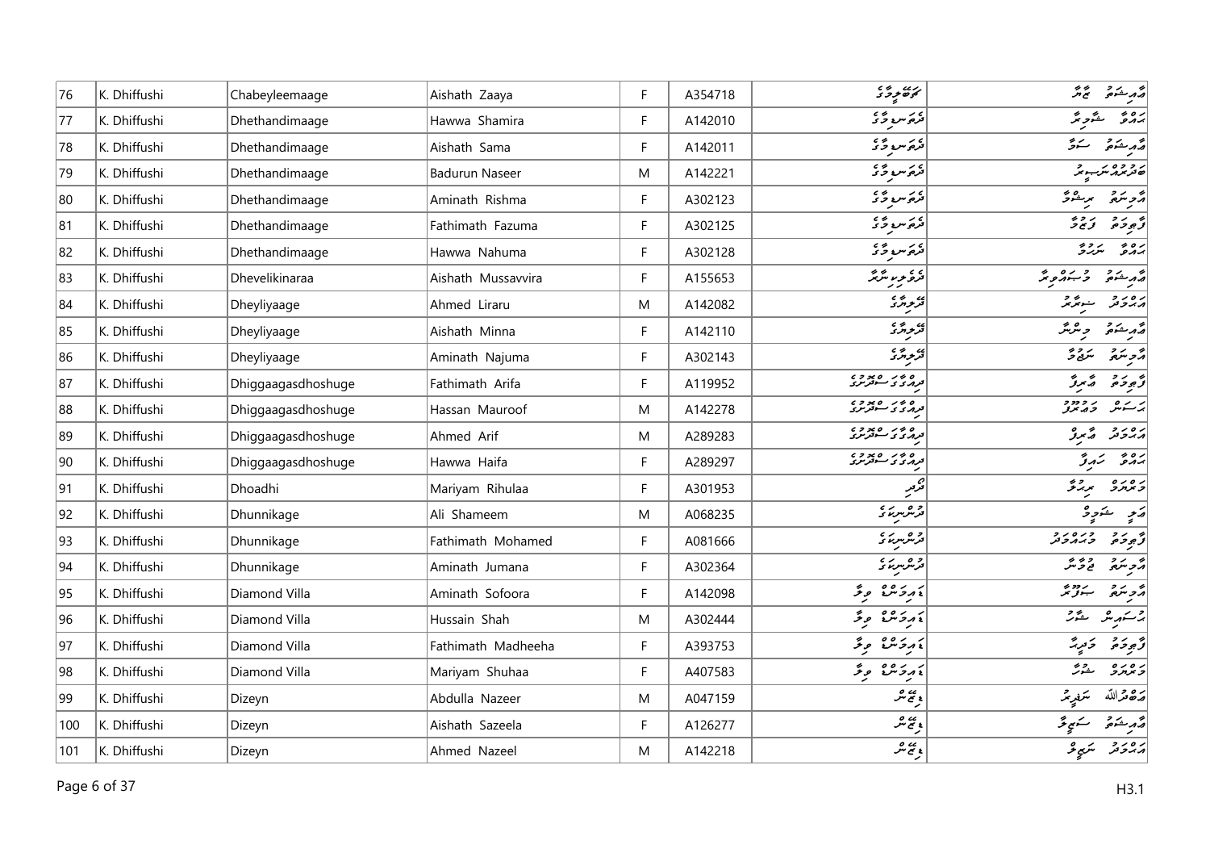| 76 | K. Dhiffushi | Chabeyleemaage | Aishath Zaaya | F | A354718 | ކަބޭލީމާގެ | އައިޝަތު ޒާޔާ |
|---|---|---|---|---|---|---|---|
| 77 | K. Dhiffushi | Dhethandimaage | Hawwa Shamira | F | A142010 | ދެތަނދިމާގެ | ހައްވާ ޝާމިރާ |
| 78 | K. Dhiffushi | Dhethandimaage | Aishath Sama | F | A142011 | ދެތަނދިމާގެ | އައިޝަތު ސަމާ |
| 79 | K. Dhiffushi | Dhethandimaage | Badurun Naseer | M | A142221 | ދެތަނދިމާގެ | ބަދުރުން ނަސީރު |
| 80 | K. Dhiffushi | Dhethandimaage | Aminath Rishma | F | A302123 | ދެތަނދިމާގެ | އާމިނަތު ރިޝްމާ |
| 81 | K. Dhiffushi | Dhethandimaage | Fathimath Fazuma | F | A302125 | ދެތަނދިމާގެ | ފާތިމަތު ފަޒުމާ |
| 82 | K. Dhiffushi | Dhethandimaage | Hawwa Nahuma | F | A302128 | ދެތަނދިމާގެ | ހައްވާ ނަހުމާ |
| 83 | K. Dhiffushi | Dhevelikinaraa | Aishath Mussavvira | F | A155653 | ދެވެލިކިނަރާ | އައިޝަތު މުސައްވިރާ |
| 84 | K. Dhiffushi | Dheyliyaage | Ahmed Liraru | M | A142082 | ދޭލިޔާގެ | އަހްމަދު ލިރާރު |
| 85 | K. Dhiffushi | Dheyliyaage | Aishath Minna | F | A142110 | ދޭލިޔާގެ | އައިޝަތު މިންނާ |
| 86 | K. Dhiffushi | Dheyliyaage | Aminath Najuma | F | A302143 | ދޭލިޔާގެ | އާމިނަތު ނަޖުމާ |
| 87 | K. Dhiffushi | Dhiggaagasdhoshuge | Fathimath Arifa | F | A119952 | ދިއްގާގަސްދޮށުގެ | ފާތިމަތު އާރިފާ |
| 88 | K. Dhiffushi | Dhiggaagasdhoshuge | Hassan Mauroof | M | A142278 | ދިއްގާގަސްދޮށުގެ | ހަސަން މައުރޫފު |
| 89 | K. Dhiffushi | Dhiggaagasdhoshuge | Ahmed Arif | M | A289283 | ދިއްގާގަސްދޮށުގެ | އަހްމަދު އާރިފު |
| 90 | K. Dhiffushi | Dhiggaagasdhoshuge | Hawwa Haifa | F | A289297 | ދިއްގާގަސްދޮށުގެ | ހައްވާ ހައިފާ |
| 91 | K. Dhiffushi | Dhoadhi | Mariyam Rihulaa | F | A301953 | ދޯދި | މަރިޔަމް ރިހުލާ |
| 92 | K. Dhiffushi | Dhunnikage | Ali Shameem | M | A068235 | ދުންނިކަގެ | އަލި ޝަމީމް |
| 93 | K. Dhiffushi | Dhunnikage | Fathimath Mohamed | F | A081666 | ދުންނިކަގެ | ފާތިމަތު މުހައްމަދު |
| 94 | K. Dhiffushi | Dhunnikage | Aminath Jumana | F | A302364 | ދުންނިކަގެ | އާމިނަތު ޖުމާނާ |
| 95 | K. Dhiffushi | Diamond Villa | Aminath Sofoora | F | A142098 | ޑައިމަންޑް ވިލާ | އާމިނަތު ސޯފޫރާ |
| 96 | K. Dhiffushi | Diamond Villa | Hussain Shah | M | A302444 | ޑައިމަންޑް ވިލާ | ހުސައިން ޝާހު |
| 97 | K. Dhiffushi | Diamond Villa | Fathimath Madheeha | F | A393753 | ޑައިމަންޑް ވިލާ | ފާތިމަތު މަދީހާ |
| 98 | K. Dhiffushi | Diamond Villa | Mariyam Shuhaa | F | A407583 | ޑައިމަންޑް ވިލާ | މަރިޔަމް ޝުހާ |
| 99 | K. Dhiffushi | Dizeyn | Abdulla Nazeer | M | A047159 | ޑިޒޭން | އަބްދުﷲ ނަޒީރު |
| 100 | K. Dhiffushi | Dizeyn | Aishath Sazeela | F | A126277 | ޑިޒޭން | އައިޝަތު ސަޒީލާ |
| 101 | K. Dhiffushi | Dizeyn | Ahmed Nazeel | M | A142218 | ޑިޒޭން | އަހްމަދު ނަޒީލް |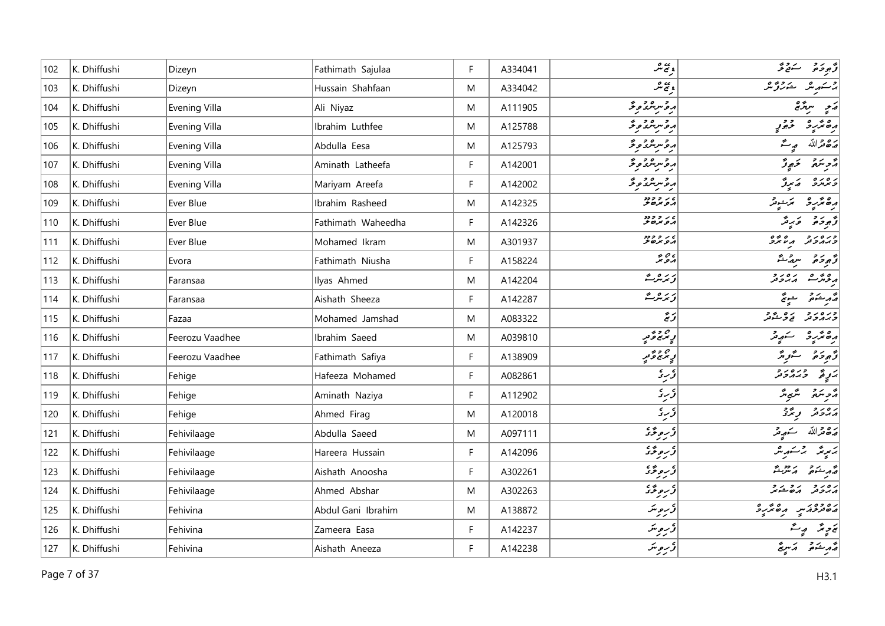| 102 | K. Dhiffushi | Dizeyn | Fathimath Sajulaa | F | A334041 | ڊިޒެއިން | ފާތިމަތު ސަޖުލާ |
|---|---|---|---|---|---|---|---|
| 103 | K. Dhiffushi | Dizeyn | Hussain Shahfaan | M | A334042 | ڊިޒެއިން | ޙުސައިން ޝަހުފާން |
| 104 | K. Dhiffushi | Evening Villa | Ali Niyaz | M | A111905 | އިވްނިންގްވިލާ | އަލި ނިޔާޒު |
| 105 | K. Dhiffushi | Evening Villa | Ibrahim Luthfee | M | A125788 | އިވްނިންގްވިލާ | އިބްރާހީމް ލުތުފީ |
| 106 | K. Dhiffushi | Evening Villa | Abdulla Eesa | M | A125793 | އިވްނިންގްވިލާ | އަބްދުﷲ ޢީސާ |
| 107 | K. Dhiffushi | Evening Villa | Aminath Latheefa | F | A142001 | އިވްނިންގްވިލާ | އާމިނަތު ލަތީފާ |
| 108 | K. Dhiffushi | Evening Villa | Mariyam Areefa | F | A142002 | އިވްނިންގްވިލާ | މަރިޔަމް އަރީފާ |
| 109 | K. Dhiffushi | Ever Blue | Ibrahim Rasheed | M | A142325 | އެވަރބްލޫ | އިބްރާހީމް ރަޝީދު |
| 110 | K. Dhiffushi | Ever Blue | Fathimath Waheedha | F | A142326 | އެވަރބްލޫ | ފާތިމަތު ވަޙީދާ |
| 111 | K. Dhiffushi | Ever Blue | Mohamed Ikram | M | A301937 | އެވަރބްލޫ | މުޙައްމަދު އިކްރާމް |
| 112 | K. Dhiffushi | Evora | Fathimath Niusha | F | A158224 | އެވޯރާ | ފާތިމަތު ނިޢުޝާ |
| 113 | K. Dhiffushi | Faransaa | Ilyas Ahmed | M | A142204 | ފަރަންސާ | އިލްޔާސް އަޙްމަދު |
| 114 | K. Dhiffushi | Faransaa | Aishath Sheeza | F | A142287 | ފަރަންސާ | އާއިޝަތު ޝީޒާ |
| 115 | K. Dhiffushi | Fazaa | Mohamed Jamshad | M | A083322 | ފަޒާ | މުޙައްމަދު ޖަމްޝަދު |
| 116 | K. Dhiffushi | Feerozu Vaadhee | Ibrahim Saeed | M | A039810 | ފީރޯޒުވާދީ | އިބްރާހީމް ސަޢީދު |
| 117 | K. Dhiffushi | Feerozu Vaadhee | Fathimath Safiya | F | A138909 | ފީރޯޒުވާދީ | ފާތިމަތު ސާފިޔާ |
| 118 | K. Dhiffushi | Fehige | Hafeeza Mohamed | F | A082861 | ފެހިގެ | ހަފީޒާ މުޙައްމަދު |
| 119 | K. Dhiffushi | Fehige | Aminath Naziya | F | A112902 | ފެހިގެ | އާމިނަތު ނާޒިޔާ |
| 120 | K. Dhiffushi | Fehige | Ahmed Firag | M | A120018 | ފެހިގެ | އަޙްމަދު ފިރާގު |
| 121 | K. Dhiffushi | Fehivilaage | Abdulla Saeed | M | A097111 | ފެހިވިލާގެ | އަބްދުﷲ ސަޢީދު |
| 122 | K. Dhiffushi | Fehivilaage | Hareera Hussain | F | A142096 | ފެހިވިލާގެ | ހަރީރާ ޙުސައިން |
| 123 | K. Dhiffushi | Fehivilaage | Aishath Anoosha | F | A302261 | ފެހިވިލާގެ | އާއިޝަތު އަނޫޝާ |
| 124 | K. Dhiffushi | Fehivilaage | Ahmed Abshar | M | A302263 | ފެހިވިލާގެ | އަޙްމަދު އަބްޝަރު |
| 125 | K. Dhiffushi | Fehivina | Abdul Gani Ibrahim | M | A138872 | ފެހިވިނަ | އަބްދުލްޣަނީ އިބްރާހީމް |
| 126 | K. Dhiffushi | Fehivina | Zameera Easa | F | A142237 | ފެހިވިނަ | ޒަމީރާ ޢީސާ |
| 127 | K. Dhiffushi | Fehivina | Aishath Aneeza | F | A142238 | ފެހިވިނަ | އާއިޝަތު އަނީޒާ |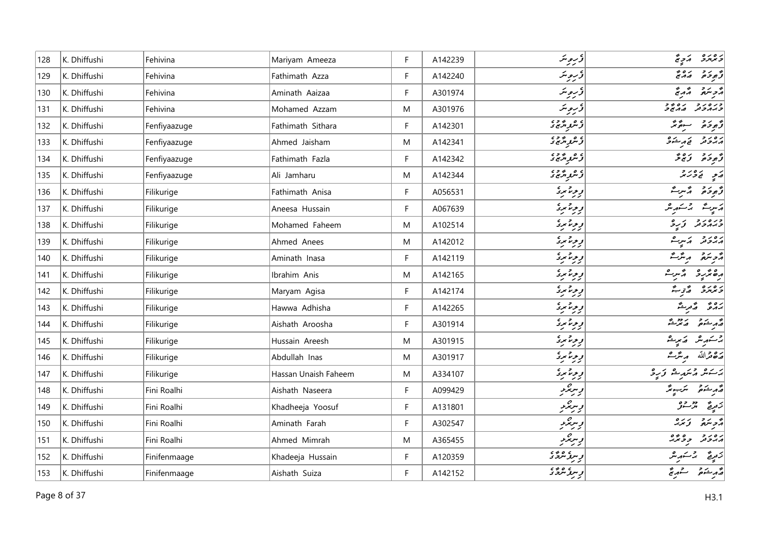| 128 | K. Dhiffushi | Fehivina | Mariyam Ameeza | F | A142239 | ފެހިވިނަ | މަރްޔަމް އަމީޒާ |
|---|---|---|---|---|---|---|---|
| 129 | K. Dhiffushi | Fehivina | Fathimath Azza | F | A142240 | ފެހިވިނަ | ފާތިމަތު އައްޒާ |
| 130 | K. Dhiffushi | Fehivina | Aminath Aaizaa | F | A301974 | ފެހިވިނަ | އާމިނަތު އާއިޒާ |
| 131 | K. Dhiffushi | Fehivina | Mohamed Azzam | M | A301976 | ފެހިވިނަ | މުހައްމަދު އައްޒާމު |
| 132 | K. Dhiffushi | Fenfiyaazuge | Fathimath Sithara | F | A142301 | ފެންފިޔާޒުގެ | ފާތިމަތު ސިތާރާ |
| 133 | K. Dhiffushi | Fenfiyaazuge | Ahmed Jaisham | M | A142341 | ފެންފިޔާޒުގެ | އަހުމަދު ޖައިޝަމް |
| 134 | K. Dhiffushi | Fenfiyaazuge | Fathimath Fazla | F | A142342 | ފެންފިޔާޒުގެ | ފާތިމަތު ފަޟްލާ |
| 135 | K. Dhiffushi | Fenfiyaazuge | Ali Jamharu | M | A142344 | ފެންފިޔާޒުގެ | އަލި ޖަމްހަރު |
| 136 | K. Dhiffushi | Filikurige | Fathimath Anisa | F | A056531 | ފިލިކުރިގެ | ފާތިމަތު އަނީސާ |
| 137 | K. Dhiffushi | Filikurige | Aneesa Hussain | F | A067639 | ފިލިކުރިގެ | އަނީސާ ހުސައިން |
| 138 | K. Dhiffushi | Filikurige | Mohamed Faheem | M | A102514 | ފިލިކުރިގެ | މުހައްމަދު ފަހީމް |
| 139 | K. Dhiffushi | Filikurige | Ahmed Anees | M | A142012 | ފިލިކުރިގެ | އަހުމަދު އަނީސް |
| 140 | K. Dhiffushi | Filikurige | Aminath Inasa | F | A142119 | ފިލިކުރިގެ | އާމިނަތު އިނާސާ |
| 141 | K. Dhiffushi | Filikurige | Ibrahim Anis | M | A142165 | ފިލިކުރިގެ | އިބްރާހިމް އާނިސް |
| 142 | K. Dhiffushi | Filikurige | Maryam Agisa | F | A142174 | ފިލިކުރިގެ | މަރްޔަމް އާގިސާ |
| 143 | K. Dhiffushi | Filikurige | Hawwa Adhisha | F | A142265 | ފިލިކުރިގެ | ހައްވާ އާދިޝާ |
| 144 | K. Dhiffushi | Filikurige | Aishath Aroosha | F | A301914 | ފިލިކުރިގެ | އާއިޝަތު އަރޫޝާ |
| 145 | K. Dhiffushi | Filikurige | Hussain Areesh | M | A301915 | ފިލިކުރިގެ | ހުސައިން އަރީޝް |
| 146 | K. Dhiffushi | Filikurige | Abdullah Inas | M | A301917 | ފިލިކުރިގެ | އަބްދުﷲ އިނާސް |
| 147 | K. Dhiffushi | Filikurige | Hassan Unaish Faheem | M | A334107 | ފިލިކުރިގެ | ހަސަން އުނައިޝް ފަހީމް |
| 148 | K. Dhiffushi | Fini Roalhi | Aishath Naseera | F | A099429 | ފިނިރޯޅި | އާއިޝަތު ނަސީރާ |
| 149 | K. Dhiffushi | Fini Roalhi | Khadheeja Yoosuf | F | A131801 | ފިނިރޯޅި | ޚަދީޖާ ޔޫސުފް |
| 150 | K. Dhiffushi | Fini Roalhi | Aminath Farah | F | A302547 | ފިނިރޯޅި | އާމިނަތު ފަރަހް |
| 151 | K. Dhiffushi | Fini Roalhi | Ahmed Mimrah | M | A365455 | ފިނިރޯޅި | އަހުމަދު މިމްރާހް |
| 152 | K. Dhiffushi | Finifenmaage | Khadeeja Hussain | F | A120359 | ފިނިފެންމާގެ | ޚަދީޖާ ހުސައިން |
| 153 | K. Dhiffushi | Finifenmaage | Aishath Suiza | F | A142152 | ފިނިފެންމާގެ | އާއިޝަތު ސުއިޒާ |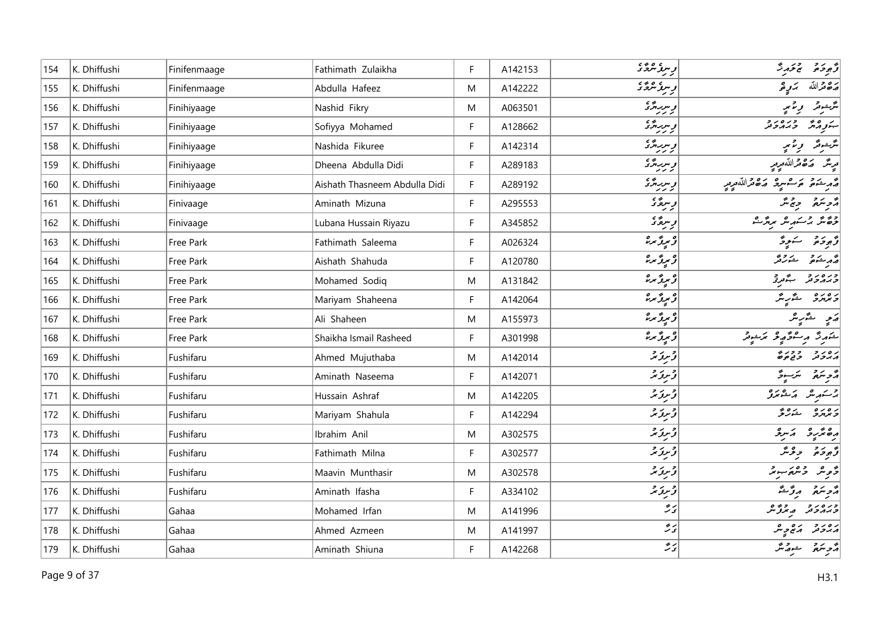| 154 | K. Dhiffushi | Finifenmaage | Fathimath Zulaikha | F | A142153 | ވިނިފެންމާގެ | ފާތިމަތު ޒުލައިޚާ |
|---|---|---|---|---|---|---|---|
| 155 | K. Dhiffushi | Finifenmaage | Abdulla Hafeez | M | A142222 | ވިނިފެންމާގެ | އަބްދުﷲ ހަފީޒު |
| 156 | K. Dhiffushi | Finihiyaage | Nashid Fikry | M | A063501 | ފިނިހިޔާގެ | ނާޝިދު ފިކްރީ |
| 157 | K. Dhiffushi | Finihiyaage | Sofiyya Mohamed | F | A128662 | ފިނިހިޔާގެ | ސޮފިއްޔާ މުހައްމަދު |
| 158 | K. Dhiffushi | Finihiyaage | Nashida Fikuree | F | A142314 | ފިނިހިޔާގެ | ނާޝިދާ ފިކުރީ |
| 159 | K. Dhiffushi | Finihiyaage | Dheena Abdulla Didi | F | A289183 | ފިނިހިޔާގެ | ދީނާ އަބްދުﷲދީދީ |
| 160 | K. Dhiffushi | Finihiyaage | Aishath Thasneem Abdulla Didi | F | A289192 | ފިނިހިޔާގެ | އާއިޝަތު ތަސްނީމް އަބްދުﷲދީދީ |
| 161 | K. Dhiffushi | Finivaage | Aminath Mizuna | F | A295553 | ފިނިވާގެ | އާމިނަތު މިޒުނާ |
| 162 | K. Dhiffushi | Finivaage | Lubana Hussain Riyazu | F | A345852 | ފިނިވާގެ | ލުބާނާ ހުސައިން ރިޔާޒު |
| 163 | K. Dhiffushi | Free Park | Fathimath Saleema | F | A026324 | ފްރީޕާރކް | ފާތިމަތު ސަލީމާ |
| 164 | K. Dhiffushi | Free Park | Aishath Shahuda | F | A120780 | ފްރީޕާރކް | އާއިޝަތު ޝަހުދާ |
| 165 | K. Dhiffushi | Free Park | Mohamed Sodiq | M | A131842 | ފްރީޕާރކް | މުހައްމަދު ޞާދިޤު |
| 166 | K. Dhiffushi | Free Park | Mariyam Shaheena | F | A142064 | ފްރީޕާރކް | މަރިޔަމް ޝަހީނާ |
| 167 | K. Dhiffushi | Free Park | Ali Shaheen | M | A155973 | ފްރީޕާރކް | އަލި ޝަހީން |
| 168 | K. Dhiffushi | Free Park | Shaikha Ismail Rasheed | F | A301998 | ފްރީޕާރކް | ޝައިޚާ އިސްމާޢީލް ރަޝީދު |
| 169 | K. Dhiffushi | Fushifaru | Ahmed Mujuthaba | M | A142014 | ފުށިފަރު | އަހްމަދު މުޖުތަބާ |
| 170 | K. Dhiffushi | Fushifaru | Aminath Naseema | F | A142071 | ފުށިފަރު | އާމިނަތު ނަސީމާ |
| 171 | K. Dhiffushi | Fushifaru | Hussain Ashraf | M | A142205 | ފުށިފަރު | ހުސައިން އަޝްރަފް |
| 172 | K. Dhiffushi | Fushifaru | Mariyam Shahula | F | A142294 | ފުށިފަރު | މަރިޔަމް ޝަހުލާ |
| 173 | K. Dhiffushi | Fushifaru | Ibrahim Anil | M | A302575 | ފުށިފަރު | އިބްރާހީމް އަނިލް |
| 174 | K. Dhiffushi | Fushifaru | Fathimath Milna | F | A302577 | ފުށިފަރު | ފާތިމަތު މިލްނާ |
| 175 | K. Dhiffushi | Fushifaru | Maavin Munthasir | M | A302578 | ފުށިފަރު | މާވިން މުންތަސިރު |
| 176 | K. Dhiffushi | Fushifaru | Aminath Ifasha | F | A334102 | ފުށިފަރު | އާމިނަތު އިފާޝާ |
| 177 | K. Dhiffushi | Gahaa | Mohamed Irfan | M | A141996 | ގަހާ | މުހައްމަދު އިރުފާން |
| 178 | K. Dhiffushi | Gahaa | Ahmed Azmeen | M | A141997 | ގަހާ | އަހްމަދު އަޒްމީން |
| 179 | K. Dhiffushi | Gahaa | Aminath Shiuna | F | A142268 | ގަހާ | އާމިނަތު ޝިއުނާ |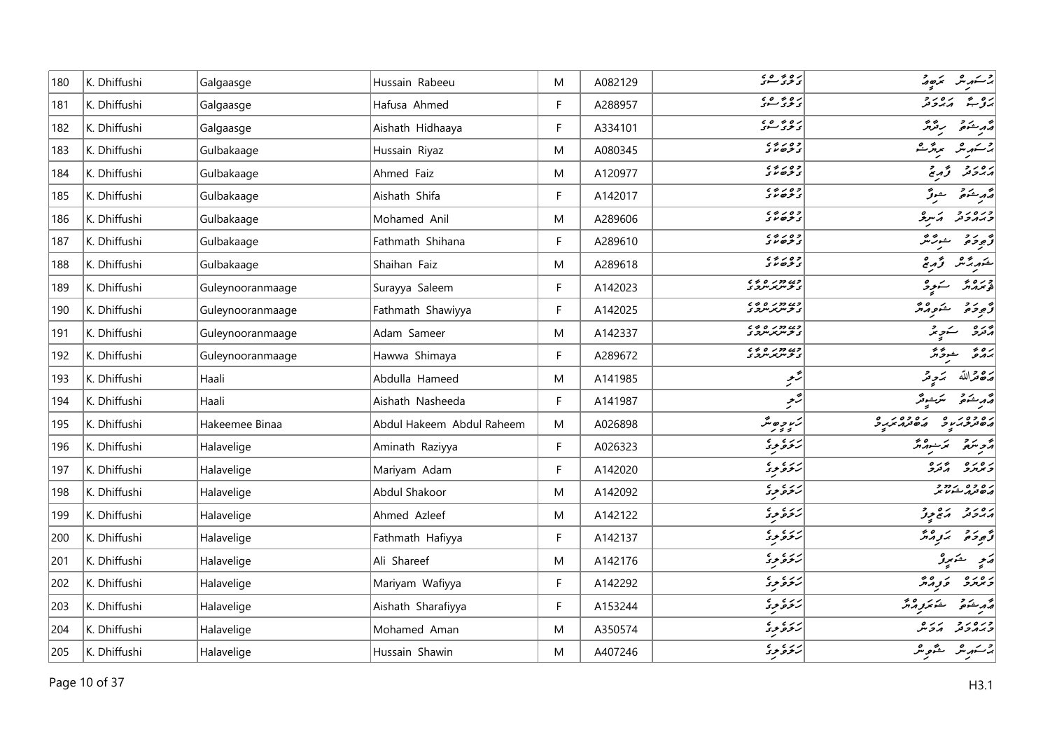| 180 | K. Dhiffushi | Galgaasge | Hussain Rabeeu | M | A082129 | ގަލްގާސްގެ | ހުސައިން ރަބީޢު |
|---|---|---|---|---|---|---|---|
| 181 | K. Dhiffushi | Galgaasge | Hafusa Ahmed | F | A288957 | ގަލްގާސްގެ | ހަފްސާ އަޙްމަދު |
| 182 | K. Dhiffushi | Galgaasge | Aishath Hidhaaya | F | A334101 | ގަލްގާސްގެ | އައިޝަތު ހިދާޔާ |
| 183 | K. Dhiffushi | Gulbakaage | Hussain Riyaz | M | A080345 | ގުލްބަކާގެ | ހުސައިން ރިޔާޒް |
| 184 | K. Dhiffushi | Gulbakaage | Ahmed Faiz | M | A120977 | ގުލްބަކާގެ | އަޙްމަދު ފާއިޒް |
| 185 | K. Dhiffushi | Gulbakaage | Aishath Shifa | F | A142017 | ގުލްބަކާގެ | އައިޝަތު ޝިފާ |
| 186 | K. Dhiffushi | Gulbakaage | Mohamed Anil | M | A289606 | ގުލްބަކާގެ | މުޙައްމަދު އަނިލް |
| 187 | K. Dhiffushi | Gulbakaage | Fathmath Shihana | F | A289610 | ގުލްބަކާގެ | ފާތިމަތު ޝިހާނާ |
| 188 | K. Dhiffushi | Gulbakaage | Shaihan Faiz | M | A289618 | ގުލްބަކާގެ | ޝައިހާން ފާއިޒް |
| 189 | K. Dhiffushi | Guleynooranmaage | Surayya Saleem | F | A142023 | ގުލޭނޫރަންމާގެ | ސުރައްޔާ ސަލީމް |
| 190 | K. Dhiffushi | Guleynooranmaage | Fathmath Shawiyya | F | A142025 | ގުލޭނޫރަންމާގެ | ފާތިމަތު ޝަވިއްޔާ |
| 191 | K. Dhiffushi | Guleynooranmaage | Adam Sameer | M | A142337 | ގުލޭނޫރަންމާގެ | އާދަމް ސަމީރު |
| 192 | K. Dhiffushi | Guleynooranmaage | Hawwa Shimaya | F | A289672 | ގުލޭނޫރަންމާގެ | ހައްވާ ޝިމާޔާ |
| 193 | K. Dhiffushi | Haali | Abdulla Hameed | M | A141985 | ހާލި | އަބްދުﷲ ހަމީދު |
| 194 | K. Dhiffushi | Haali | Aishath Nasheeda | F | A141987 | ހާލި | އައިޝަތު ނަޝީދާ |
| 195 | K. Dhiffushi | Hakeemee Binaa | Abdul Hakeem Abdul Raheem | M | A026898 | ހަކީމީބިނާ | އަބްދުލްހަކީމް އަބްދުއްރަޙީމް |
| 196 | K. Dhiffushi | Halavelige | Aminath Raziyya | F | A026323 | ހަލަވެލިގެ | އާމިނަތު ރަޒިއްޔާ |
| 197 | K. Dhiffushi | Halavelige | Mariyam Adam | F | A142020 | ހަލަވެލިގެ | މަރިޔަމް އާދަމް |
| 198 | K. Dhiffushi | Halavelige | Abdul Shakoor | M | A142092 | ހަލަވެލިގެ | އަބްދުއްޝަކޫރު |
| 199 | K. Dhiffushi | Halavelige | Ahmed Azleef | M | A142122 | ހަލަވެލިގެ | އަޙްމަދު އަޒްލީފު |
| 200 | K. Dhiffushi | Halavelige | Fathmath Hafiyya | F | A142137 | ހަލަވެލިގެ | ފާތިމަތު ހަފިއްޔާ |
| 201 | K. Dhiffushi | Halavelige | Ali Shareef | M | A142176 | ހަލަވެލިގެ | އަލި ޝަރީފު |
| 202 | K. Dhiffushi | Halavelige | Mariyam Wafiyya | F | A142292 | ހަލަވެލިގެ | މަރިޔަމް ވަފިއްޔާ |
| 203 | K. Dhiffushi | Halavelige | Aishath Sharafiyya | F | A153244 | ހަލަވެލިގެ | އައިޝަތު ޝަރަފިއްޔާ |
| 204 | K. Dhiffushi | Halavelige | Mohamed Aman | M | A350574 | ހަލަވެލިގެ | މުޙައްމަދު އަމަން |
| 205 | K. Dhiffushi | Halavelige | Hussain Shawin | M | A407246 | ހަލަވެލިގެ | ހުސައިން ޝާވިން |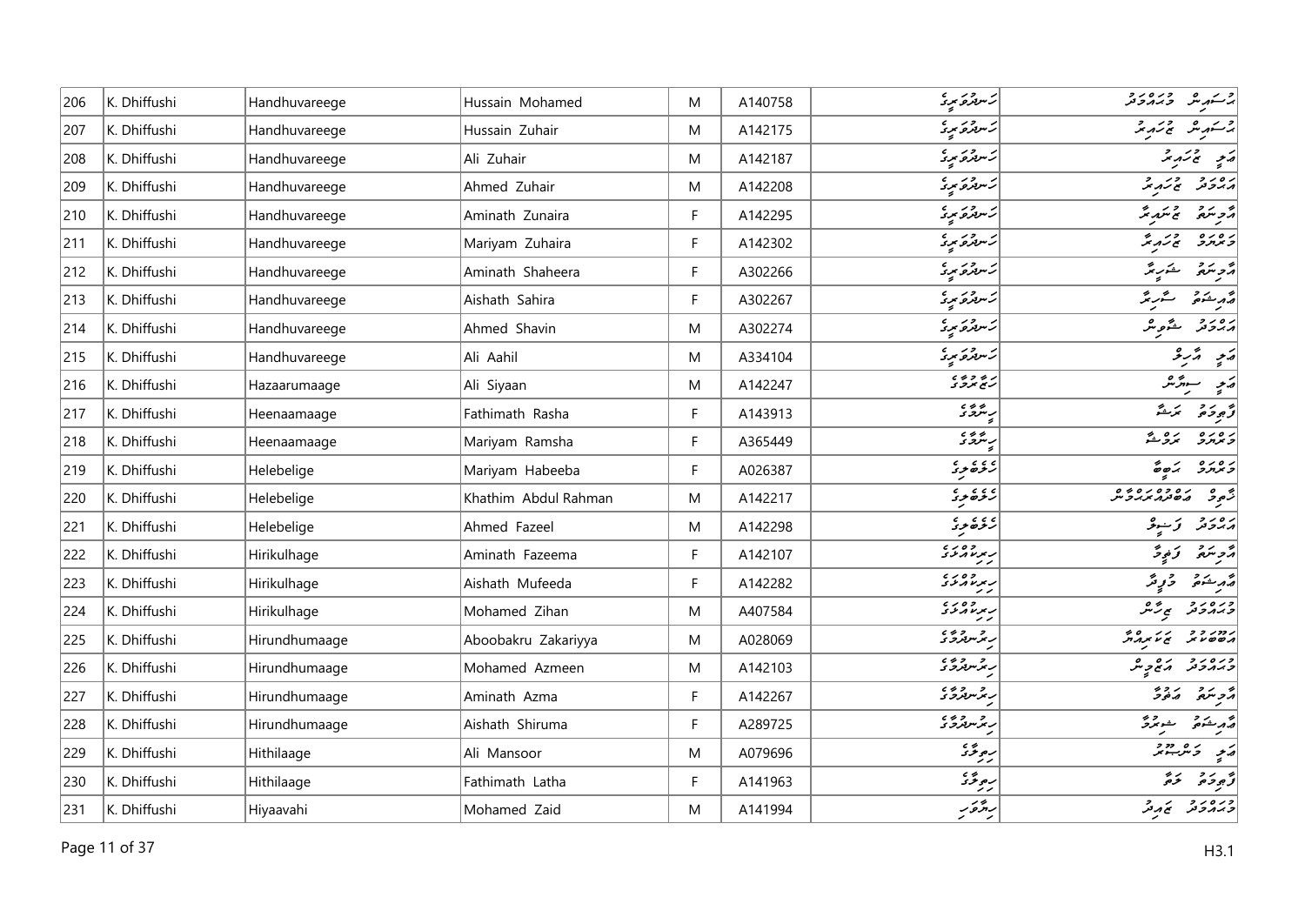| 206 | K. Dhiffushi | Handhuvareege | Hussain Mohamed | M | A140758 | ހަނދުވަރީގެ | ހުސައިން މުހައްމަދު |
|---|---|---|---|---|---|---|---|
| 207 | K. Dhiffushi | Handhuvareege | Hussain Zuhair | M | A142175 | ހަނދުވަރީގެ | ހުސައިން ޒުހައިރު |
| 208 | K. Dhiffushi | Handhuvareege | Ali Zuhair | M | A142187 | ހަނދުވަރީގެ | އަލި ޒުހައިރު |
| 209 | K. Dhiffushi | Handhuvareege | Ahmed Zuhair | M | A142208 | ހަނދުވަރީގެ | އަހްމަދު ޒުހައިރު |
| 210 | K. Dhiffushi | Handhuvareege | Aminath Zunaira | F | A142295 | ހަނދުވަރީގެ | އާމިނަތު ޒުނައިރާ |
| 211 | K. Dhiffushi | Handhuvareege | Mariyam Zuhaira | F | A142302 | ހަނދުވަރީގެ | މަރިޔަމް ޒުހައިރާ |
| 212 | K. Dhiffushi | Handhuvareege | Aminath Shaheera | F | A302266 | ހަނދުވަރީގެ | އާމިނަތު ޝަހީރާ |
| 213 | K. Dhiffushi | Handhuvareege | Aishath Sahira | F | A302267 | ހަނދުވަރީގެ | އައިޝަތު ސާހިރާ |
| 214 | K. Dhiffushi | Handhuvareege | Ahmed Shavin | M | A302274 | ހަނދުވަރީގެ | އަހްމަދު ޝާވިން |
| 215 | K. Dhiffushi | Handhuvareege | Ali Aahil | M | A334104 | ހަނދުވަރީގެ | އަލި އާހިލް |
| 216 | K. Dhiffushi | Hazaarumaage | Ali Siyaan | M | A142247 | ހަޒާރުމާގެ | އަލި ސިޔާން |
| 217 | K. Dhiffushi | Heenaamaage | Fathimath Rasha | F | A143913 | ހީނާމާގެ | ފާތިމަތު ރަޝާ |
| 218 | K. Dhiffushi | Heenaamaage | Mariyam Ramsha | F | A365449 | ހީނާމާގެ | މަރިޔަމް ރަމްޝާ |
| 219 | K. Dhiffushi | Helebelige | Mariyam Habeeba | F | A026387 | ހެލެބެލިގެ | މަރިޔަމް ހަބީބާ |
| 220 | K. Dhiffushi | Helebelige | Khathim Abdul Rahman | M | A142217 | ހެލެބެލިގެ | ޚާތިމް އަބްދުއްރަޙްމާން |
| 221 | K. Dhiffushi | Helebelige | Ahmed Fazeel | M | A142298 | ހެލެބެލިގެ | އަހްމަދު ފަޟީލު |
| 222 | K. Dhiffushi | Hirikulhage | Aminath Fazeema | F | A142107 | ހިރިކުޅަގެ | އާމިނަތު ފަޒީމާ |
| 223 | K. Dhiffushi | Hirikulhage | Aishath Mufeeda | F | A142282 | ހިރިކުޅަގެ | އައިޝަތު މުފީދާ |
| 224 | K. Dhiffushi | Hirikulhage | Mohamed Zihan | M | A407584 | ހިރިކުޅަގެ | މުހައްމަދު ޒިހާން |
| 225 | K. Dhiffushi | Hirundhumaage | Aboobakru Zakariyya | M | A028069 | ހިރުނދުމާގެ | އަބޫބަކުރު ޒަކަރިއްޔާ |
| 226 | K. Dhiffushi | Hirundhumaage | Mohamed Azmeen | M | A142103 | ހިރުނދުމާގެ | މުހައްމަދު އަޒްމީން |
| 227 | K. Dhiffushi | Hirundhumaage | Aminath Azma | F | A142267 | ހިރުނދުމާގެ | އާމިނަތު އަޒްމާ |
| 228 | K. Dhiffushi | Hirundhumaage | Aishath Shiruma | F | A289725 | ހިރުނދުމާގެ | އައިޝަތު ޝިރުމާ |
| 229 | K. Dhiffushi | Hithilaage | Ali Mansoor | M | A079696 | ހިތިލާގެ | އަލި މަންސޫރު |
| 230 | K. Dhiffushi | Hithilaage | Fathimath Latha | F | A141963 | ހިތިލާގެ | ފާތިމަތު ލަތާ |
| 231 | K. Dhiffushi | Hiyaavahi | Mohamed Zaid | M | A141994 | ހިޔާވަހި | މުހައްމަދު ޒައިދު |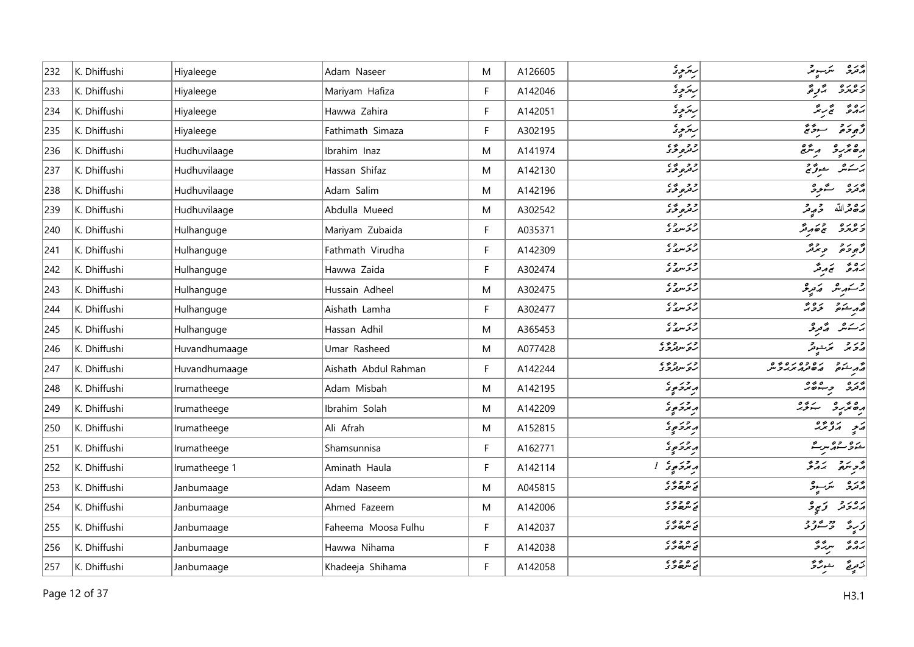| 232 | K. Dhiffushi | Hiyaleege | Adam Naseer | M | A126605 | ހިޔަލީގެ | އާދަމް ނަސީރު |
|---|---|---|---|---|---|---|---|
| 233 | K. Dhiffushi | Hiyaleege | Mariyam Hafiza | F | A142046 | ހިޔަލީގެ | މަރިޔަމް ހާފިޒާ |
| 234 | K. Dhiffushi | Hiyaleege | Hawwa Zahira | F | A142051 | ހިޔަލީގެ | ހައްވާ ޒާހިރާ |
| 235 | K. Dhiffushi | Hiyaleege | Fathimath Simaza | F | A302195 | ހިޔަލީގެ | ފާތިމަތު ސިމާޒާ |
| 236 | K. Dhiffushi | Hudhuvilaage | Ibrahim Inaz | M | A141974 | ހުދުވިލާގެ | އިބްރާހީމް އިނާޒް |
| 237 | K. Dhiffushi | Hudhuvilaage | Hassan Shifaz | M | A142130 | ހުދުވިލާގެ | ހަސަން ޝިފާޒް |
| 238 | K. Dhiffushi | Hudhuvilaage | Adam Salim | M | A142196 | ހުދުވިލާގެ | އާދަމް ސާލިމް |
| 239 | K. Dhiffushi | Hudhuvilaage | Abdulla Mueed | M | A302542 | ހުދުވިލާގެ | އަބްދުﷲ މުޢީދު |
| 240 | K. Dhiffushi | Hulhanguge | Mariyam Zubaida | F | A035371 | ހުޅަނގުގެ | މަރިޔަމް ޒުބައިދާ |
| 241 | K. Dhiffushi | Hulhanguge | Fathmath Virudha | F | A142309 | ހުޅަނގުގެ | ފާތިމަތު ވިރުދާ |
| 242 | K. Dhiffushi | Hulhanguge | Hawwa Zaida | F | A302474 | ހުޅަނގުގެ | ހައްވާ ޒާއިދާ |
| 243 | K. Dhiffushi | Hulhanguge | Hussain Adheel | M | A302475 | ހުޅަނގުގެ | ހުސައިން އަދީލް |
| 244 | K. Dhiffushi | Hulhanguge | Aishath Lamha | F | A302477 | ހުޅަނގުގެ | އާއިޝަތު ލަމްހާ |
| 245 | K. Dhiffushi | Hulhanguge | Hassan Adhil | M | A365453 | ހުޅަނގުގެ | ހަސަން އާދިލް |
| 246 | K. Dhiffushi | Huvandhumaage | Umar Rasheed | M | A077428 | ހުވަނދުމާގެ | ޢުމަރު ރަޝީދު |
| 247 | K. Dhiffushi | Huvandhumaage | Aishath Abdul Rahman | F | A142244 | ހުވަނދުމާގެ | އާއިޝަތު އަބްދުއްރަޙްމާން |
| 248 | K. Dhiffushi | Irumatheege | Adam Misbah | M | A142195 | އިރުމަތީގެ | އާދަމް މިސްބާހު |
| 249 | K. Dhiffushi | Irumatheege | Ibrahim Solah | M | A142209 | އިރުމަތީގެ | އިބްރާހީމް ސަލާހު |
| 250 | K. Dhiffushi | Irumatheege | Ali Afrah | M | A152815 | އިރުމަތީގެ | އަލި އަފްރާހު |
| 251 | K. Dhiffushi | Irumatheege | Shamsunnisa | F | A162771 | އިރުމަތީގެ | ޝަމްސުންނިސާ |
| 252 | K. Dhiffushi | Irumatheege 1 | Aminath Haula | F | A142114 | އިރުމަތީގެ 1 | އާމިނަތު ހައުލާ |
| 253 | K. Dhiffushi | Janbumaage | Adam Naseem | M | A045815 | ޖަންބުމާގެ | އާދަމް ނަސީމް |
| 254 | K. Dhiffushi | Janbumaage | Ahmed Fazeem | M | A142006 | ޖަންބުމާގެ | އަހުމަދު ފަޒީމް |
| 255 | K. Dhiffushi | Janbumaage | Faheema Moosa Fulhu | F | A142037 | ޖަންބުމާގެ | ފަހީމާ މޫސާފުޅު |
| 256 | K. Dhiffushi | Janbumaage | Hawwa Nihama | F | A142038 | ޖަންބުމާގެ | ހައްވާ ނިހާމާ |
| 257 | K. Dhiffushi | Janbumaage | Khadeeja Shihama | F | A142058 | ޖަންބުމާގެ | ޚަދީޖާ ޝިހާމާ |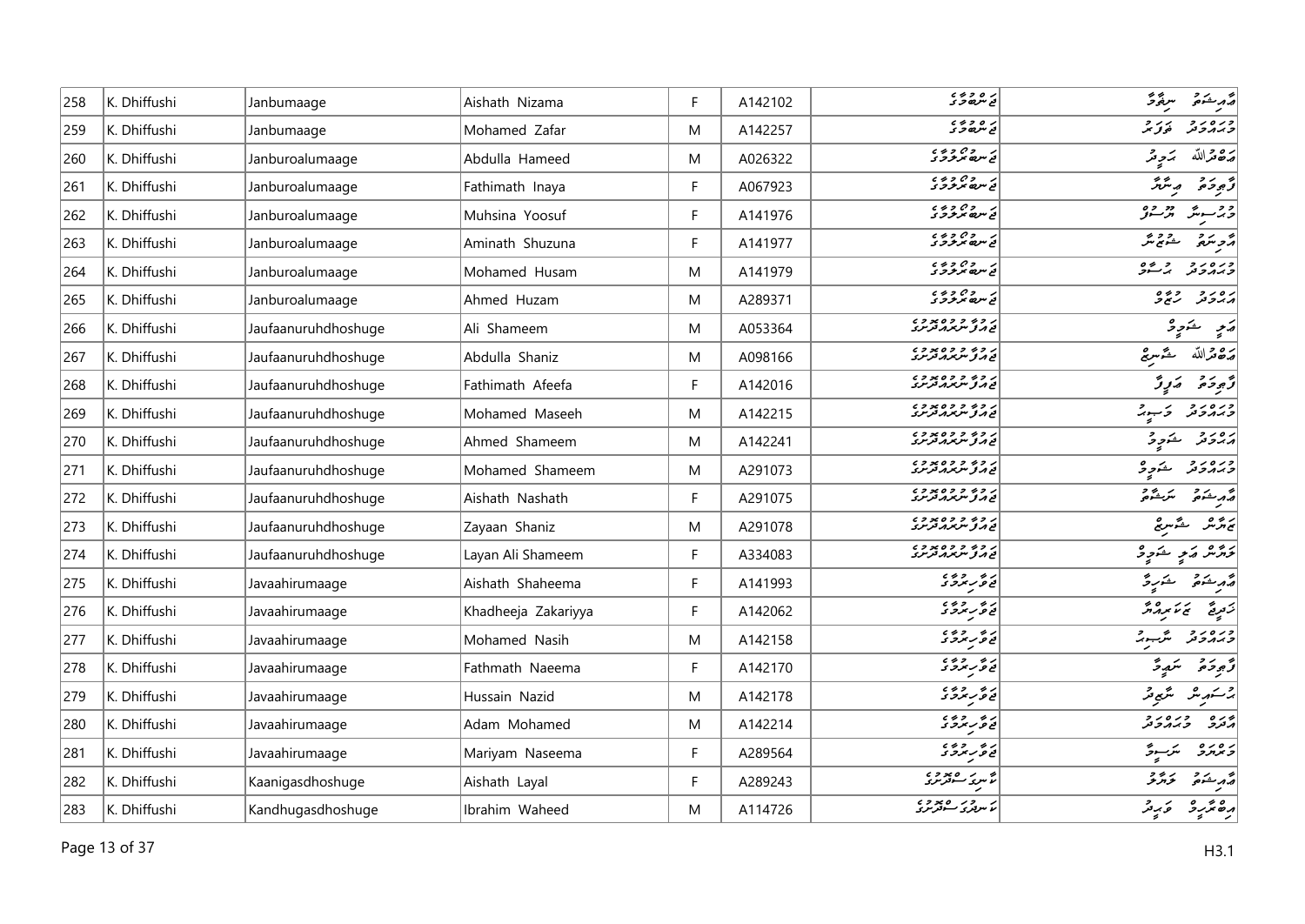| 258 | K. Dhiffushi | Janbumaage | Aishath Nizama | F | A142102 | ޖަންބުމާގެ | އައިޝަތު ނިޒާމާ |
|---|---|---|---|---|---|---|---|
| 259 | K. Dhiffushi | Janbumaage | Mohamed Zafar | M | A142257 | ޖަންބުމާގެ | މުހައްމަދު ޒަފަރު |
| 260 | K. Dhiffushi | Janburoalumaage | Abdulla Hameed | M | A026322 | ޖަނބުރޯޅުމާގެ | އަބްދުﷲ ހަމީދު |
| 261 | K. Dhiffushi | Janburoalumaage | Fathimath Inaya | F | A067923 | ޖަނބުރޯޅުމާގެ | ފާތިމަތު އިނާޔާ |
| 262 | K. Dhiffushi | Janburoalumaage | Muhsina Yoosuf | F | A141976 | ޖަނބުރޯޅުމާގެ | މުޙްސިނާ ޔޫސުފް |
| 263 | K. Dhiffushi | Janburoalumaage | Aminath Shuzuna | F | A141977 | ޖަނބުރޯޅުމާގެ | އާމިނަތު ޝުޒުނާ |
| 264 | K. Dhiffushi | Janburoalumaage | Mohamed Husam | M | A141979 | ޖަނބުރޯޅުމާގެ | މުހައްމަދު ހުސާމް |
| 265 | K. Dhiffushi | Janburoalumaage | Ahmed Huzam | M | A289371 | ޖަނބުރޯޅުމާގެ | އަހްމަދު ހުޒާމް |
| 266 | K. Dhiffushi | Jaufaanuruhdhoshuge | Ali Shameem | M | A053364 | ޖައުފާނުރުއްދޯށުގެ | އަލި ޝަމީމް |
| 267 | K. Dhiffushi | Jaufaanuruhdhoshuge | Abdulla Shaniz | M | A098166 | ޖައުފާނުރުއްދޯށުގެ | އަބްދުﷲ ޝާނިޒް |
| 268 | K. Dhiffushi | Jaufaanuruhdhoshuge | Fathimath Afeefa | F | A142016 | ޖައުފާނުރުއްދޯށުގެ | ފާތިމަތު އަފީފާ |
| 269 | K. Dhiffushi | Jaufaanuruhdhoshuge | Mohamed Maseeh | M | A142215 | ޖައުފާނުރުއްދޯށުގެ | މުހައްމަދު މަސީހު |
| 270 | K. Dhiffushi | Jaufaanuruhdhoshuge | Ahmed Shameem | M | A142241 | ޖައުފާނުރުއްދޯށުގެ | އަހްމަދު ޝަމީމް |
| 271 | K. Dhiffushi | Jaufaanuruhdhoshuge | Mohamed Shameem | M | A291073 | ޖައުފާނުރުއްދޯށުގެ | މުހައްމަދު ޝަމީމް |
| 272 | K. Dhiffushi | Jaufaanuruhdhoshuge | Aishath Nashath | F | A291075 | ޖައުފާނުރުއްދޯށުގެ | އައިޝަތު ނަޝާތު |
| 273 | K. Dhiffushi | Jaufaanuruhdhoshuge | Zayaan Shaniz | M | A291078 | ޖައުފާނުރުއްދޯށުގެ | ޒަޔާން ޝާނިޒް |
| 274 | K. Dhiffushi | Jaufaanuruhdhoshuge | Layan Ali Shameem | F | A334083 | ޖައުފާނުރުއްދޯށުގެ | ލަޔާން އަލި ޝަމީމް |
| 275 | K. Dhiffushi | Javaahirumaage | Aishath Shaheema | F | A141993 | ޖަވާހިރުމާގެ | އައިޝަތު ޝަހީމާ |
| 276 | K. Dhiffushi | Javaahirumaage | Khadheeja Zakariyya | F | A142062 | ޖަވާހިރުމާގެ | ހަދީޖާ ޒަކަރިއްޔާ |
| 277 | K. Dhiffushi | Javaahirumaage | Mohamed Nasih | M | A142158 | ޖަވާހިރުމާގެ | މުހައްމަދު ނާސިހު |
| 278 | K. Dhiffushi | Javaahirumaage | Fathmath Naeema | F | A142170 | ޖަވާހިރުމާގެ | ފާތިމަތު ނައީމާ |
| 279 | K. Dhiffushi | Javaahirumaage | Hussain Nazid | M | A142178 | ޖަވާހިރުމާގެ | ހުސައިން ނާޒިދު |
| 280 | K. Dhiffushi | Javaahirumaage | Adam Mohamed | M | A142214 | ޖަވާހިރުމާގެ | އާދަމް މުހައްމަދު |
| 281 | K. Dhiffushi | Javaahirumaage | Mariyam Naseema | F | A289564 | ޖަވާހިރުމާގެ | މަރިޔަމް ނަސީމާ |
| 282 | K. Dhiffushi | Kaanigasdhoshuge | Aishath Layal | F | A289243 | ކާނިގަސްދޮށުގެ | އައިޝަތު ލަޔާލް |
| 283 | K. Dhiffushi | Kandhugasdhoshuge | Ibrahim Waheed | M | A114726 | ކަނދުގަސްދޮށުގެ | އިބްރާހީމް ވަހީދު |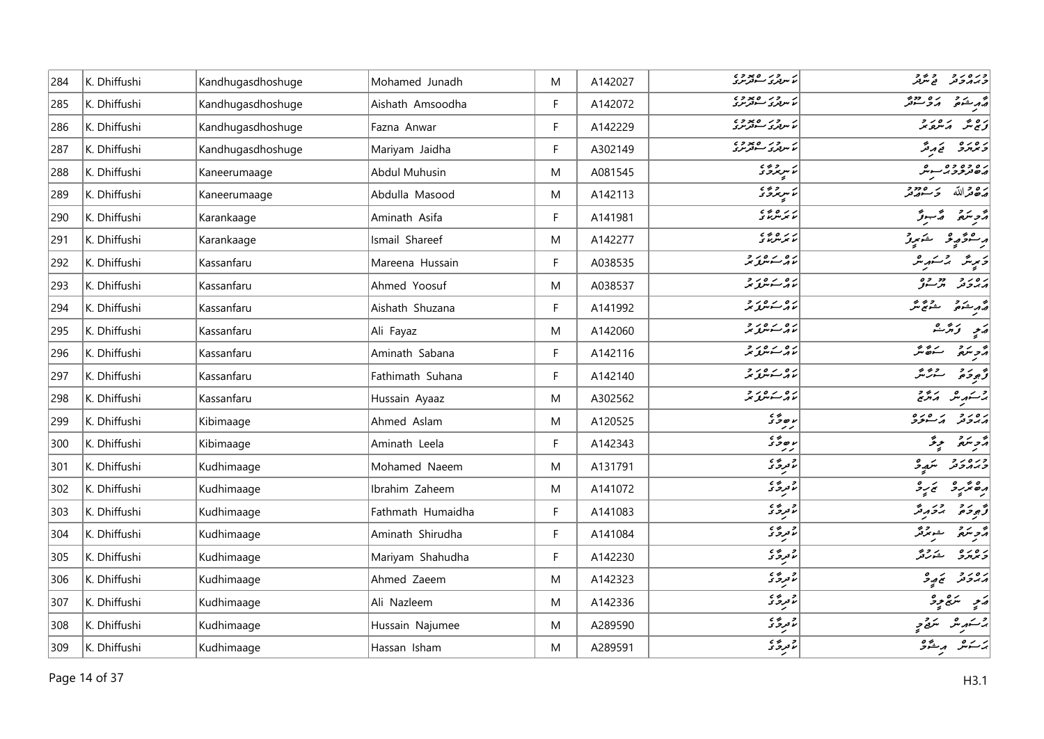| 284 | K. Dhiffushi | Kandhugasdhoshuge | Mohamed Junadh | M | A142027 | ކަނދުގަސްދޮށުގެ | މުހައްމަދު ޖުނާދު |
|---|---|---|---|---|---|---|---|
| 285 | K. Dhiffushi | Kandhugasdhoshuge | Aishath Amsoodha | F | A142072 | ކަނދުގަސްދޮށުގެ | އައިޝަތު އަމްސޫދާ |
| 286 | K. Dhiffushi | Kandhugasdhoshuge | Fazna Anwar | F | A142229 | ކަނދުގަސްދޮށުގެ | ފަޒްނާ އަންވަރު |
| 287 | K. Dhiffushi | Kandhugasdhoshuge | Mariyam Jaidha | F | A302149 | ކަނދުގަސްދޮށުގެ | މަރިޔަމް ޖައިދާ |
| 288 | K. Dhiffushi | Kaneerumaage | Abdul Muhusin | M | A081545 | ކަނީރުމާގެ | އަބްދުލްމުހުސިން |
| 289 | K. Dhiffushi | Kaneerumaage | Abdulla Masood | M | A142113 | ކަނީރުމާގެ | އަބްދުﷲ މަސްޢޫދު |
| 290 | K. Dhiffushi | Karankaage | Aminath Asifa | F | A141981 | ކަރަންކާގެ | އާމިނަތު އާސިފާ |
| 291 | K. Dhiffushi | Karankaage | Ismail Shareef | M | A142277 | ކަރަންކާގެ | އިސްމާއީލް ޝަރީފު |
| 292 | K. Dhiffushi | Kassanfaru | Mareena Hussain | F | A038535 | ކައްސަންފަރު | މަރީނާ ހުސައިން |
| 293 | K. Dhiffushi | Kassanfaru | Ahmed Yoosuf | M | A038537 | ކައްސަންފަރު | އަހްމަދު ޔޫސުފް |
| 294 | K. Dhiffushi | Kassanfaru | Aishath Shuzana | F | A141992 | ކައްސަންފަރު | އައިޝަތު ޝުޒާނާ |
| 295 | K. Dhiffushi | Kassanfaru | Ali Fayaz | M | A142060 | ކައްސަންފަރު | އަލި ފައްޔާޒް |
| 296 | K. Dhiffushi | Kassanfaru | Aminath Sabana | F | A142116 | ކައްސަންފަރު | އާމިނަތު ސަބާނާ |
| 297 | K. Dhiffushi | Kassanfaru | Fathimath Suhana | F | A142140 | ކައްސަންފަރު | ފާތިމަތު ސުހާނާ |
| 298 | K. Dhiffushi | Kassanfaru | Hussain Ayaaz | M | A302562 | ކައްސަންފަރު | ހުސައިން އަޔާޒް |
| 299 | K. Dhiffushi | Kibimaage | Ahmed Aslam | M | A120525 | ކިބިމާގެ | އަހްމަދު އަސްލަމް |
| 300 | K. Dhiffushi | Kibimaage | Aminath Leela | F | A142343 | ކިބިމާގެ | އާމިނަތު ލީލާ |
| 301 | K. Dhiffushi | Kudhimaage | Mohamed Naeem | M | A131791 | ކުދިމާގެ | މުހައްމަދު ނައީމް |
| 302 | K. Dhiffushi | Kudhimaage | Ibrahim Zaheem | M | A141072 | ކުދިމާގެ | އިބްރާހީމް ޒަހީމް |
| 303 | K. Dhiffushi | Kudhimaage | Fathmath Humaidha | F | A141083 | ކުދިމާގެ | ފާތިމަތު ހުމައިދާ |
| 304 | K. Dhiffushi | Kudhimaage | Aminath Shirudha | F | A141084 | ކުދިމާގެ | އާމިނަތު ޝިރުދާ |
| 305 | K. Dhiffushi | Kudhimaage | Mariyam Shahudha | F | A142230 | ކުދިމާގެ | މަރިޔަމް ޝަހުދާ |
| 306 | K. Dhiffushi | Kudhimaage | Ahmed Zaeem | M | A142323 | ކުދިމާގެ | އަހްމަދު ޒައީމް |
| 307 | K. Dhiffushi | Kudhimaage | Ali Nazleem | M | A142336 | ކުދިމާގެ | އަލި ނަޒްލީމް |
| 308 | K. Dhiffushi | Kudhimaage | Hussain Najumee | M | A289590 | ކުދިމާގެ | ހުސައިން ނަޖުމީ |
| 309 | K. Dhiffushi | Kudhimaage | Hassan Isham | M | A289591 | ކުދިމާގެ | ހަސަން އިޝާމް |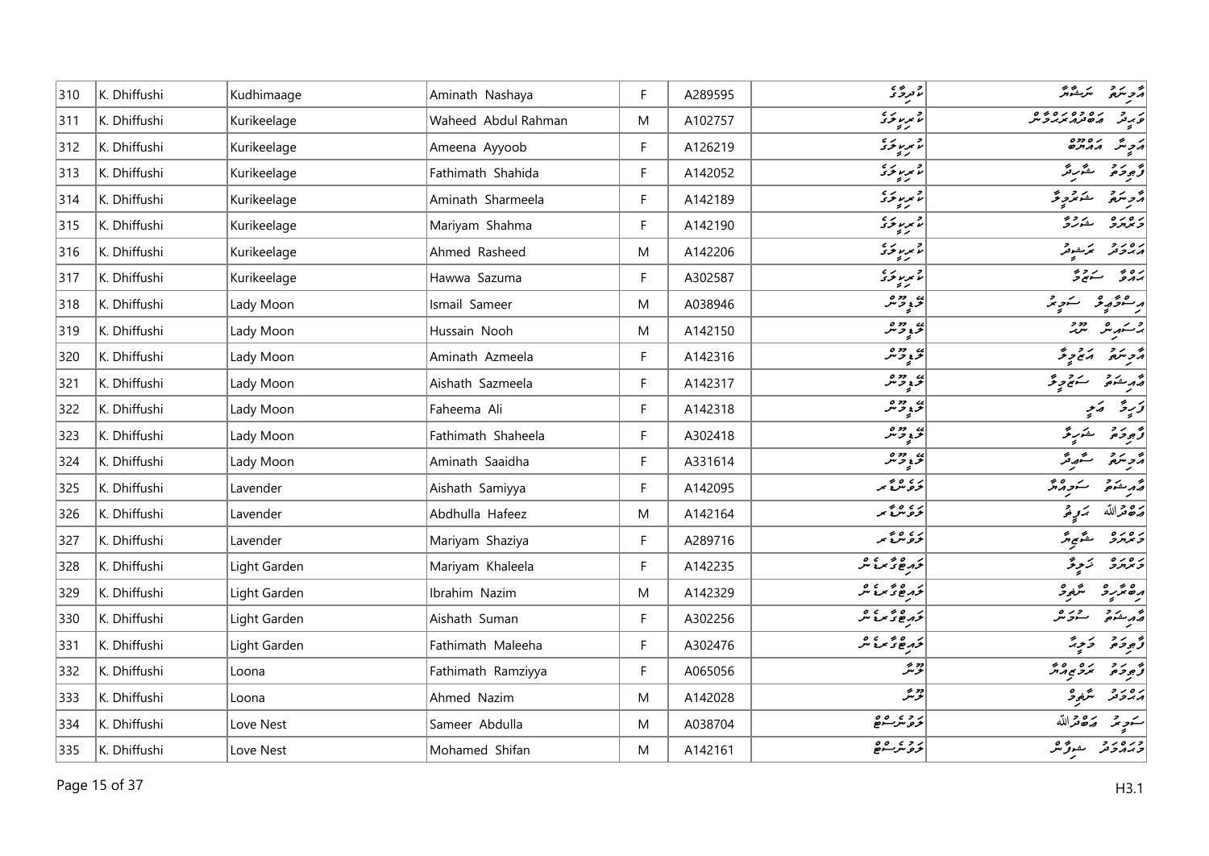| 310 | K. Dhiffushi | Kudhimaage | Aminath Nashaya | F | A289595 | ކުދިމާގެ | އާމިނަތު ނަޝާޔާ |
|---|---|---|---|---|---|---|---|
| 311 | K. Dhiffushi | Kurikeelage | Waheed Abdul Rahman | M | A102757 | ކުރިކީލަގެ | ވަހީދު އަބްދުއްރަޙްމާން |
| 312 | K. Dhiffushi | Kurikeelage | Ameena Ayyoob | F | A126219 | ކުރިކީލަގެ | އަމީނާ އައްޔޫބު |
| 313 | K. Dhiffushi | Kurikeelage | Fathimath Shahida | F | A142052 | ކުރިކީލަގެ | ފާތިމަތު ޝާހިދާ |
| 314 | K. Dhiffushi | Kurikeelage | Aminath Sharmeela | F | A142189 | ކުރިކީލަގެ | އާމިނަތު ޝަރްމީލާ |
| 315 | K. Dhiffushi | Kurikeelage | Mariyam Shahma | F | A142190 | ކުރިކީލަގެ | މަރިޔަމް ޝަހުމާ |
| 316 | K. Dhiffushi | Kurikeelage | Ahmed Rasheed | M | A142206 | ކުރިކީލަގެ | އަޙްމަދު ރަޝީދު |
| 317 | K. Dhiffushi | Kurikeelage | Hawwa Sazuma | F | A302587 | ކުރިކީލަގެ | ހައްވާ ސަޒުމާ |
| 318 | K. Dhiffushi | Lady Moon | Ismail Sameer | M | A038946 | ލޭޑީމޫން | އިސްމާޢީލު ސަމީރު |
| 319 | K. Dhiffushi | Lady Moon | Hussain Nooh | M | A142150 | ލޭޑީމޫން | ހުސައިން ނޫޙު |
| 320 | K. Dhiffushi | Lady Moon | Aminath Azmeela | F | A142316 | ލޭޑީމޫން | އާމިނަތު އަޒްމީލާ |
| 321 | K. Dhiffushi | Lady Moon | Aishath Sazmeela | F | A142317 | ލޭޑީމޫން | ޢާއިޝަތު ސަޒްމީލާ |
| 322 | K. Dhiffushi | Lady Moon | Faheema Ali | F | A142318 | ލޭޑީމޫން | ފަހީމާ ޢަލީ |
| 323 | K. Dhiffushi | Lady Moon | Fathimath Shaheela | F | A302418 | ލޭޑީމޫން | ފާތިމަތު ޝަހީލާ |
| 324 | K. Dhiffushi | Lady Moon | Aminath Saaidha | F | A331614 | ލޭޑީމޫން | އާމިނަތު ސާއިދާ |
| 325 | K. Dhiffushi | Lavender | Aishath Samiyya | F | A142095 | ލެވެންޑަރ | ޢާއިޝަތު ސަމިއްޔާ |
| 326 | K. Dhiffushi | Lavender | Abdhulla Hafeez | M | A142164 | ލެވެންޑަރ | އަބްދުالله ހަފީޒު |
| 327 | K. Dhiffushi | Lavender | Mariyam Shaziya | F | A289716 | ލެވެންޑަރ | މަރިޔަމް ޝާޒިޔާ |
| 328 | K. Dhiffushi | Light Garden | Mariyam Khaleela | F | A142235 | ލައިޓްގާރޑަން | މަރިޔަމް ޚަލީލާ |
| 329 | K. Dhiffushi | Light Garden | Ibrahim Nazim | M | A142329 | ލައިޓްގާރޑަން | އިބްރާހީމް ނާޒިމް |
| 330 | K. Dhiffushi | Light Garden | Aishath Suman | F | A302256 | ލައިޓްގާރޑަން | ޢާއިޝަތު ސުމަން |
| 331 | K. Dhiffushi | Light Garden | Fathimath Maleeha | F | A302476 | ލައިޓްގާރޑަން | ފާތިމަތު މަލީހާ |
| 332 | K. Dhiffushi | Loona | Fathimath Ramziyya | F | A065056 | ލޫނާ | ފާތިމަތު ރަމްޒިއްޔާ |
| 333 | K. Dhiffushi | Loona | Ahmed Nazim | M | A142028 | ލޫނާ | އަޙްމަދު ނާޒިމް |
| 334 | K. Dhiffushi | Love Nest | Sameer Abdulla | M | A038704 | ލަވްނެސްޓް | ސަމީރު އަބްދުالله |
| 335 | K. Dhiffushi | Love Nest | Mohamed Shifan | M | A142161 | ލަވްނެސްޓް | މުޙައްމަދު ޝިފާން |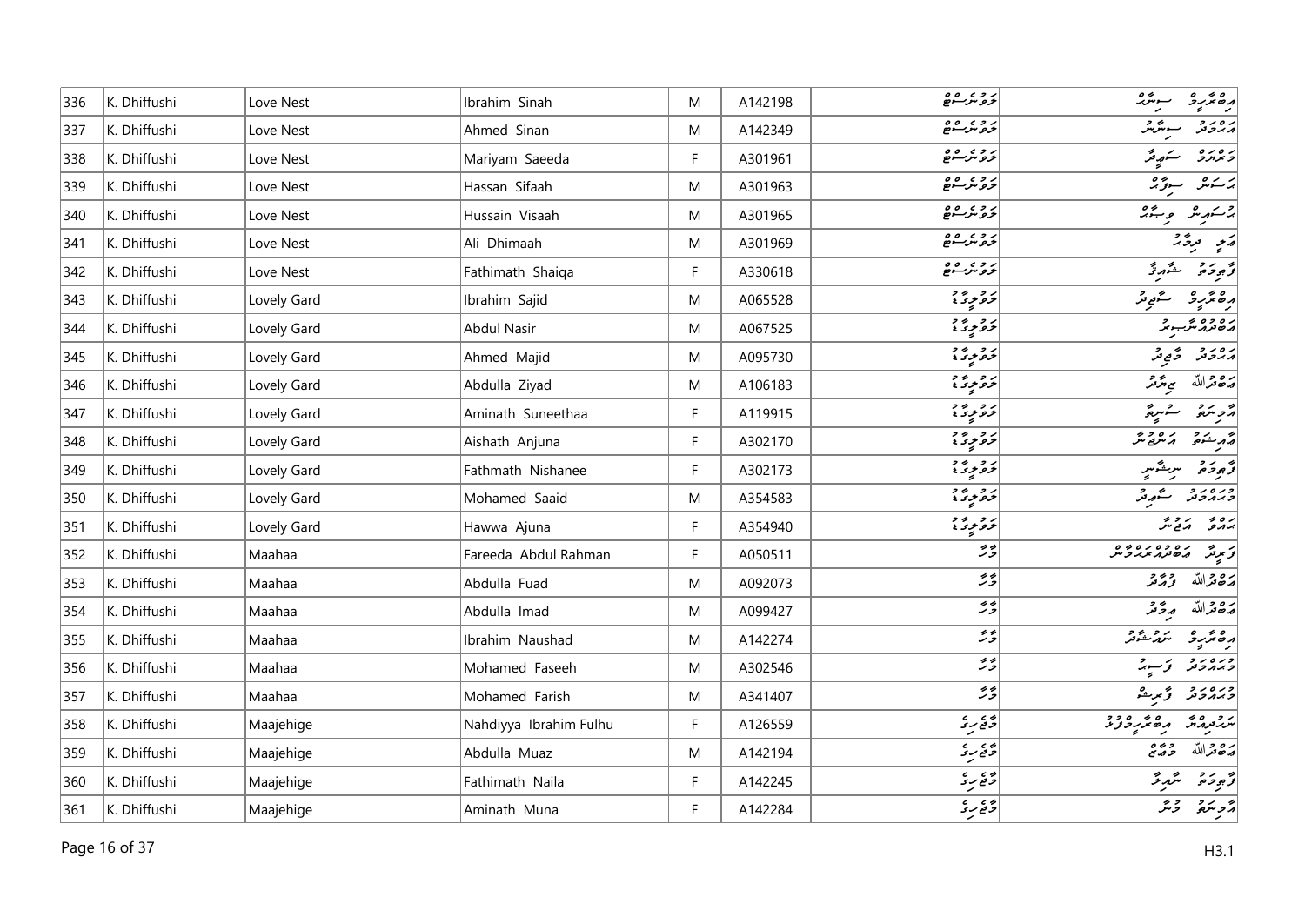| 336 | K. Dhiffushi | Love Nest | Ibrahim Sinah | M | A142198 | ލަވްނެސްޓް | އިބްރާހީމް ސިނާހް |
|---|---|---|---|---|---|---|---|
| 337 | K. Dhiffushi | Love Nest | Ahmed Sinan | M | A142349 | ލަވްނެސްޓް | އަޙްމަދު ސިނާން |
| 338 | K. Dhiffushi | Love Nest | Mariyam Saeeda | F | A301961 | ލަވްނެސްޓް | މަރްޔަމް ސަޢީދާ |
| 339 | K. Dhiffushi | Love Nest | Hassan Sifaah | M | A301963 | ލަވްނެސްޓް | ހަސަން ސިފާހް |
| 340 | K. Dhiffushi | Love Nest | Hussain Visaah | M | A301965 | ލަވްނެސްޓް | ހުސައިން ވިސާހް |
| 341 | K. Dhiffushi | Love Nest | Ali Dhimaah | M | A301969 | ލަވްނެސްޓް | ޢަލީ ދިމާހް |
| 342 | K. Dhiffushi | Love Nest | Fathimath Shaiqa | F | A330618 | ލަވްނެސްޓް | ފާތިމަތު ޝާއިޤާ |
| 343 | K. Dhiffushi | Lovely Gard | Ibrahim Sajid | M | A065528 | ލަވްލީގާޑް | އިބްރާހީމް ސާޖިދު |
| 344 | K. Dhiffushi | Lovely Gard | Abdul Nasir | M | A067525 | ލަވްލީގާޑް | ޢަބްދުއްނާޞިރު |
| 345 | K. Dhiffushi | Lovely Gard | Ahmed Majid | M | A095730 | ލަވްލީގާޑް | އަޙްމަދު މާޖިދު |
| 346 | K. Dhiffushi | Lovely Gard | Abdulla Ziyad | M | A106183 | ލަވްލީގާޑް | ޢަބްދުﷲ ޒިޔާދު |
| 347 | K. Dhiffushi | Lovely Gard | Aminath Suneethaa | F | A119915 | ލަވްލީގާޑް | އާމިނަތު ސުނީތާ |
| 348 | K. Dhiffushi | Lovely Gard | Aishath Anjuna | F | A302170 | ލަވްލީގާޑް | ޢާއިޝަތު އަންޖުނާ |
| 349 | K. Dhiffushi | Lovely Gard | Fathmath Nishanee | F | A302173 | ލަވްލީގާޑް | ފާތިމަތު ނިޝާނީ |
| 350 | K. Dhiffushi | Lovely Gard | Mohamed Saaid | M | A354583 | ލަވްލީގާޑް | މުޙައްމަދު ސާއިދު |
| 351 | K. Dhiffushi | Lovely Gard | Hawwa Ajuna | F | A354940 | ލަވްލީގާޑް | ޙައްވާ އަޖުނާ |
| 352 | K. Dhiffushi | Maahaa | Fareeda Abdul Rahman | F | A050511 | މާހާ | ފަރީދާ ޢަބްދުއްރަޙްމާން |
| 353 | K. Dhiffushi | Maahaa | Abdulla Fuad | M | A092073 | މާހާ | ޢަބްދުﷲ ފުއާދު |
| 354 | K. Dhiffushi | Maahaa | Abdulla Imad | M | A099427 | މާހާ | ޢަބްދުﷲ ޢިމާދު |
| 355 | K. Dhiffushi | Maahaa | Ibrahim Naushad | M | A142274 | މާހާ | އިބްރާހީމް ނައުޝާދު |
| 356 | K. Dhiffushi | Maahaa | Mohamed Faseeh | M | A302546 | މާހާ | މުޙައްމަދު ފަޞީޙު |
| 357 | K. Dhiffushi | Maahaa | Mohamed Farish | M | A341407 | މާހާ | މުޙައްމަދު ފާރިޝް |
| 358 | K. Dhiffushi | Maajehige | Nahdiyya Ibrahim Fulhu | F | A126559 | މާޖެހިގެ | ނަހްދިއްޔާ އިބްރާހީމްފުޅު |
| 359 | K. Dhiffushi | Maajehige | Abdulla Muaz | M | A142194 | މާޖެހިގެ | ޢަބްދުﷲ މުޢާޒު |
| 360 | K. Dhiffushi | Maajehige | Fathimath Naila | F | A142245 | މާޖެހިގެ | ފާތިމަތު ނާއިލާ |
| 361 | K. Dhiffushi | Maajehige | Aminath Muna | F | A142284 | މާޖެހިގެ | އާމިނަތު މުނާ |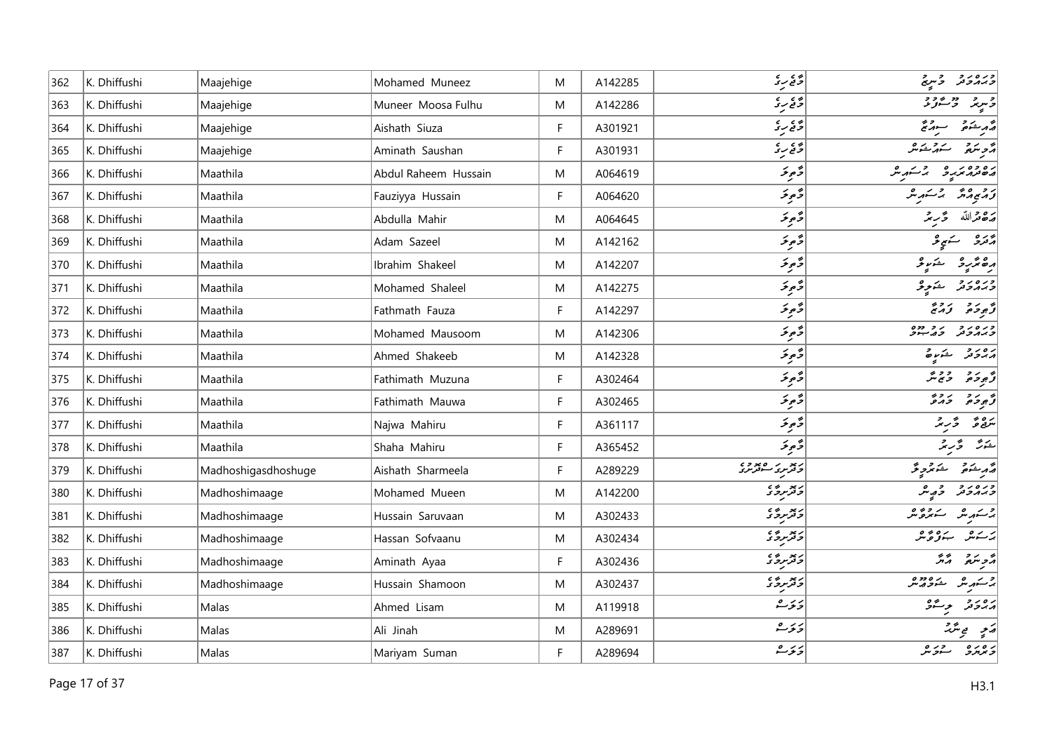| 362 | K. Dhiffushi | Maajehige | Mohamed Muneez | M | A142285 | ڗَجِرِی | ورەرو وسرچ |
|---|---|---|---|---|---|---|---|
| 363 | K. Dhiffushi | Maajehige | Muneer Moosa Fulhu | M | A142286 | ڗَجِرِی | وسرپر وحسترو |
| 364 | K. Dhiffushi | Maajehige | Aishath Siuza | F | A301921 | ڗَجِرِی | مەرشىق سىرقى |
| 365 | K. Dhiffushi | Maajehige | Aminath Saushan | F | A301931 | ڗَجِرِی | مەرسىق سىرمىشەسىر |
| 366 | K. Dhiffushi | Maathila | Abdul Raheem Hussain | M | A064619 | ڗَمِوَ | مەھىرمەبرىرو برستەرىر |
| 367 | K. Dhiffushi | Maathila | Fauziyya Hussain | F | A064620 | ڗَمِوَ | زەرىمەمە برستەرىر |
| 368 | K. Dhiffushi | Maathila | Abdulla Mahir | M | A064645 | ڗَمِوَ | مەھىراللە ڈرىر |
| 369 | K. Dhiffushi | Maathila | Adam Sazeel | M | A142162 | ڗَمِوَ | مەترى سىيپو |
| 370 | K. Dhiffushi | Maathila | Ibrahim Shakeel | M | A142207 | ڗَمِوَ | مەھترىرى ھەمرو |
| 371 | K. Dhiffushi | Maathila | Mohamed Shaleel | M | A142275 | ڗَمِوَ | ورەرو ھەمرو |
| 372 | K. Dhiffushi | Maathila | Fathmath Fauza | F | A142297 | ڗَمِوَ | ۋەرە زەرق |
| 373 | K. Dhiffushi | Maathila | Mohamed Mausoom | M | A142306 | ڗَمِوَ | ورەرو ورەدە |
| 374 | K. Dhiffushi | Maathila | Ahmed Shakeeb | M | A142328 | ڗَمِوَ | مەرەرو ھەمرە |
| 375 | K. Dhiffushi | Maathila | Fathimath Muzuna | F | A302464 | ڗَمِوَ | ۋەرە وجىر |
| 376 | K. Dhiffushi | Maathila | Fathimath Mauwa | F | A302465 | ڗَمِوَ | ۋەرە ۋەرق |
| 377 | K. Dhiffushi | Maathila | Najwa Mahiru | F | A361117 | ڗَمِوَ | سرقى ڈرىر |
| 378 | K. Dhiffushi | Maathila | Shaha Mahiru | F | A365452 | ڗَمِوَ | ھەر ڈرىر |
| 379 | K. Dhiffushi | Madhoshigasdhoshuge | Aishath Sharmeela | F | A289229 | ۇترىرى سىترىرى | مەرشىق ھەترىرى |
| 380 | K. Dhiffushi | Madhoshimaage | Mohamed Mueen | M | A142200 | ۇترىرۇى | ورەرو ۇرىر |
| 381 | K. Dhiffushi | Madhoshimaage | Hussain Saruvaan | M | A302433 | ۇترىرۇى | برستەرىر سىترۇسر |
| 382 | K. Dhiffushi | Madhoshimaage | Hassan Sofvaanu | M | A302434 | ۇترىرۇى | برسىر سىۋۇسر |
| 383 | K. Dhiffushi | Madhoshimaage | Aminath Ayaa | F | A302436 | ۇترىرۇى | مەرسىق مەر |
| 384 | K. Dhiffushi | Madhoshimaage | Hussain Shamoon | M | A302437 | ۇترىرۇى | برستەرىر ھەۋەدەر |
| 385 | K. Dhiffushi | Malas | Ahmed Lisam | M | A119918 | ۇترە | مەرەرو وسىۋ |
| 386 | K. Dhiffushi | Malas | Ali Jinah | M | A289691 | ۇترە | مەمو يېشر |
| 387 | K. Dhiffushi | Malas | Mariyam Suman | F | A289694 | ۇترە | ۇەرە سىۋىر |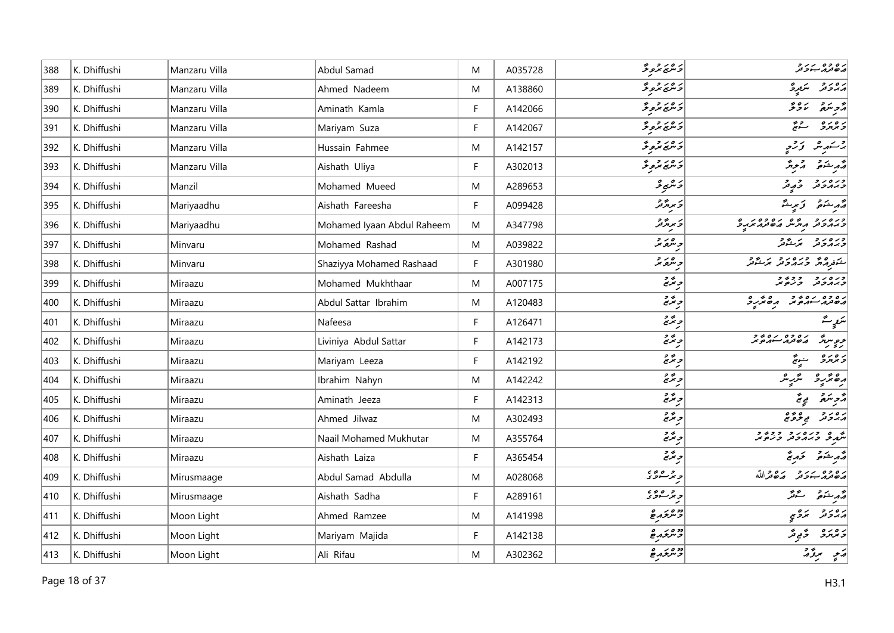| 388 | K. Dhiffushi | Manzaru Villa | Abdul Samad | M | A035728 | ﻿ﯓﯓ | ﻿ﯓ |
|---|---|---|---|---|---|---|---|
| 389 | K. Dhiffushi | Manzaru Villa | Ahmed Nadeem | M | A138860 | | |
| 390 | K. Dhiffushi | Manzaru Villa | Aminath Kamla | F | A142066 | | |
| 391 | K. Dhiffushi | Manzaru Villa | Mariyam Suza | F | A142067 | | |
| 392 | K. Dhiffushi | Manzaru Villa | Hussain Fahmee | M | A142157 | | |
| 393 | K. Dhiffushi | Manzaru Villa | Aishath Uliya | F | A302013 | | |
| 394 | K. Dhiffushi | Manzil | Mohamed Mueed | M | A289653 | | |
| 395 | K. Dhiffushi | Mariyaadhu | Aishath Fareesha | F | A099428 | | |
| 396 | K. Dhiffushi | Mariyaadhu | Mohamed Iyaan Abdul Raheem | M | A347798 | | |
| 397 | K. Dhiffushi | Minvaru | Mohamed Rashad | M | A039822 | | |
| 398 | K. Dhiffushi | Minvaru | Shaziyya Mohamed Rashaad | F | A301980 | | |
| 399 | K. Dhiffushi | Miraazu | Mohamed Mukhthaar | M | A007175 | | |
| 400 | K. Dhiffushi | Miraazu | Abdul Sattar Ibrahim | M | A120483 | | |
| 401 | K. Dhiffushi | Miraazu | Nafeesa | F | A126471 | | |
| 402 | K. Dhiffushi | Miraazu | Liviniya Abdul Sattar | F | A142173 | | |
| 403 | K. Dhiffushi | Miraazu | Mariyam Leeza | F | A142192 | | |
| 404 | K. Dhiffushi | Miraazu | Ibrahim Nahyn | M | A142242 | | |
| 405 | K. Dhiffushi | Miraazu | Aminath Jeeza | F | A142313 | | |
| 406 | K. Dhiffushi | Miraazu | Ahmed Jilwaz | M | A302493 | | |
| 407 | K. Dhiffushi | Miraazu | Naail Mohamed Mukhutar | M | A355764 | | |
| 408 | K. Dhiffushi | Miraazu | Aishath Laiza | F | A365454 | | |
| 409 | K. Dhiffushi | Mirusmaage | Abdul Samad Abdulla | M | A028068 | | |
| 410 | K. Dhiffushi | Mirusmaage | Aishath Sadha | F | A289161 | | |
| 411 | K. Dhiffushi | Moon Light | Ahmed Ramzee | M | A141998 | | |
| 412 | K. Dhiffushi | Moon Light | Mariyam Majida | F | A142138 | | |
| 413 | K. Dhiffushi | Moon Light | Ali Rifau | M | A302362 | | |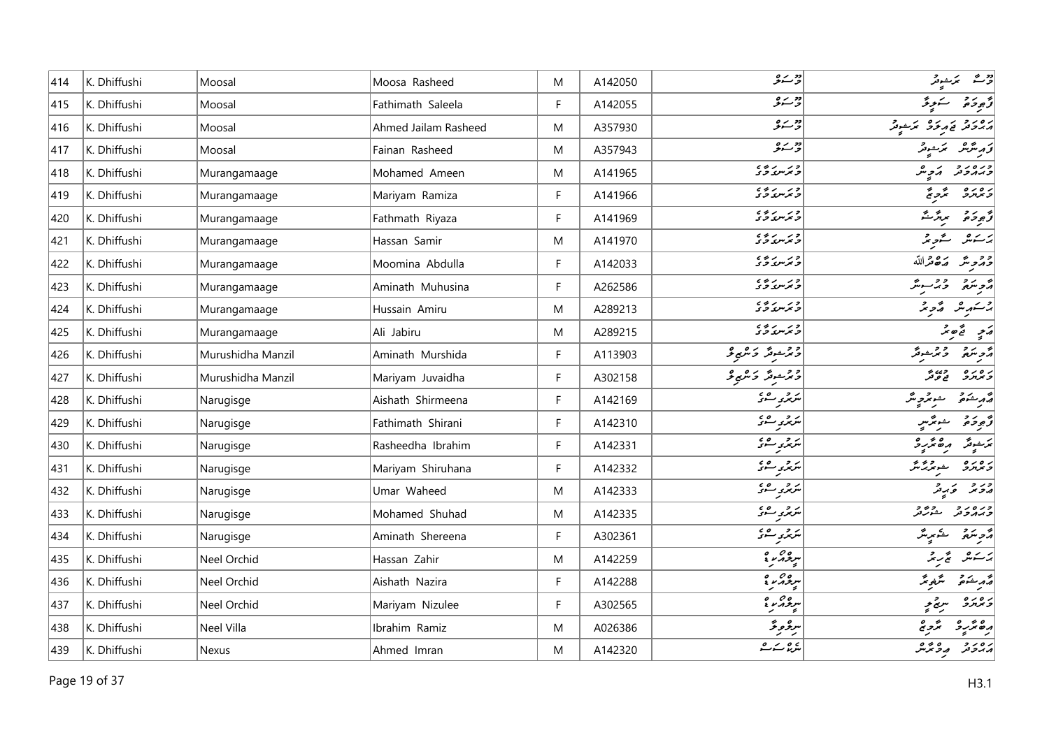| 414 | K. Dhiffushi | Moosal | Moosa Rasheed | M | A142050 | ژ‌ސަލް | މޫސާ ރަޝީދު |
|---|---|---|---|---|---|---|---|
| 415 | K. Dhiffushi | Moosal | Fathimath Saleela | F | A142055 | މޫސަލް | ފާތިމަތު ސަލީލާ |
| 416 | K. Dhiffushi | Moosal | Ahmed Jailam Rasheed | M | A357930 | މޫސަލް | އަޙްމަދު ޖައިލަމް ރަޝީދު |
| 417 | K. Dhiffushi | Moosal | Fainan Rasheed | M | A357943 | މޫސަލް | ފައިނާން ރަޝީދު |
| 418 | K. Dhiffushi | Murangamaage | Mohamed Ameen | M | A141965 | މުރަނގަމާގެ | މުޙައްމަދު އަމީން |
| 419 | K. Dhiffushi | Murangamaage | Mariyam Ramiza | F | A141966 | މުރަނގަމާގެ | މަރިޔަމް ރާމިޒާ |
| 420 | K. Dhiffushi | Murangamaage | Fathmath Riyaza | F | A141969 | މުރަނގަމާގެ | ފާތިމަތު ރިޔާޒާ |
| 421 | K. Dhiffushi | Murangamaage | Hassan Samir | M | A141970 | މުރަނގަމާގެ | ޙަސަން ސާމިރު |
| 422 | K. Dhiffushi | Murangamaage | Moomina Abdulla | F | A142033 | މުރަނގަމާގެ | މޫމިނާ އަބްދުﷲ |
| 423 | K. Dhiffushi | Murangamaage | Aminath Muhusina | F | A262586 | މުރަނގަމާގެ | އާމިނަތު މުޙުސިނާ |
| 424 | K. Dhiffushi | Murangamaage | Hussain Amiru | M | A289213 | މުރަނގަމާގެ | ޙުސައިން އާމިރު |
| 425 | K. Dhiffushi | Murangamaage | Ali Jabiru | M | A289215 | މުރަނގަމާގެ | އަލި ޖާބިރު |
| 426 | K. Dhiffushi | Murushidha Manzil | Aminath Murshida | F | A113903 | މުރުޝިދާ މަންޒިލް | އާމިނަތު މުރުޝިދާ |
| 427 | K. Dhiffushi | Murushidha Manzil | Mariyam Juvaidha | F | A302158 | މުރުޝިދާ މަންޒިލް | މަރިޔަމް ޖުވައިދާ |
| 428 | K. Dhiffushi | Narugisge | Aishath Shirmeena | F | A142169 | ނަރުގިސްގެ | އާއިޝަތު ޝިރުމީނާ |
| 429 | K. Dhiffushi | Narugisge | Fathimath Shirani | F | A142310 | ނަރުގިސްގެ | ފާތިމަތު ޝިރާނީ |
| 430 | K. Dhiffushi | Narugisge | Rasheedha Ibrahim | F | A142331 | ނަރުގިސްގެ | ރަޝީދާ އިބްރާހީމް |
| 431 | K. Dhiffushi | Narugisge | Mariyam Shiruhana | F | A142332 | ނަރުގިސްގެ | މަރިޔަމް ޝިރުހާނާ |
| 432 | K. Dhiffushi | Narugisge | Umar Waheed | M | A142333 | ނަރުގިސްގެ | އުމަރު ވަޙީދު |
| 433 | K. Dhiffushi | Narugisge | Mohamed Shuhad | M | A142335 | ނަރުގިސްގެ | މުޙައްމަދު ޝުހާދު |
| 434 | K. Dhiffushi | Narugisge | Aminath Shereena | F | A302361 | ނަރުގިސްގެ | އާމިނަތު ޝެރީނާ |
| 435 | K. Dhiffushi | Neel Orchid | Hassan Zahir | M | A142259 | ނީލްއޯކިޑް | ޙަސަން ޒާހިރު |
| 436 | K. Dhiffushi | Neel Orchid | Aishath Nazira | F | A142288 | ނީލްއޯކިޑް | އާއިޝަތު ނާޒިރާ |
| 437 | K. Dhiffushi | Neel Orchid | Mariyam Nizulee | F | A302565 | ނީލްއޯކިޑް | މަރިޔަމް ނިޒުލީ |
| 438 | K. Dhiffushi | Neel Villa | Ibrahim Ramiz | M | A026386 | ނީލްވިލާ | އިބްރާހީމް ރާމިޒް |
| 439 | K. Dhiffushi | Nexus | Ahmed Imran | M | A142320 | ނެކްސަސް | އަޙްމަދު އިމްރާން |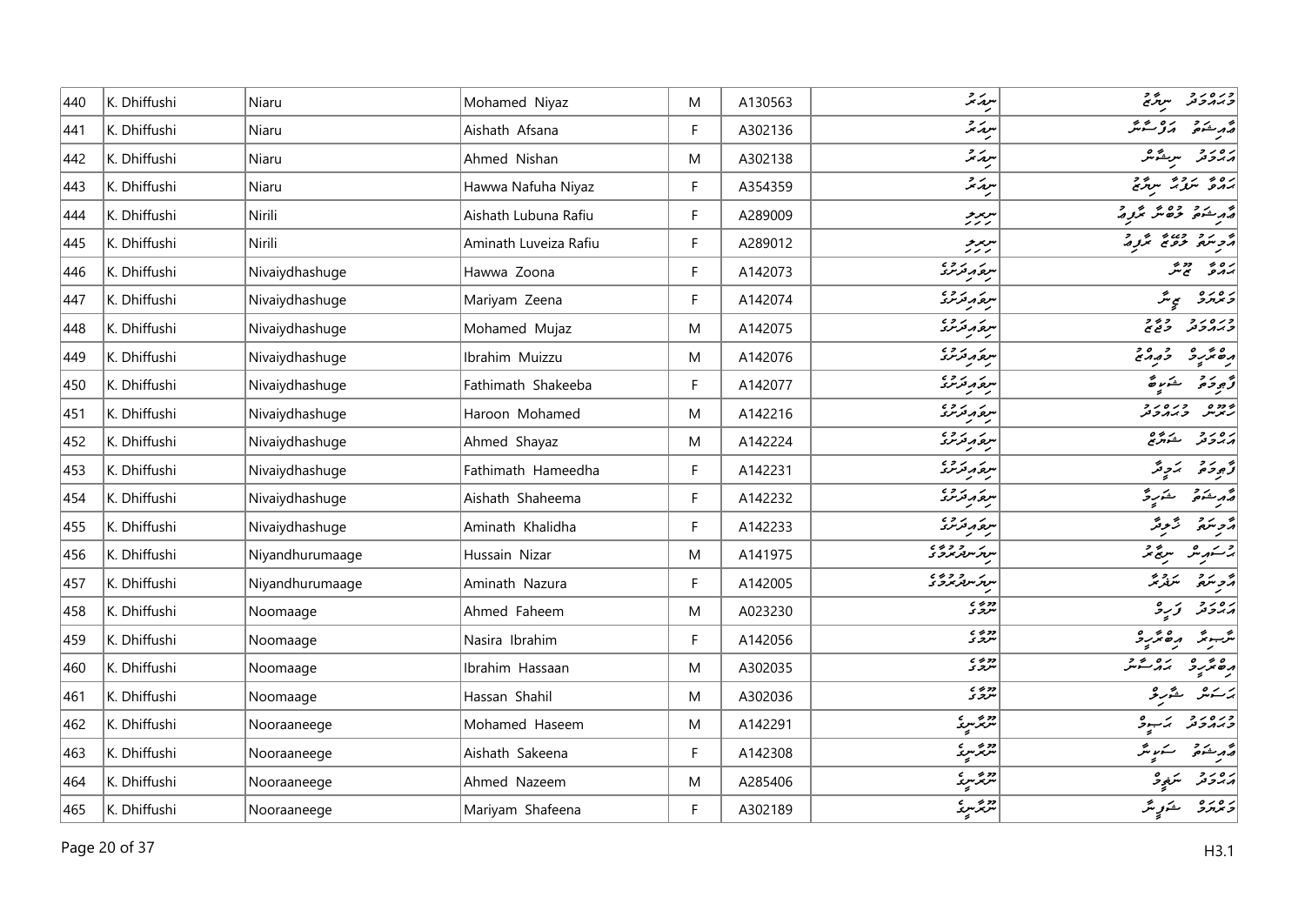| 440 | K. Dhiffushi | Niaru | Mohamed Niyaz | M | A130563 | سِرَ بَر | وَرَ رَ و سِرَّ ج |
|---|---|---|---|---|---|---|---|
| 441 | K. Dhiffushi | Niaru | Aishath Afsana | F | A302136 | سِرَ بَر | مَ مِرْ شَوَ مَ وْ سَّرْ |
| 442 | K. Dhiffushi | Niaru | Ahmed Nishan | M | A302138 | سِرَ بَر | مَرْ دَ د سِرْ شَرْ |
| 443 | K. Dhiffushi | Niaru | Hawwa Nafuha Niyaz | F | A354359 | سِرَ بَر | بَرْ وَ سَرَ وَ سِرَّ ج |
| 444 | K. Dhiffushi | Nirili | Aishath Lubuna Rafiu | F | A289009 | سِرِ بِر | مَ مِرْ شَوَ وْ صَرْ بَرْ وِ مْ |
| 445 | K. Dhiffushi | Nirili | Aminath Luveiza Rafiu | F | A289012 | سِرِ بِر | مَ دِ سَرَ وْ وَ تَ بَرْ وِ مْ |
| 446 | K. Dhiffushi | Nivaiydhashuge | Hawwa Zoona | F | A142073 | سِرَ مَ دَ مَرْ وْ ی | بَرْ وَ مِ دْ سَرْ |
| 447 | K. Dhiffushi | Nivaiydhashuge | Mariyam Zeena | F | A142074 | سِرَ مَ دَ مَرْ وْ ی | دَ مَرْ مَرْ و بِي سَرْ |
| 448 | K. Dhiffushi | Nivaiydhashuge | Mohamed Mujaz | M | A142075 | سِرَ مَ دَ مَرْ وْ ی | دِ رَ مَ دَ د دْ دَ ج |
| 449 | K. Dhiffushi | Nivaiydhashuge | Ibrahim Muizzu | M | A142076 | سِرَ مَ دَ مَرْ وْ ی | مِ صْ مَرْ بِرْ و دْ مَ مْ ج |
| 450 | K. Dhiffushi | Nivaiydhashuge | Fathimath Shakeeba | F | A142077 | سِرَ مَ دَ مَرْ وْ ی | وْ جِ وَ مْ شَ مَ بِ صَ |
| 451 | K. Dhiffushi | Nivaiydhashuge | Haroon Mohamed | M | A142216 | سِرَ مَ دَ مَرْ وْ ی | رْ دْ دْ سْ دِ رَ مَ دَ دْ |
| 452 | K. Dhiffushi | Nivaiydhashuge | Ahmed Shayaz | M | A142224 | سِرَ مَ دَ مَرْ وْ ی | مَرْ دَ د شَ مَرْ ج |
| 453 | K. Dhiffushi | Nivaiydhashuge | Fathimath Hameedha | F | A142231 | سِرَ مَ دَ مَرْ وْ ی | وْ جِ وَ مْ بَ جِ مَرْ |
| 454 | K. Dhiffushi | Nivaiydhashuge | Aishath Shaheema | F | A142232 | سِرَ مَ دَ مَرْ وْ ی | مَ مِرْ شَوَ مْ شَ مَرِ وْ |
| 455 | K. Dhiffushi | Nivaiydhashuge | Aminath Khalidha | F | A142233 | سِرَ مَ دَ مَرْ وْ ی | مَ دِ سَرَ مْ رْ مِوِ مَرْ |
| 456 | K. Dhiffushi | Niyandhurumaage | Hussain Nizar | M | A141975 | سِرَ سِرْ دَرْ دَرْ وْ ی | بْ سَ مَرِ سْ سِرِّ مْ |
| 457 | K. Dhiffushi | Niyandhurumaage | Aminath Nazura | F | A142005 | سِرَ سِرْ دَرْ دَرْ وْ ی | مَ دِ سَرَ مْ سَرِ دْ مَرْ |
| 458 | K. Dhiffushi | Noomaage | Ahmed Faheem | M | A023230 | سْرْ دْ ی | مَرْ دَ د وَ مَرِ دْ |
| 459 | K. Dhiffushi | Noomaage | Nasira Ibrahim | F | A142056 | سْرْ دْ ی | سَّرْ سِوِ مَرْ مِ صْ مَرْ بِرْ و |
| 460 | K. Dhiffushi | Noomaage | Ibrahim Hassaan | M | A302035 | سْرْ دْ ی | مِ صْ مَرْ بِرْ و بَ مَ سْ شَرْ |
| 461 | K. Dhiffushi | Noomaage | Hassan Shahil | M | A302036 | سْرْ دْ ی | بَ سَ سْ شَرْ مِرِ وْ |
| 462 | K. Dhiffushi | Nooraaneege | Mohamed Haseem | M | A142291 | سْرْ مَرْ سِرِ ی | دِ رَ مَ دَ د بَ سِوِ وْ |
| 463 | K. Dhiffushi | Nooraaneege | Aishath Sakeena | F | A142308 | سْرْ مَرْ سِرِ ی | مَ مِرْ شَوَ مْ سَ مَرِ سَرْ |
| 464 | K. Dhiffushi | Nooraaneege | Ahmed Nazeem | M | A285406 | سْرْ مَرْ سِرِ ی | مَرْ دَ د سَرِ وِ وْ |
| 465 | K. Dhiffushi | Nooraaneege | Mariyam Shafeena | F | A302189 | سْرْ مَرْ سِرِ ی | دَ مَرْ مَرْ و شَ وِ سَرْ |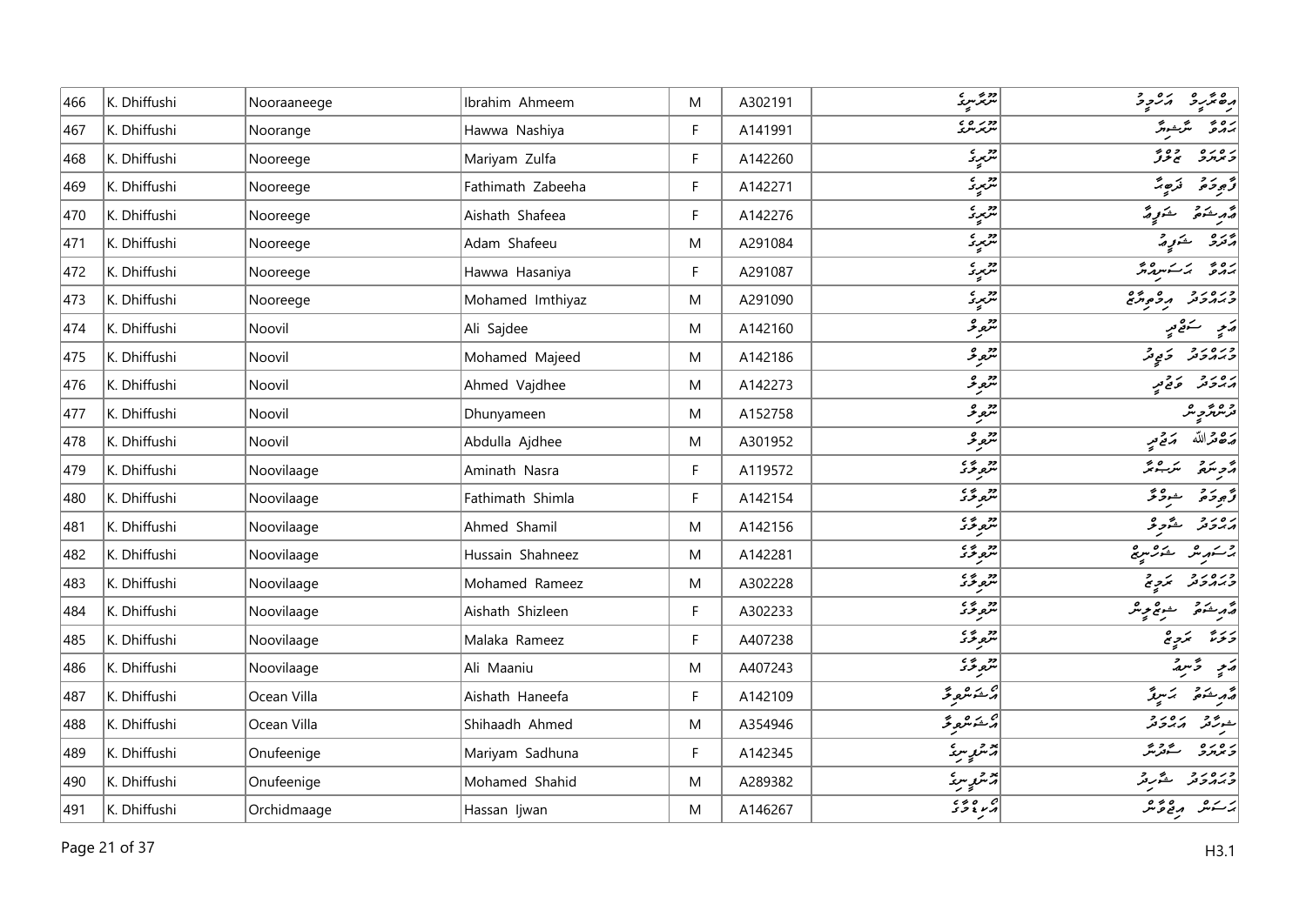| 466 | K. Dhiffushi | Nooraaneege | Ibrahim Ahmeem | M | A302191 | ނޫރާނީގެ | އިބްރާހިމް އަޙްމީމް |
|---|---|---|---|---|---|---|---|
| 467 | K. Dhiffushi | Noorange | Hawwa Nashiya | F | A141991 | ނޫރަންގެ | ހައްވާ ނާޝިޔާ |
| 468 | K. Dhiffushi | Nooreege | Mariyam Zulfa | F | A142260 | ނޫރީގެ | މަރިޔަމް ޒުލްފާ |
| 469 | K. Dhiffushi | Nooreege | Fathimath Zabeeha | F | A142271 | ނޫރީގެ | ފާތިމަތު ޒަބީހާ |
| 470 | K. Dhiffushi | Nooreege | Aishath Shafeea | F | A142276 | ނޫރީގެ | އައިޝަތު ޝަފީޢާ |
| 471 | K. Dhiffushi | Nooreege | Adam Shafeeu | M | A291084 | ނޫރީގެ | އާދަމް ޝަފީޢު |
| 472 | K. Dhiffushi | Nooreege | Hawwa Hasaniya | F | A291087 | ނޫރީގެ | ހައްވާ ހަސަނިއްޔާ |
| 473 | K. Dhiffushi | Nooreege | Mohamed Imthiyaz | M | A291090 | ނޫރީގެ | މުޙައްމަދު އިމްތިޔާޒް |
| 474 | K. Dhiffushi | Noovil | Ali Sajdee | M | A142160 | ނޫވިލް | އަލި ސަޖްދީ |
| 475 | K. Dhiffushi | Noovil | Mohamed Majeed | M | A142186 | ނޫވިލް | މުޙައްމަދު މަޖީދު |
| 476 | K. Dhiffushi | Noovil | Ahmed Vajdhee | M | A142273 | ނޫވިލް | އަޙްމަދު ވަޖްދީ |
| 477 | K. Dhiffushi | Noovil | Dhunyameen | M | A152758 | ނޫވިލް | ދުންޔާމީން |
| 478 | K. Dhiffushi | Noovil | Abdulla Ajdhee | M | A301952 | ނޫވިލް | އަބްދުﷲ އަޖްދީ |
| 479 | K. Dhiffushi | Noovilaage | Aminath Nasra | F | A119572 | ނޫވިލާގެ | އާމިނަތު ނަސްރާ |
| 480 | K. Dhiffushi | Noovilaage | Fathimath Shimla | F | A142154 | ނޫވިލާގެ | ފާތިމަތު ޝިމްލާ |
| 481 | K. Dhiffushi | Noovilaage | Ahmed Shamil | M | A142156 | ނޫވިލާގެ | އަޙްމަދު ޝާމިލް |
| 482 | K. Dhiffushi | Noovilaage | Hussain Shahneez | M | A142281 | ނޫވިލާގެ | ހުސައިން ޝަހްނީޒް |
| 483 | K. Dhiffushi | Noovilaage | Mohamed Rameez | M | A302228 | ނޫވިލާގެ | މުޙައްމަދު ރަމީޒް |
| 484 | K. Dhiffushi | Noovilaage | Aishath Shizleen | F | A302233 | ނޫވިލާގެ | އައިޝަތު ޝިޒްލީން |
| 485 | K. Dhiffushi | Noovilaage | Malaka Rameez | F | A407238 | ނޫވިލާގެ | މަލަކާ ރަމީޒް |
| 486 | K. Dhiffushi | Noovilaage | Ali Maaniu | M | A407243 | ނޫވިލާގެ | އަލި މާނިއު |
| 487 | K. Dhiffushi | Ocean Villa | Aishath Haneefa | F | A142109 | އޯޝަންވިލާ | އައިޝަތު ހަނީފާ |
| 488 | K. Dhiffushi | Ocean Villa | Shihaadh Ahmed | M | A354946 | އޯޝަންވިލާ | ޝިހާދު އަޙްމަދު |
| 489 | K. Dhiffushi | Onufeenige | Mariyam Sadhuna | F | A142345 | އޮނުފީނިގެ | މަރިޔަމް ސާދުނާ |
| 490 | K. Dhiffushi | Onufeenige | Mohamed Shahid | M | A289382 | އޮނުފީނިގެ | މުޙައްމަދު ޝާހިދު |
| 491 | K. Dhiffushi | Orchidmaage | Hassan Ijwan | M | A146267 | އޯކިޑްމާގެ | ހަސަން އިޖްވާން |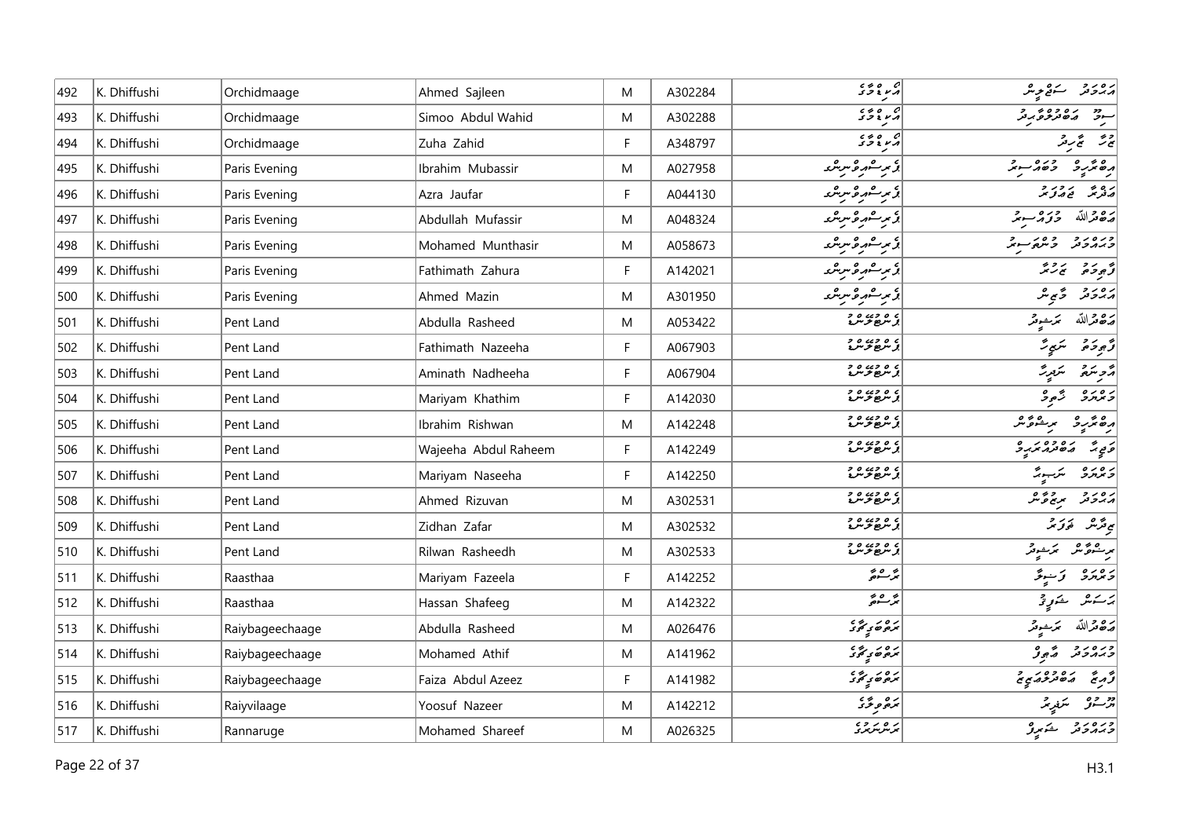| 492 | K. Dhiffushi | Orchidmaage | Ahmed Sajleen | M | A302284 | އޯކިޑްމާގެ | އަޙްމަދު ސަޖްލީން |
|---|---|---|---|---|---|---|---|
| 493 | K. Dhiffushi | Orchidmaage | Simoo Abdul Wahid | M | A302288 | އޯކިޑްމާގެ | ސިމޫ އަބްދުލްވާހިދު |
| 494 | K. Dhiffushi | Orchidmaage | Zuha Zahid | F | A348797 | އޯކިޑްމާގެ | ޒުހާ ޒާހިދު |
| 495 | K. Dhiffushi | Paris Evening | Ibrahim Mubassir | M | A027958 | ޕެރިސްއިވްނިންގ | އިބްރާހީމް މުބައްސިރު |
| 496 | K. Dhiffushi | Paris Evening | Azra Jaufar | F | A044130 | ޕެރިސްއިވްނިންގ | އަޒްރާ ޖައުފަރު |
| 497 | K. Dhiffushi | Paris Evening | Abdullah Mufassir | M | A048324 | ޕެރިސްއިވްނިންގ | އަބްދުاللهﷲ މުފައްސިރު |
| 498 | K. Dhiffushi | Paris Evening | Mohamed Munthasir | M | A058673 | ޕެރިސްއިވްނިންގ | މުޙައްމަދު މުންތަސިރު |
| 499 | K. Dhiffushi | Paris Evening | Fathimath Zahura | F | A142021 | ޕެރިސްއިވްނިންގ | ފާތިމަތު ޒަހުރާ |
| 500 | K. Dhiffushi | Paris Evening | Ahmed Mazin | M | A301950 | ޕެރިސްއިވްނިންގ | އަޙްމަދު މާޒިން |
| 501 | K. Dhiffushi | Pent Land | Abdulla Rasheed | M | A053422 | ޕެންޓްލޭންޑު | އަބްދުاللهﷲ ރަޝީދު |
| 502 | K. Dhiffushi | Pent Land | Fathimath Nazeeha | F | A067903 | ޕެންޓްލޭންޑު | ފާތިމަތު ނަޒީހާ |
| 503 | K. Dhiffushi | Pent Land | Aminath Nadheeha | F | A067904 | ޕެންޓްލޭންޑު | އާމިނަތު ނަދީހާ |
| 504 | K. Dhiffushi | Pent Land | Mariyam Khathim | F | A142030 | ޕެންޓްލޭންޑު | މަރިޔަމް ޚާތިމް |
| 505 | K. Dhiffushi | Pent Land | Ibrahim Rishwan | M | A142248 | ޕެންޓްލޭންޑު | އިބްރާހީމް ރިޝްވާން |
| 506 | K. Dhiffushi | Pent Land | Wajeeha Abdul Raheem | F | A142249 | ޕެންޓްލޭންޑު | ވަޖީހާ އަބްދުއްރަޙީމް |
| 507 | K. Dhiffushi | Pent Land | Mariyam Naseeha | F | A142250 | ޕެންޓްލޭންޑު | މަރިޔަމް ނަސީހާ |
| 508 | K. Dhiffushi | Pent Land | Ahmed Rizuvan | M | A302531 | ޕެންޓްލޭންޑު | އަޙްމަދު ރިޟުވާން |
| 509 | K. Dhiffushi | Pent Land | Zidhan Zafar | M | A302532 | ޕެންޓްލޭންޑު | ޒިދާން ޒަފަރު |
| 510 | K. Dhiffushi | Pent Land | Rilwan Rasheedh | M | A302533 | ޕެންޓްލޭންޑު | ރިލްވާން ރަޝީދު |
| 511 | K. Dhiffushi | Raasthaa | Mariyam Fazeela | F | A142252 | ރާސްތާ | މަރިޔަމް ފަޟީލާ |
| 512 | K. Dhiffushi | Raasthaa | Hassan Shafeeg | M | A142322 | ރާސްތާ | ހަސަން ޝަފީޤު |
| 513 | K. Dhiffushi | Raiybageechaage | Abdulla Rasheed | M | A026476 | ރަތްބަގީޗާގެ | އަބްދުاللهﷲ ރަޝީދު |
| 514 | K. Dhiffushi | Raiybageechaage | Mohamed Athif | M | A141962 | ރަތްބަގީޗާގެ | މުޙައްމަދު އާތިފް |
| 515 | K. Dhiffushi | Raiybageechaage | Faiza Abdul Azeez | F | A141982 | ރަތްބަގީޗާގެ | ފާއިޒާ އަބްދުލްޢަޒީޒު |
| 516 | K. Dhiffushi | Raiyvilaage | Yoosuf Nazeer | M | A142212 | ރައްވިލާގެ | ޔޫސުފް ނަޒީރު |
| 517 | K. Dhiffushi | Rannaruge | Mohamed Shareef | M | A026325 | ރަންނަރުގެ | މުޙައްމަދު ޝަރީފު |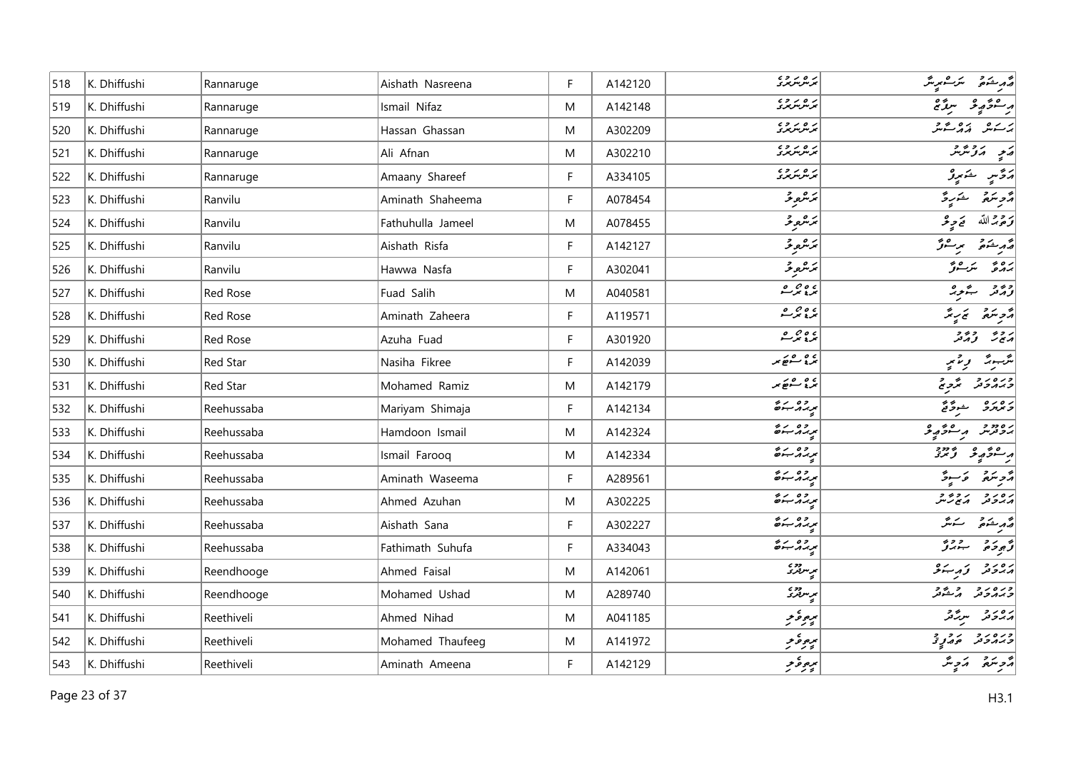| 518 | K. Dhiffushi | Rannaruge | Aishath Nasreena | F | A142120 | ރަންނަރުގެ | އާއިޝަތު ނަސްރީނާ |
|---|---|---|---|---|---|---|---|
| 519 | K. Dhiffushi | Rannaruge | Ismail Nifaz | M | A142148 | ރަންނަރުގެ | އިސްމާއީލް ނިފާޒް |
| 520 | K. Dhiffushi | Rannaruge | Hassan Ghassan | M | A302209 | ރަންނަރުގެ | ހަސަން ޣައްސާން |
| 521 | K. Dhiffushi | Rannaruge | Ali Afnan | M | A302210 | ރަންނަރުގެ | އަލި އަފްނާން |
| 522 | K. Dhiffushi | Rannaruge | Amaany Shareef | F | A334105 | ރަންނަރުގެ | އަމާނީ ޝަރީފް |
| 523 | K. Dhiffushi | Ranvilu | Aminath Shaheema | F | A078454 | ރަންވިލު | އާމިނަތު ޝަހީމާ |
| 524 | K. Dhiffushi | Ranvilu | Fathuhulla Jameel | M | A078455 | ރަންވިލު | ފަތުހުﷲ ޖަމީލު |
| 525 | K. Dhiffushi | Ranvilu | Aishath Risfa | F | A142127 | ރަންވިލު | އާއިޝަތު ރިސްފާ |
| 526 | K. Dhiffushi | Ranvilu | Hawwa Nasfa | F | A302041 | ރަންވިލު | ހައްވާ ނަސްފާ |
| 527 | K. Dhiffushi | Red Rose | Fuad Salih | M | A040581 | ރެޑްރޯސް | ފުއާދު ސާލިހު |
| 528 | K. Dhiffushi | Red Rose | Aminath Zaheera | F | A119571 | ރެޑްރޯސް | އާމިނަތު ޒަހީރާ |
| 529 | K. Dhiffushi | Red Rose | Azuha Fuad | F | A301920 | ރެޑްރޯސް | އަޒުހާ ފުއާދު |
| 530 | K. Dhiffushi | Red Star | Nasiha Fikree | F | A142039 | ރެޑްސްޓަރ | ނާސިހާ ފިކްރީ |
| 531 | K. Dhiffushi | Red Star | Mohamed Ramiz | M | A142179 | ރެޑްސްޓަރ | މުހައްމަދު ރާމިޒް |
| 532 | K. Dhiffushi | Reehussaba | Mariyam Shimaja | F | A142134 | ރީހުއްސަބާ | މަރިޔަމް ޝިމާޖާ |
| 533 | K. Dhiffushi | Reehussaba | Hamdoon Ismail | M | A142324 | ރީހުއްސަބާ | ހަމްދޫން އިސްމާއީލް |
| 534 | K. Dhiffushi | Reehussaba | Ismail Farooq | M | A142334 | ރީހުއްސަބާ | އިސްމާއީލް ފާރޫގު |
| 535 | K. Dhiffushi | Reehussaba | Aminath Waseema | F | A289561 | ރީހުއްސަބާ | އާމިނަތު ވަސީމާ |
| 536 | K. Dhiffushi | Reehussaba | Ahmed Azuhan | M | A302225 | ރީހުއްސަބާ | އަހުމަދު އަޒުހާން |
| 537 | K. Dhiffushi | Reehussaba | Aishath Sana | F | A302227 | ރީހުއްސަބާ | އާއިޝަތު ސަނާ |
| 538 | K. Dhiffushi | Reehussaba | Fathimath Suhufa | F | A334043 | ރީހުއްސަބާ | ފާތިމަތު ސުހުފާ |
| 539 | K. Dhiffushi | Reendhooge | Ahmed Faisal | M | A142061 | ރީނދޫގެ | އަހުމަދު ފައިސަލް |
| 540 | K. Dhiffushi | Reendhooge | Mohamed Ushad | M | A289740 | ރީނދޫގެ | މުހައްމަދު އުޝާދު |
| 541 | K. Dhiffushi | Reethiveli | Ahmed Nihad | M | A041185 | ރީތިވެލި | އަހުމަދު ނިހާދު |
| 542 | K. Dhiffushi | Reethiveli | Mohamed Thaufeeg | M | A141972 | ރީތިވެލި | މުހައްމަދު ތައުފީގު |
| 543 | K. Dhiffushi | Reethiveli | Aminath Ameena | F | A142129 | ރީތިވެލި | އާމިނަތު އަމީނާ |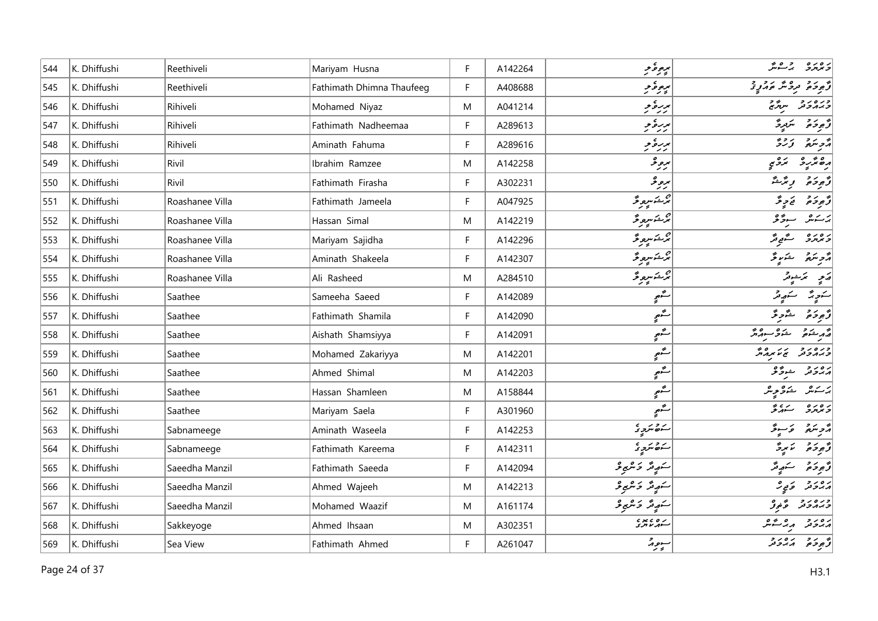| 544 | K. Dhiffushi | Reethiveli | Mariyam Husna | F | A142264 | ރީތިވެލި | މަރިއަމް ހުސްނާ |
|---|---|---|---|---|---|---|---|
| 545 | K. Dhiffushi | Reethiveli | Fathimath Dhimna Thaufeeg | F | A408688 | ރީތިވެލި | ފާތިމަތު ދިމްނާ ތައުފީގު |
| 546 | K. Dhiffushi | Rihiveli | Mohamed Niyaz | M | A041214 | ރިހިވެލި | މުހައްމަދު ނިޔާޒް |
| 547 | K. Dhiffushi | Rihiveli | Fathimath Nadheemaa | F | A289613 | ރިހިވެލި | ފާތިމަތު ނަދީމާ |
| 548 | K. Dhiffushi | Rihiveli | Aminath Fahuma | F | A289616 | ރިހިވެލި | އާމިނަތު ފަހުމާ |
| 549 | K. Dhiffushi | Rivil | Ibrahim Ramzee | M | A142258 | ރިވިލް | އިބްރާހީމް ރަމްޒީ |
| 550 | K. Dhiffushi | Rivil | Fathimath Firasha | F | A302231 | ރިވިލް | ފާތިމަތު ފިރާޝާ |
| 551 | K. Dhiffushi | Roashanee Villa | Fathimath Jameela | F | A047925 | ރޯޝަނީވިލާ | ފާތިމަތު ޖަމީލާ |
| 552 | K. Dhiffushi | Roashanee Villa | Hassan Simal | M | A142219 | ރޯޝަނީވިލާ | ހަސަން ސިމާލް |
| 553 | K. Dhiffushi | Roashanee Villa | Mariyam Sajidha | F | A142296 | ރޯޝަނީވިލާ | މަރިއަމް ސާޖިދާ |
| 554 | K. Dhiffushi | Roashanee Villa | Aminath Shakeela | F | A142307 | ރޯޝަނީވިލާ | އާމިނަތު ޝަކީލާ |
| 555 | K. Dhiffushi | Roashanee Villa | Ali Rasheed | M | A284510 | ރޯޝަނީވިލާ | އަލި ރަޝީދު |
| 556 | K. Dhiffushi | Saathee | Sameeha Saeed | F | A142089 | ސާތީ | ސަމީހާ ސައީދު |
| 557 | K. Dhiffushi | Saathee | Fathimath Shamila | F | A142090 | ސާތީ | ފާތިމަތު ޝާމިލާ |
| 558 | K. Dhiffushi | Saathee | Aishath Shamsiyya | F | A142091 | ސާތީ | އައިޝަތު ޝަމްސިއްޔާ |
| 559 | K. Dhiffushi | Saathee | Mohamed Zakariyya | M | A142201 | ސާތީ | މުހައްމަދު ޒަކަރިއްޔާ |
| 560 | K. Dhiffushi | Saathee | Ahmed Shimal | M | A142203 | ސާތީ | އަހްމަދު ޝިމާލް |
| 561 | K. Dhiffushi | Saathee | Hassan Shamleen | M | A158844 | ސާތީ | ހަސަން ޝަމްލީން |
| 562 | K. Dhiffushi | Saathee | Mariyam Saela | F | A301960 | ސާތީ | މަރިއަމް ސައެލާ |
| 563 | K. Dhiffushi | Sabnameege | Aminath Waseela | F | A142253 | ސަބްނަމީގެ | އާމިނަތު ވަސީލާ |
| 564 | K. Dhiffushi | Sabnameege | Fathimath Kareema | F | A142311 | ސަބްނަމީގެ | ފާތިމަތު ކަރީމާ |
| 565 | K. Dhiffushi | Saeedha Manzil | Fathimath Saeeda | F | A142094 | ސައީދާ މަންޒިލް | ފާތިމަތު ސައީދާ |
| 566 | K. Dhiffushi | Saeedha Manzil | Ahmed Wajeeh | M | A142213 | ސައީދާ މަންޒިލް | އަހްމަދު ވަޖީހު |
| 567 | K. Dhiffushi | Saeedha Manzil | Mohamed Waazif | M | A161174 | ސައީދާ މަންޒިލް | މުހައްމަދު ވާޒިފް |
| 568 | K. Dhiffushi | Sakkeyoge | Ahmed Ihsaan | M | A302351 | ސައްކެޔޯގެ | އަހްމަދު އިހްސާން |
| 569 | K. Dhiffushi | Sea View | Fathimath Ahmed | F | A261047 | ސީވިއު | ފާތިމަތު އަހްމަދު |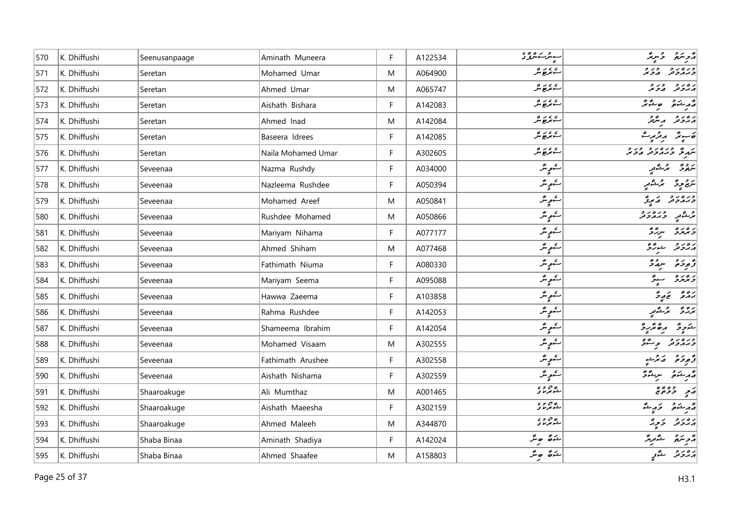| 570 | K. Dhiffushi | Seenusanpaage | Aminath Muneera | F | A122534 | سِېنުސަންޕާގެ | އާމިނަތު މުނީރާ |
|---|---|---|---|---|---|---|---|
| 571 | K. Dhiffushi | Seretan | Mohamed Umar | M | A064900 | ސެރެޓަން | މުހައްމަދު އުމަރު |
| 572 | K. Dhiffushi | Seretan | Ahmed Umar | M | A065747 | ސެރެޓަން | އަހުމަދު އުމަރު |
| 573 | K. Dhiffushi | Seretan | Aishath Bishara | F | A142083 | ސެރެޓަން | އާއިޝަތު ބިޝާރާ |
| 574 | K. Dhiffushi | Seretan | Ahmed Inad | M | A142084 | ސެރެޓަން | އަހުމަދު އިނާދު |
| 575 | K. Dhiffushi | Seretan | Baseera Idrees | F | A142085 | ސެރެޓަން | ބަސީރާ އިދުރީސް |
| 576 | K. Dhiffushi | Seretan | Naila Mohamed Umar | F | A302605 | ސެރެޓަން | ނައިލާ މުހައްމަދު އުމަރު |
| 577 | K. Dhiffushi | Seveenaa | Nazma Rushdy | F | A034000 | ސެވީނާ | ނަޒްމާ ރުޝްދީ |
| 578 | K. Dhiffushi | Seveenaa | Nazleema Rushdee | F | A050394 | ސެވީނާ | ނަޒްލީމާ ރުޝްދީ |
| 579 | K. Dhiffushi | Seveenaa | Mohamed Areef | M | A050841 | ސެވީނާ | މުހައްމަދު އަރީފް |
| 580 | K. Dhiffushi | Seveenaa | Rushdee Mohamed | M | A050866 | ސެވީނާ | ރުޝްދީ މުހައްމަދު |
| 581 | K. Dhiffushi | Seveenaa | Mariyam Nihama | F | A077177 | ސެވީނާ | މަރިޔަމް ނިހާމާ |
| 582 | K. Dhiffushi | Seveenaa | Ahmed Shiham | M | A077468 | ސެވީނާ | އަހުމަދު ޝިހާމް |
| 583 | K. Dhiffushi | Seveenaa | Fathimath Niuma | F | A080330 | ސެވީނާ | ފާތިމަތު ނިއުމާ |
| 584 | K. Dhiffushi | Seveenaa | Mariyam Seema | F | A095088 | ސެވީނާ | މަރިޔަމް ސީމާ |
| 585 | K. Dhiffushi | Seveenaa | Hawwa Zaeema | F | A103858 | ސެވީނާ | ހައްވާ ޒައީމާ |
| 586 | K. Dhiffushi | Seveenaa | Rahma Rushdee | F | A142053 | ސެވީނާ | ރަޙްމާ ރުޝްދީ |
| 587 | K. Dhiffushi | Seveenaa | Shameema Ibrahim | F | A142054 | ސެވީނާ | ޝަމީމާ އިބްރާހީމް |
| 588 | K. Dhiffushi | Seveenaa | Mohamed Visaam | M | A302555 | ސެވީނާ | މުހައްމަދު ވިސާމް |
| 589 | K. Dhiffushi | Seveenaa | Fathimath Arushee | F | A302558 | ސެވީނާ | ފާތިމަތު އަރުޝީ |
| 590 | K. Dhiffushi | Seveenaa | Aishath Nishama | F | A302559 | ސެވީނާ | އާއިޝަތު ނިޝާމާ |
| 591 | K. Dhiffushi | Shaaroakuge | Ali Mumthaz | M | A001465 | ޝާރޯކުގެ | އަލި މުމްތާޒް |
| 592 | K. Dhiffushi | Shaaroakuge | Aishath Maeesha | F | A302159 | ޝާރޯކުގެ | އާއިޝަތު މައީޝާ |
| 593 | K. Dhiffushi | Shaaroakuge | Ahmed Maleeh | M | A344870 | ޝާރޯކުގެ | އަހުމަދު މަލީހު |
| 594 | K. Dhiffushi | Shaba Binaa | Aminath Shadiya | F | A142024 | ޝަބަ ބިނާ | އާމިނަތު ޝާދިޔާ |
| 595 | K. Dhiffushi | Shaba Binaa | Ahmed Shaafee | M | A158803 | ޝަބަ ބިނާ | އަހުމަދު ޝާފީ |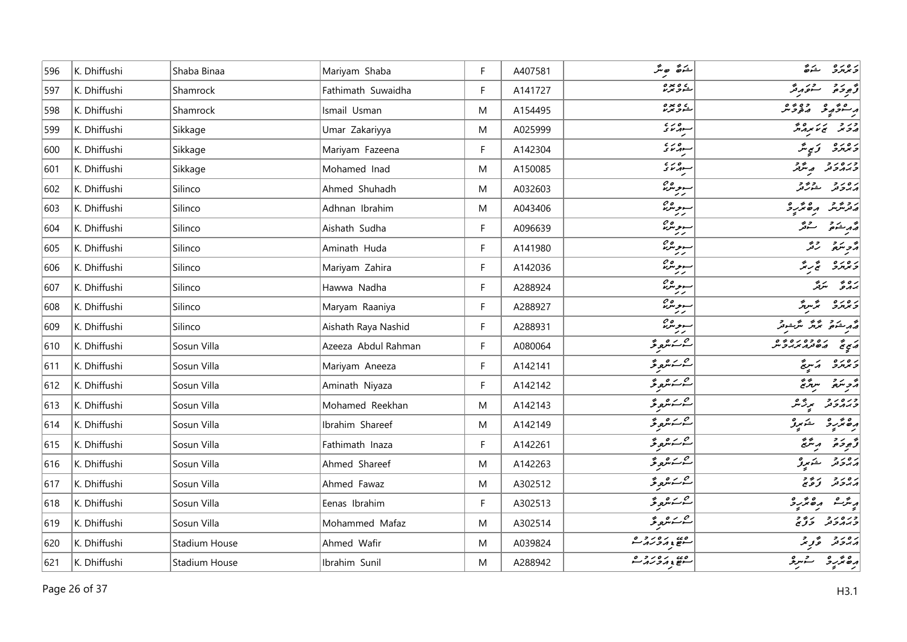| 596 | K. Dhiffushi | Shaba Binaa | Mariyam Shaba | F | A407581 | ޝަބާ ބިނާ | މަރިޔަމް ޝަބާ |
|---|---|---|---|---|---|---|---|
| 597 | K. Dhiffushi | Shamrock | Fathimath Suwaidha | F | A141727 | ޝެމްރޮކް | ފާތިމަތު ސުވައިދާ |
| 598 | K. Dhiffushi | Shamrock | Ismail Usman | M | A154495 | ޝެމްރޮކް | އިސްމާއީލް އުސްމާން |
| 599 | K. Dhiffushi | Sikkage | Umar Zakariyya | M | A025999 | ސިއްކަގެ | އުމަރު ޒަކަރިއްޔާ |
| 600 | K. Dhiffushi | Sikkage | Mariyam Fazeena | F | A142304 | ސިއްކަގެ | މަރިޔަމް ފަޒީނާ |
| 601 | K. Dhiffushi | Sikkage | Mohamed Inad | M | A150085 | ސިއްކަގެ | މުޙައްމަދު އިނާދު |
| 602 | K. Dhiffushi | Silinco | Ahmed Shuhadh | M | A032603 | ސިލިންކޯ | އަޙްމަދު ޝުހާދު |
| 603 | K. Dhiffushi | Silinco | Adhnan Ibrahim | M | A043406 | ސިލިންކޯ | އަދުނާން އިބްރާހީމް |
| 604 | K. Dhiffushi | Silinco | Aishath Sudha | F | A096639 | ސިލިންކޯ | އާއިޝަތު ސުދާ |
| 605 | K. Dhiffushi | Silinco | Aminath Huda | F | A141980 | ސިލިންކޯ | އާމިނަތުހުދާ |
| 606 | K. Dhiffushi | Silinco | Mariyam Zahira | F | A142036 | ސިލިންކޯ | މަރިޔަމް ޒާހިރާ |
| 607 | K. Dhiffushi | Silinco | Hawwa Nadha | F | A288924 | ސިލިންކޯ | ހައްވާ ނަދާ |
| 608 | K. Dhiffushi | Silinco | Maryam Raaniya | F | A288927 | ސިލިންކޯ | މަރިޔަމް ރާނިޔާ |
| 609 | K. Dhiffushi | Silinco | Aishath Raya Nashid | F | A288931 | ސިލިންކޯ | އާއިޝަތު ރާޔާ ނާޝިދު |
| 610 | K. Dhiffushi | Sosun Villa | Azeeza Abdul Rahman | F | A080064 | ސޮސުންވިލާ | އަޒީޒާ އަބްދުއްރަޙްމާން |
| 611 | K. Dhiffushi | Sosun Villa | Mariyam Aneeza | F | A142141 | ސޮސުންވިލާ | މަރިޔަމް އަނީޒާ |
| 612 | K. Dhiffushi | Sosun Villa | Aminath Niyaza | F | A142142 | ސޮސުންވިލާ | އާމިނަތު ނިޔާޒާ |
| 613 | K. Dhiffushi | Sosun Villa | Mohamed Reekhan | M | A142143 | ސޮސުންވިލާ | މުޙައްމަދު ރީޚާން |
| 614 | K. Dhiffushi | Sosun Villa | Ibrahim Shareef | M | A142149 | ސޮސުންވިލާ | އިބްރާހީމް ޝަރީފް |
| 615 | K. Dhiffushi | Sosun Villa | Fathimath Inaza | F | A142261 | ސޮސުންވިލާ | ފާތިމަތު އިނާޒާ |
| 616 | K. Dhiffushi | Sosun Villa | Ahmed Shareef | M | A142263 | ސޮސުންވިލާ | އަޙްމަދު ޝަރީފް |
| 617 | K. Dhiffushi | Sosun Villa | Ahmed Fawaz | M | A302512 | ސޮސުންވިލާ | އަޙްމަދު ފަވާޒު |
| 618 | K. Dhiffushi | Sosun Villa | Eenas Ibrahim | F | A302513 | ސޮސުންވިލާ | އީނާސް އިބްރާހީމް |
| 619 | K. Dhiffushi | Sosun Villa | Mohammed Mafaz | M | A302514 | ސޮސުންވިލާ | މުޙައްމަދު މަފާޒު |
| 620 | K. Dhiffushi | Stadium House | Ahmed Wafir | M | A039824 | ސްޓޭޑިއަމްހައުސް | އަޙްމަދު ވާފިރު |
| 621 | K. Dhiffushi | Stadium House | Ibrahim Sunil | M | A288942 | ސްޓޭޑިއަމްހައުސް | އިބްރާހީމް ސުނިލް |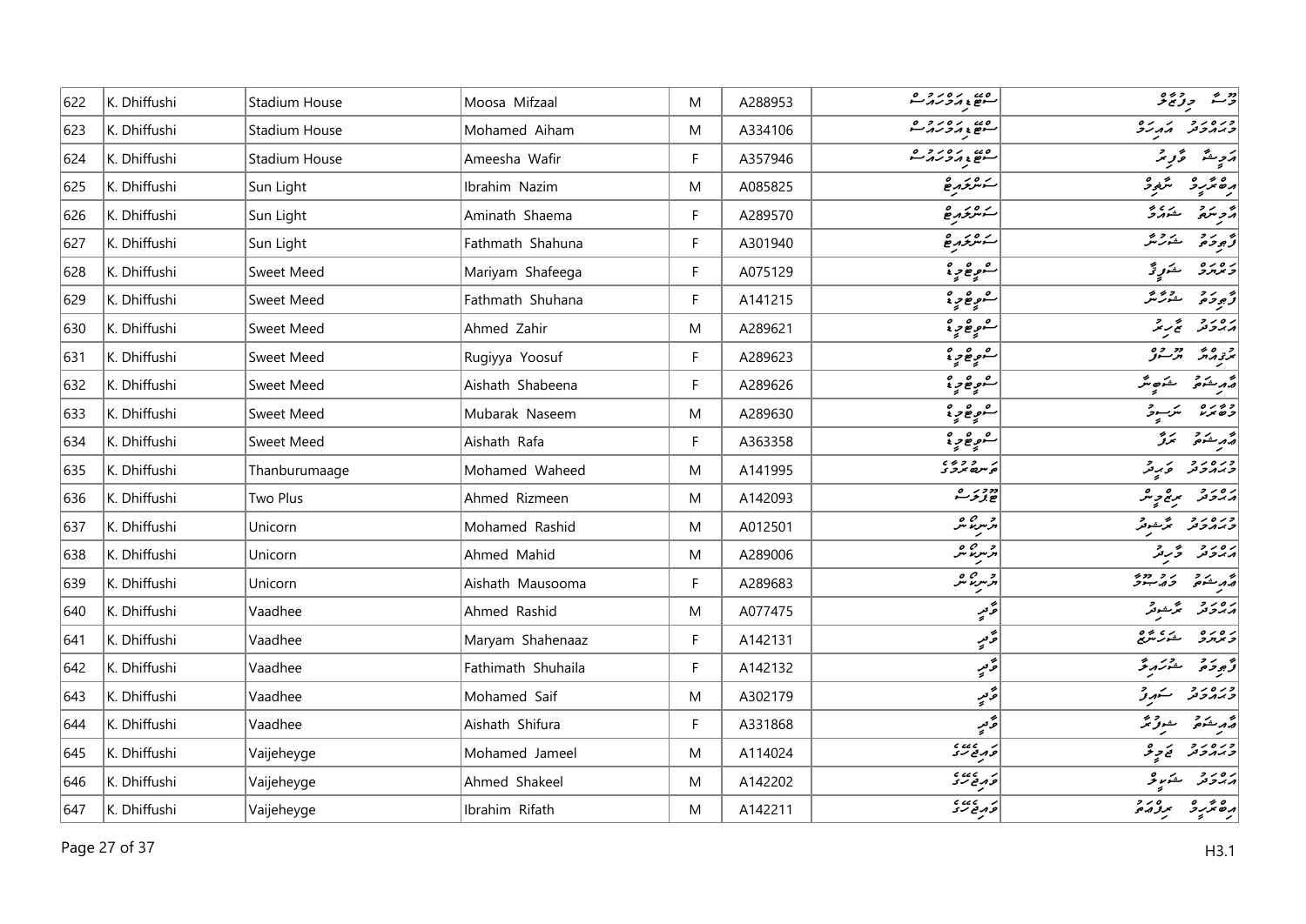| 622 | K. Dhiffushi | Stadium House | Moosa Mifzaal | M | A288953 | ސްޓޭޑިއަމްހައުސް | މޫސާ މިފްޒާލް |
|---|---|---|---|---|---|---|---|
| 623 | K. Dhiffushi | Stadium House | Mohamed Aiham | M | A334106 | ސްޓޭޑިއަމްހައުސް | މުހައްމަދު އައިހަމް |
| 624 | K. Dhiffushi | Stadium House | Ameesha Wafir | F | A357946 | ސްޓޭޑިއަމްހައުސް | އަމީޝާ ވާފިރު |
| 625 | K. Dhiffushi | Sun Light | Ibrahim Nazim | M | A085825 | ސަންލައިޓް | އިބްރާހީމް ނާޒިމް |
| 626 | K. Dhiffushi | Sun Light | Aminath Shaema | F | A289570 | ސަންލައިޓް | އާމިނަތު ޝައުމާ |
| 627 | K. Dhiffushi | Sun Light | Fathmath Shahuna | F | A301940 | ސަންލައިޓް | ފާތިމަތު ޝަހުނާ |
| 628 | K. Dhiffushi | Sweet Meed | Mariyam Shafeega | F | A075129 | ސްވީޓްމީޑް | މަރިޔަމް ޝަފީގާ |
| 629 | K. Dhiffushi | Sweet Meed | Fathmath Shuhana | F | A141215 | ސްވީޓްމީޑް | ފާތިމަތު ޝުހާނާ |
| 630 | K. Dhiffushi | Sweet Meed | Ahmed Zahir | M | A289621 | ސްވީޓްމީޑް | އަހްމަދު ޒާހިރު |
| 631 | K. Dhiffushi | Sweet Meed | Rugiyya Yoosuf | F | A289623 | ސްވީޓްމީޑް | ރުގިއްޔާ ޔޫސުފު |
| 632 | K. Dhiffushi | Sweet Meed | Aishath Shabeena | F | A289626 | ސްވީޓްމީޑް | އައިޝަތު ޝަބީނާ |
| 633 | K. Dhiffushi | Sweet Meed | Mubarak Naseem | M | A289630 | ސްވީޓްމީޑް | މުބާރަކް ނަސީމް |
| 634 | K. Dhiffushi | Sweet Meed | Aishath Rafa | F | A363358 | ސްވީޓްމީޑް | އައިޝަތު ރަފާ |
| 635 | K. Dhiffushi | Thanburumaage | Mohamed Waheed | M | A141995 | ތަނބުރުމާގެ | މުހައްމަދު ވަހީދު |
| 636 | K. Dhiffushi | Two Plus | Ahmed Rizmeen | M | A142093 | ޓޫޕްލަސް | އަހްމަދު ރިޒްމީން |
| 637 | K. Dhiffushi | Unicorn | Mohamed Rashid | M | A012501 | ޔުނިކޯން | މުހައްމަދު ރާޝިދު |
| 638 | K. Dhiffushi | Unicorn | Ahmed Mahid | M | A289006 | ޔުނިކޯން | އަހްމަދު މާހިދު |
| 639 | K. Dhiffushi | Unicorn | Aishath Mausooma | F | A289683 | ޔުނިކޯން | އައިޝަތު މައުސޫމާ |
| 640 | K. Dhiffushi | Vaadhee | Ahmed Rashid | M | A077475 | ވާދީ | އަހްމަދު ރާޝިދު |
| 641 | K. Dhiffushi | Vaadhee | Maryam Shahenaaz | F | A142131 | ވާދީ | މަރިޔަމް ޝަހެނާޒް |
| 642 | K. Dhiffushi | Vaadhee | Fathimath Shuhaila | F | A142132 | ވާދީ | ފާތިމަތު ޝުހައިލާ |
| 643 | K. Dhiffushi | Vaadhee | Mohamed Saif | M | A302179 | ވާދީ | މުހައްމަދު ސައިފު |
| 644 | K. Dhiffushi | Vaadhee | Aishath Shifura | F | A331868 | ވާދީ | އައިޝަތު ޝިފުރާ |
| 645 | K. Dhiffushi | Vaijeheyge | Mohamed Jameel | M | A114024 | ވައިޖެހޭގެ | މުހައްމަދު ޖަމީލް |
| 646 | K. Dhiffushi | Vaijeheyge | Ahmed Shakeel | M | A142202 | ވައިޖެހޭގެ | އަހްމަދު ޝަކީލް |
| 647 | K. Dhiffushi | Vaijeheyge | Ibrahim Rifath | M | A142211 | ވައިޖެހޭގެ | އިބްރާހީމް ރިފްއަތު |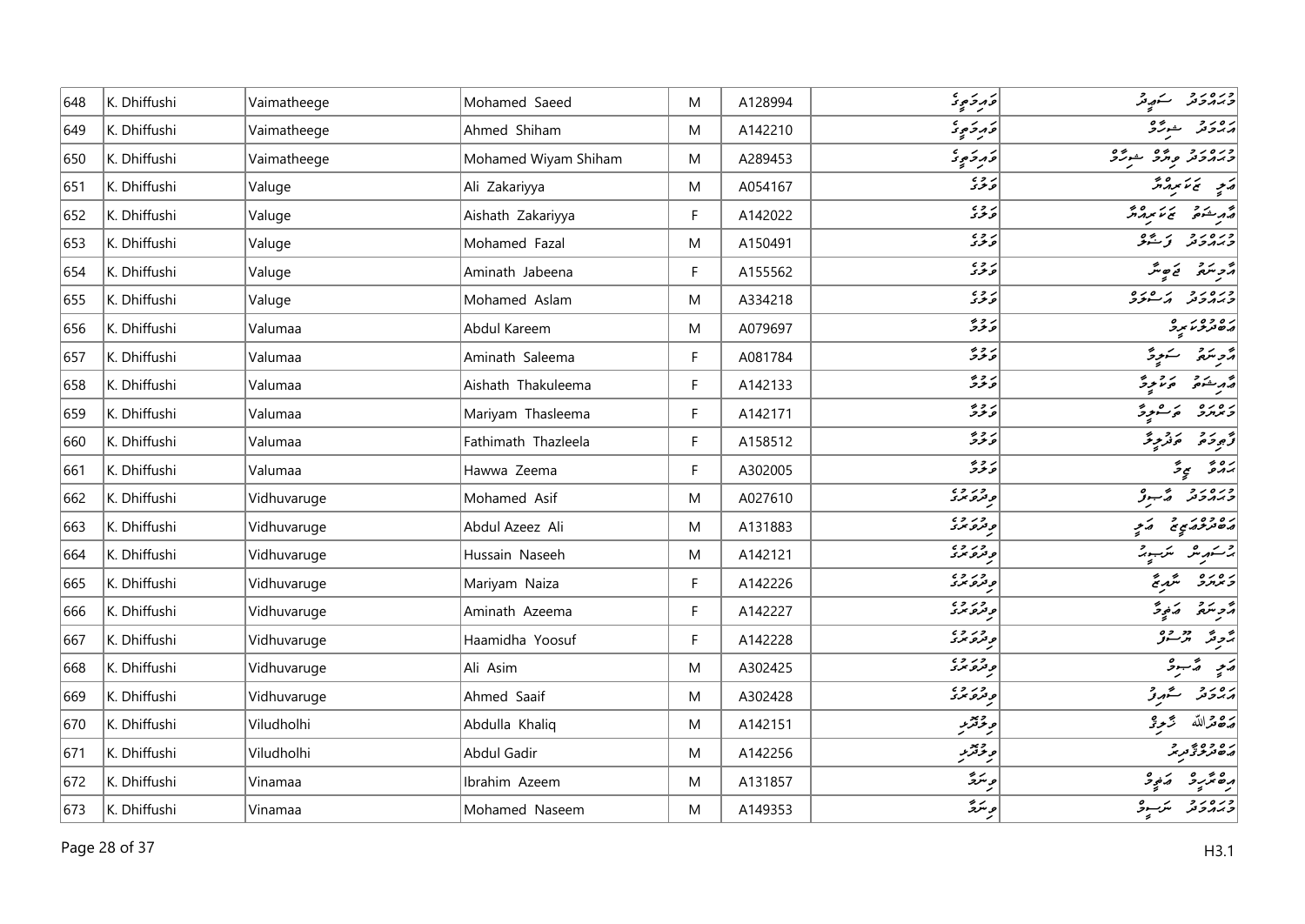| 648 | K. Dhiffushi | Vaimatheege | Mohamed Saeed | M | A128994 | ވައިމަތީގެ | މުހައްމަދު ސައީދު |
|---|---|---|---|---|---|---|---|
| 649 | K. Dhiffushi | Vaimatheege | Ahmed Shiham | M | A142210 | ވައިމަތީގެ | އަހްމަދު ޝިހާމް |
| 650 | K. Dhiffushi | Vaimatheege | Mohamed Wiyam Shiham | M | A289453 | ވައިމަތީގެ | މުހައްމަދު ވިޔާމް ޝިހާމް |
| 651 | K. Dhiffushi | Valuge | Ali Zakariyya | M | A054167 | ވަލުގެ | އަލި ޒަކަރިއްޔާ |
| 652 | K. Dhiffushi | Valuge | Aishath Zakariyya | F | A142022 | ވަލުގެ | އައިޝަތު ޒަކަރިއްޔާ |
| 653 | K. Dhiffushi | Valuge | Mohamed Fazal | M | A150491 | ވަލުގެ | މުހައްމަދު ފަޟްލު |
| 654 | K. Dhiffushi | Valuge | Aminath Jabeena | F | A155562 | ވަލުގެ | އާމިނަތު ޖަބީނާ |
| 655 | K. Dhiffushi | Valuge | Mohamed Aslam | M | A334218 | ވަލުގެ | މުހައްމަދު އަސްލަމް |
| 656 | K. Dhiffushi | Valumaa | Abdul Kareem | M | A079697 | ވަލުމާ | އަބްދުލްކަރީމް |
| 657 | K. Dhiffushi | Valumaa | Aminath Saleema | F | A081784 | ވަލުމާ | އާމިނަތު ސަލީމާ |
| 658 | K. Dhiffushi | Valumaa | Aishath Thakuleema | F | A142133 | ވަލުމާ | އައިޝަތު ތަކުލީމާ |
| 659 | K. Dhiffushi | Valumaa | Mariyam Thasleema | F | A142171 | ވަލުމާ | މަރިޔަމް ތަސްލީމާ |
| 660 | K. Dhiffushi | Valumaa | Fathimath Thazleela | F | A158512 | ވަލުމާ | ފާތިމަތު ތަޒްލީލާ |
| 661 | K. Dhiffushi | Valumaa | Hawwa Zeema | F | A302005 | ވަލުމާ | ހައްވާ ޒީމާ |
| 662 | K. Dhiffushi | Vidhuvaruge | Mohamed Asif | M | A027610 | ވިދުވަރުގެ | މުހައްމަދު އާސިފު |
| 663 | K. Dhiffushi | Vidhuvaruge | Abdul Azeez Ali | M | A131883 | ވިދުވަރުގެ | އަބްދުލްއަޒީޒް އަލި |
| 664 | K. Dhiffushi | Vidhuvaruge | Hussain Naseeh | M | A142121 | ވިދުވަރުގެ | ހުސައިން ނަސީހު |
| 665 | K. Dhiffushi | Vidhuvaruge | Mariyam Naiza | F | A142226 | ވިދުވަރުގެ | މަރިޔަމް ނާއިޒާ |
| 666 | K. Dhiffushi | Vidhuvaruge | Aminath Azeema | F | A142227 | ވިދުވަރުގެ | އާމިނަތު އަޒީމާ |
| 667 | K. Dhiffushi | Vidhuvaruge | Haamidha Yoosuf | F | A142228 | ވިދުވަރުގެ | ހާމިދާ ޔޫސުފް |
| 668 | K. Dhiffushi | Vidhuvaruge | Ali Asim | M | A302425 | ވިދުވަރުގެ | އަލި އާސިމް |
| 669 | K. Dhiffushi | Vidhuvaruge | Ahmed Saaif | M | A302428 | ވިދުވަރުގެ | އަހްމަދު ސާއިފު |
| 670 | K. Dhiffushi | Viludholhi | Abdulla Khaliq | M | A142151 | ވިލުދޮޅި | އަބްދުﷲ ޚާލިޤު |
| 671 | K. Dhiffushi | Viludholhi | Abdul Gadir | M | A142256 | ވިލުދޮޅި | އަބްދުލްޤާދިރު |
| 672 | K. Dhiffushi | Vinamaa | Ibrahim Azeem | M | A131857 | ވިނަމާ | އިބްރާހިމް އަޒީމް |
| 673 | K. Dhiffushi | Vinamaa | Mohamed Naseem | M | A149353 | ވިނަމާ | މުހައްމަދު ނަސީމް |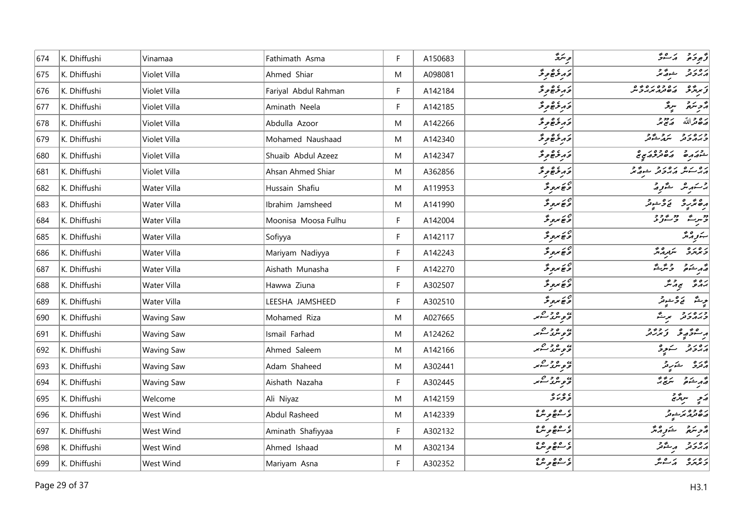| 674 | K. Dhiffushi | Vinamaa | Fathimath Asma | F | A150683 | ވިނަމާ | ފާތިމަތު އަސްމާ |
|---|---|---|---|---|---|---|---|
| 675 | K. Dhiffushi | Violet Villa | Ahmed Shiar | M | A098081 | ވައިލެޓްވިލާ | އަޙްމަދު ޝިޔާރު |
| 676 | K. Dhiffushi | Violet Villa | Fariyal Abdul Rahman | F | A142184 | ވައިލެޓްވިލާ | ފަރިޔާލް އަބްދުއްރަޙްމާން |
| 677 | K. Dhiffushi | Violet Villa | Aminath Neela | F | A142185 | ވައިލެޓްވިލާ | އާމިނަތު ނީލާ |
| 678 | K. Dhiffushi | Violet Villa | Abdulla Azoor | M | A142266 | ވައިލެޓްވިލާ | އަބްދުﷲ އަޒޫރު |
| 679 | K. Dhiffushi | Violet Villa | Mohamed Naushaad | M | A142340 | ވައިލެޓްވިލާ | މުޙައްމަދު ނައުޝާދު |
| 680 | K. Dhiffushi | Violet Villa | Shuaib Abdul Azeez | M | A142347 | ވައިލެޓްވިލާ | ޝުޢައިބު އަބްދުލްޢަޒީޒު |
| 681 | K. Dhiffushi | Violet Villa | Ahsan Ahmed Shiar | M | A362856 | ވައިލެޓްވިލާ | އަޙްސަން އަޙްމަދު ޝިޔާރު |
| 682 | K. Dhiffushi | Water Villa | Hussain Shafiu | M | A119953 | ވޯޓަރވިލާ | ޙުސައިން ޝާފިޢު |
| 683 | K. Dhiffushi | Water Villa | Ibrahim Jamsheed | M | A141990 | ވޯޓަރވިލާ | އިބްރާހީމް ޖަމްޝީދު |
| 684 | K. Dhiffushi | Water Villa | Moonisa Moosa Fulhu | F | A142004 | ވޯޓަރވިލާ | މޫނިސާ މޫސާފުޅު |
| 685 | K. Dhiffushi | Water Villa | Sofiyya | F | A142117 | ވޯޓަރވިލާ | ސޯފިއްޔާ |
| 686 | K. Dhiffushi | Water Villa | Mariyam Nadiyya | F | A142243 | ވޯޓަރވިލާ | މަރިޔަމް ނަދިއްޔާ |
| 687 | K. Dhiffushi | Water Villa | Aishath Munasha | F | A142270 | ވޯޓަރވިލާ | އާއިޝަތު މުނާޝާ |
| 688 | K. Dhiffushi | Water Villa | Hawwa Ziuna | F | A302507 | ވޯޓަރވިލާ | ހައްވާ ޒިއުނާ |
| 689 | K. Dhiffushi | Water Villa | LEESHA JAMSHEED | F | A302510 | ވޯޓަރވިލާ | ލީޝާ ޖަމްޝީދު |
| 690 | K. Dhiffushi | Waving Saw | Mohamed Riza | M | A027665 | ވޭވިންގ ސޯ | މުޙައްމަދު ރިޟާ |
| 691 | K. Dhiffushi | Waving Saw | Ismail Farhad | M | A124262 | ވޭވިންގ ސޯ | އިސްމާޢީލް ފަރުހާދު |
| 692 | K. Dhiffushi | Waving Saw | Ahmed Saleem | M | A142166 | ވޭވިންގ ސޯ | އަޙްމަދު ސަލީމް |
| 693 | K. Dhiffushi | Waving Saw | Adam Shaheed | M | A302441 | ވޭވިންގ ސޯ | އާދަމް ޝަހީދު |
| 694 | K. Dhiffushi | Waving Saw | Aishath Nazaha | F | A302445 | ވޭވިންގ ސޯ | އާއިޝަތު ނަޒާހާ |
| 695 | K. Dhiffushi | Welcome | Ali Niyaz | M | A142159 | ވެލްކަމް | އަލި ނިޔާޒު |
| 696 | K. Dhiffushi | West Wind | Abdul Rasheed | M | A142339 | ވެސްޓްވިންޑް | އަބްދުއްރަޝީދު |
| 697 | K. Dhiffushi | West Wind | Aminath Shafiyyaa | F | A302132 | ވެސްޓްވިންޑް | އާމިނަތު ޝަފިއްޔާ |
| 698 | K. Dhiffushi | West Wind | Ahmed Ishaad | M | A302134 | ވެސްޓްވިންޑް | އަޙްމަދު އިޝާދު |
| 699 | K. Dhiffushi | West Wind | Mariyam Asna | F | A302352 | ވެސްޓްވިންޑް | މަރިޔަމް އަސްނާ |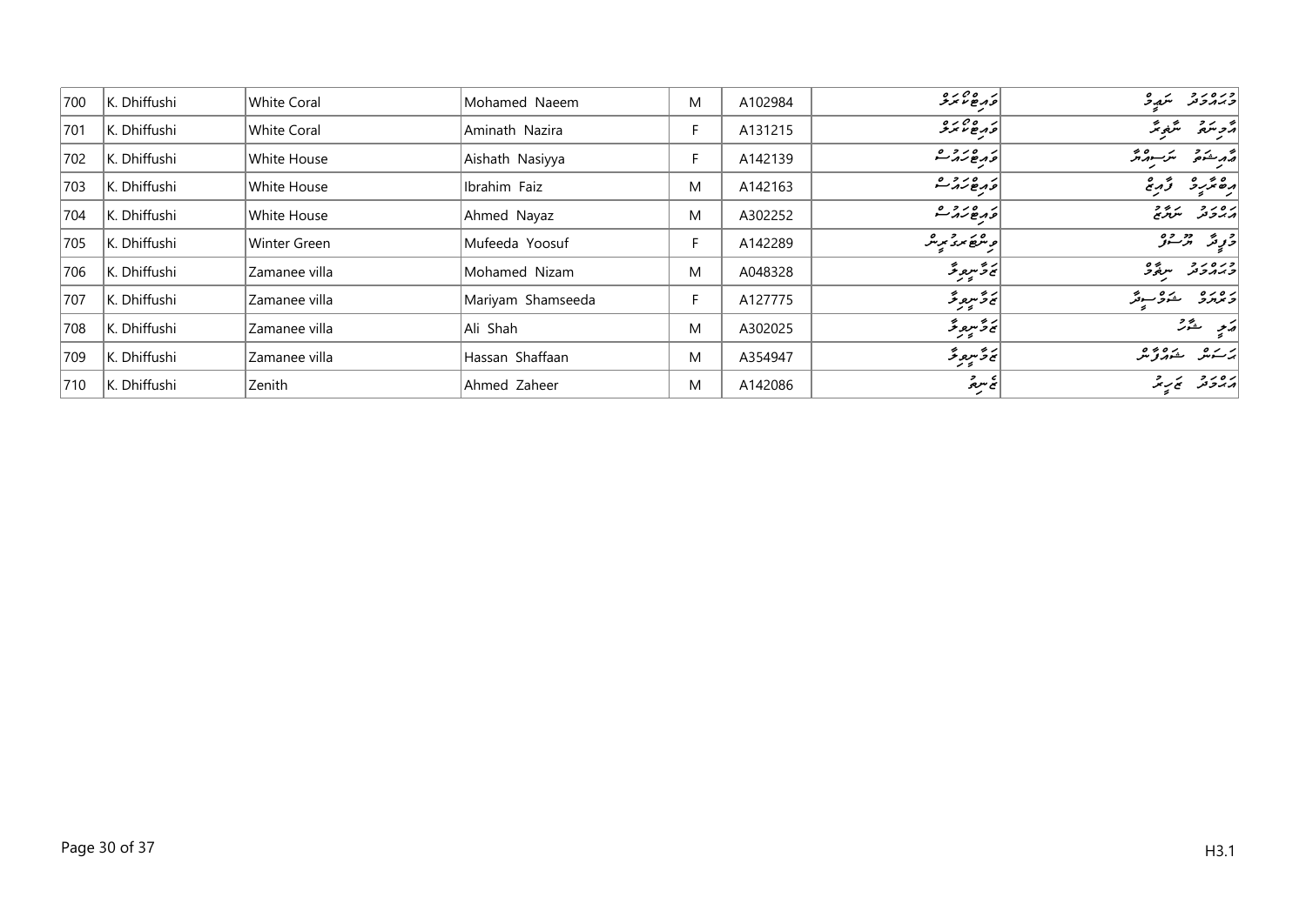| 700 | K. Dhiffushi | White Coral | Mohamed Naeem | M | A102984 | ވައިޓްކޯރަލް | މުހައްމަދު ނައީމް |
|---|---|---|---|---|---|---|---|
| 701 | K. Dhiffushi | White Coral | Aminath Nazira | F | A131215 | ވައިޓްކޯރަލް | އާމިނަތު ނާޒިރާ |
| 702 | K. Dhiffushi | White House | Aishath Nasiyya | F | A142139 | ވައިޓްހައުސް | އާއިޝަތު ނަސިއްޔާ |
| 703 | K. Dhiffushi | White House | Ibrahim Faiz | M | A142163 | ވައިޓްހައުސް | އިބްރާހީމް ފާއިޒް |
| 704 | K. Dhiffushi | White House | Ahmed Nayaz | M | A302252 | ވައިޓްހައުސް | އަޙްމަދު ނަޔާޒް |
| 705 | K. Dhiffushi | Winter Green | Mufeeda Yoosuf | F | A142289 | ވިންޓަރގްރީން | މުފީދާ ޔޫސުފް |
| 706 | K. Dhiffushi | Zamanee villa | Mohamed Nizam | M | A048328 | ޒަމާނީވިލާ | މުހައްމަދު ނިޒާމް |
| 707 | K. Dhiffushi | Zamanee villa | Mariyam Shamseeda | F | A127775 | ޒަމާނީވިލާ | މަރިޔަމް ޝަމްސީދާ |
| 708 | K. Dhiffushi | Zamanee villa | Ali Shah | M | A302025 | ޒަމާނީވިލާ | އަލި ޝާހް |
| 709 | K. Dhiffushi | Zamanee villa | Hassan Shaffaan | M | A354947 | ޒަމާނީވިލާ | ޙަސަން ޝައްފާން |
| 710 | K. Dhiffushi | Zenith | Ahmed Zaheer | M | A142086 | ޒެނިތު | އަޙްމަދު ޒަހީރު |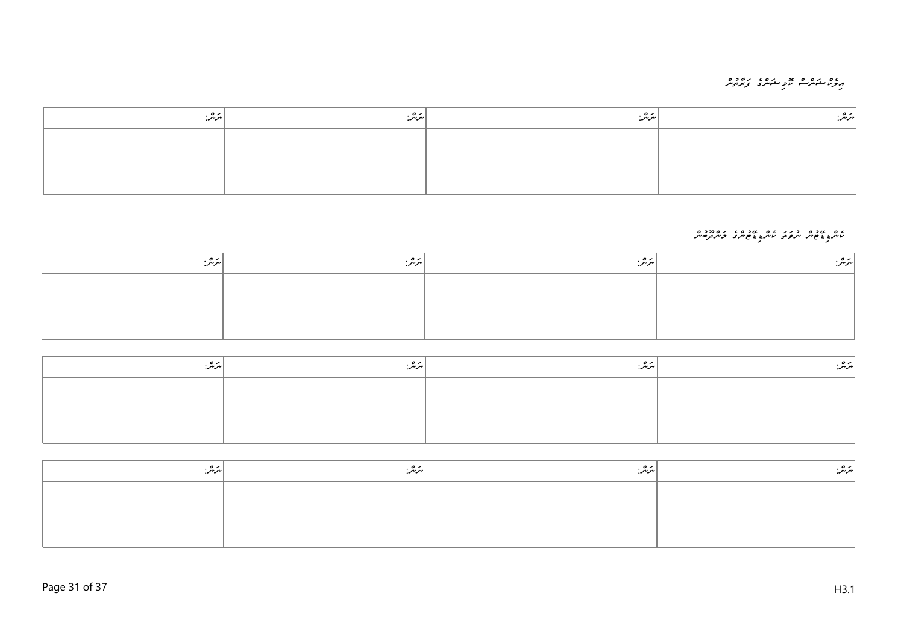# ދިވެހިރާއްޖޭގެ ރަސްމީ ލިޔުންތައް

| ނަންބަރު: | ނަންބަރު: | ނަންބަރު: | ނަންބަރު: |
|---|---|---|---|
| | | | |

## ކުންފުނީގެ ބޯޑު މެމްބަރުންނާއި ވެރިންގެ މަޢުލޫމާތު

| ނަންބަރު: | ނަންބަރު: | ނަންބަރު: | ނަންބަރު: |
|---|---|---|---|
| | | | |

| ނަންބަރު: | ނަންބަރު: | ނަންބަރު: | ނަންބަރު: |
|---|---|---|---|
| | | | |

| ނަންބަރު: | ނަންބަރު: | ނަންބަރު: | ނަންބަރު: |
|---|---|---|---|
| | | | |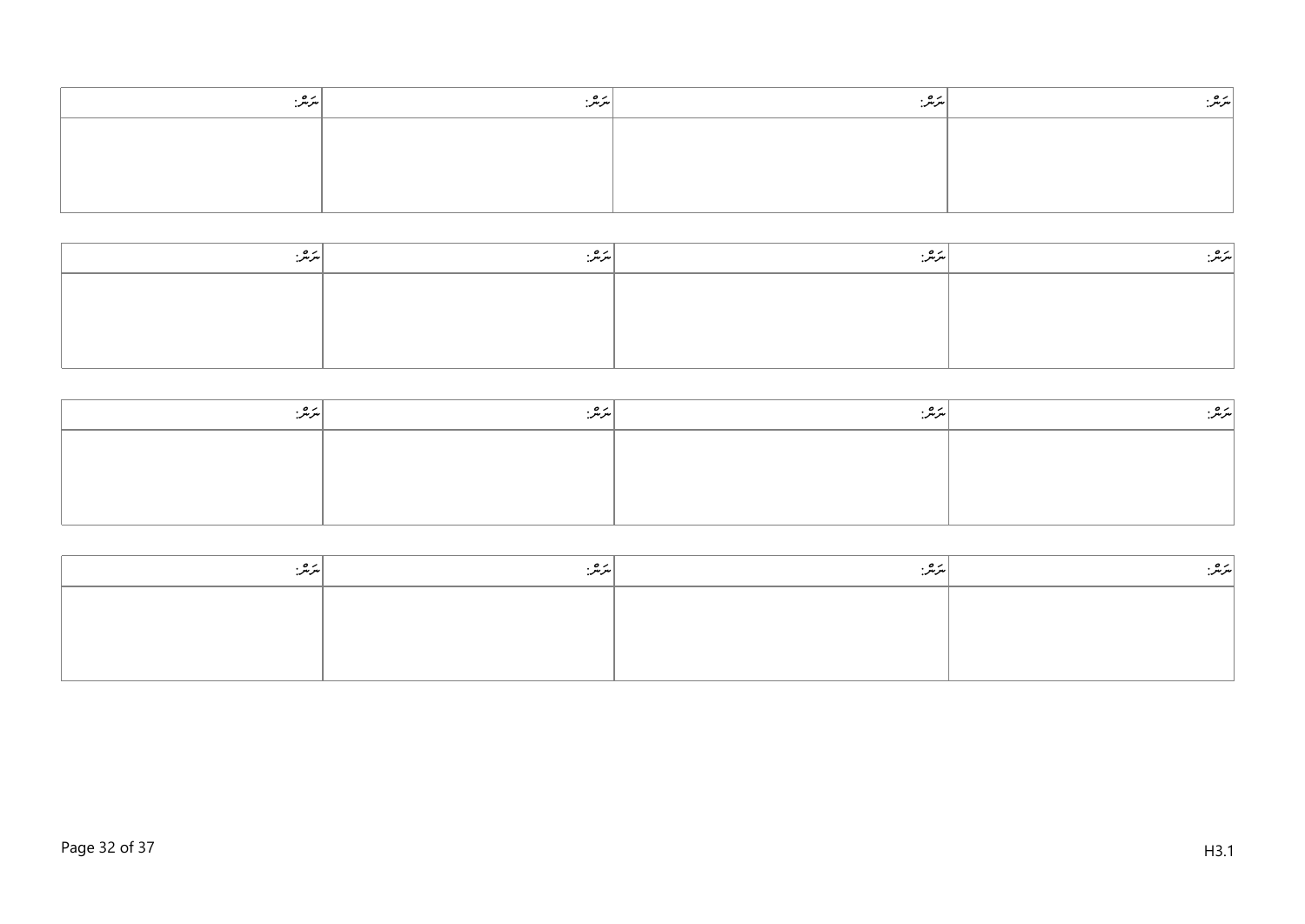| ނަރުދ: | ނަރުދ: | ނަރުދ: | ނަރުދ: |
|---|---|---|---|
| | | | |

| ނަރުދ: | ނަރުދ: | ނަރުދ: | ނަރުދ: |
|---|---|---|---|
| | | | |

| ނަރުދ: | ނަރުދ: | ނަރުދ: | ނަރުދ: |
|---|---|---|---|
| | | | |

| ނަރުދ: | ނަރުދ: | ނަރުދ: | ނަރުދ: |
|---|---|---|---|
| | | | |

H3.1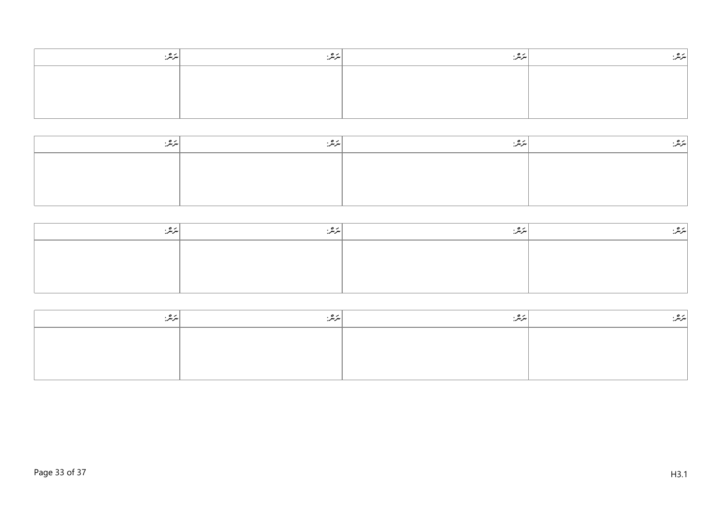| ނަރަ: | ނަރަ: | ނަރަ: | ނަރަ: |
|---|---|---|---|
| | | | |

| ނަރަ: | ނަރަ: | ނަރަ: | ނަރަ: |
|---|---|---|---|
| | | | |

| ނަރަ: | ނަރަ: | ނަރަ: | ނަރަ: |
|---|---|---|---|
| | | | |

| ނަރަ: | ނަރަ: | ނަރަ: | ނަރަ: |
|---|---|---|---|
| | | | |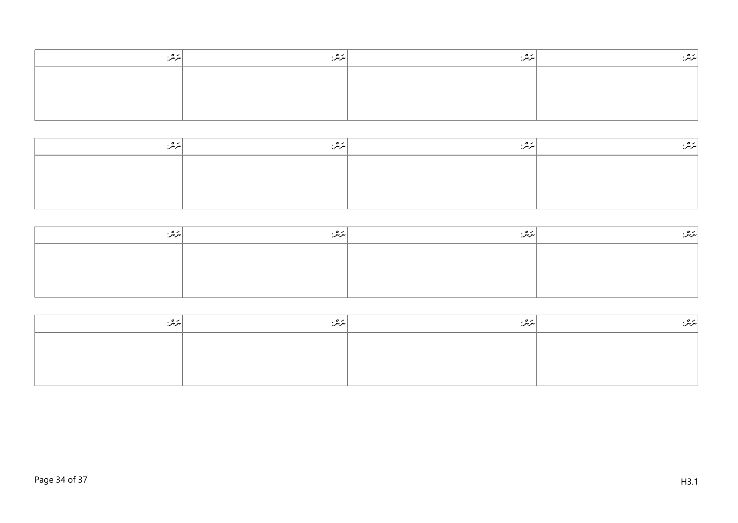| ނަރަށް: | ނަރަށް: | ނަރަށް: | ނަރަށް: |
| --- | --- | --- | --- |
| | | | |

| ނަރަށް: | ނަރަށް: | ނަރަށް: | ނަރަށް: |
| --- | --- | --- | --- |
| | | | |

| ނަރަށް: | ނަރަށް: | ނަރަށް: | ނަރަށް: |
| --- | --- | --- | --- |
| | | | |

| ނަރަށް: | ނަރަށް: | ނަރަށް: | ނަރަށް: |
| --- | --- | --- | --- |
| | | | |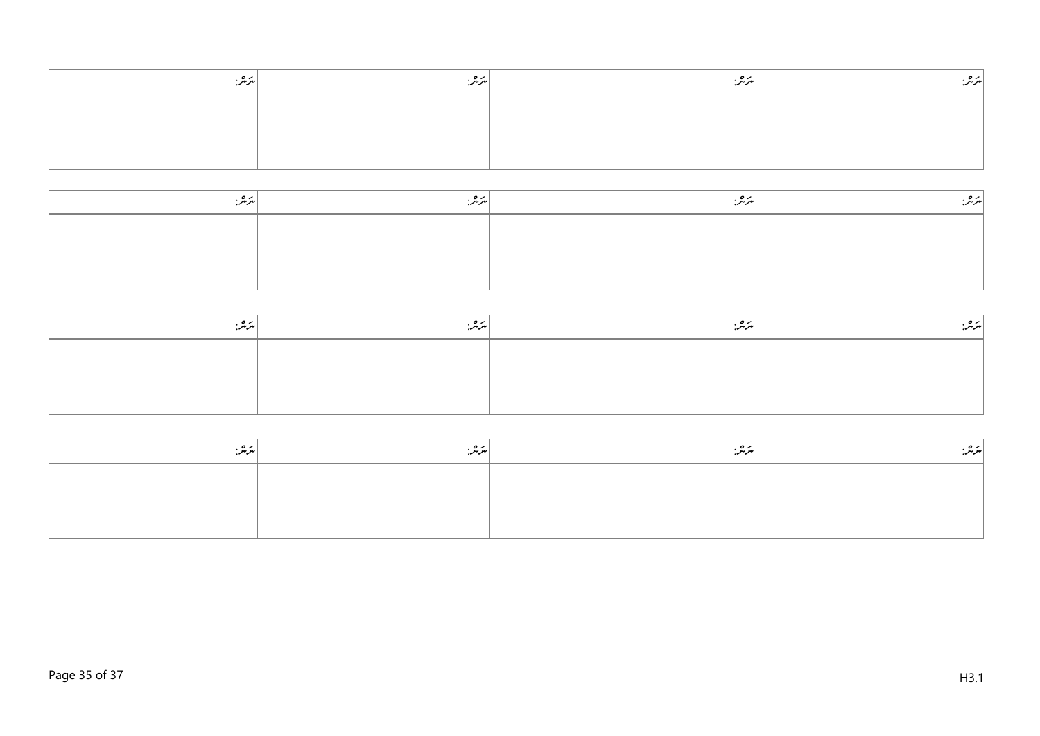| ޝަރަޙް: | ޝަރަޙް: | ޝަރަޙް: | ޝަރަޙް: |
| --- | --- | --- | --- |
| | | | |

| ޝަރަޙް: | ޝަރަޙް: | ޝަރަޙް: | ޝަރަޙް: |
| --- | --- | --- | --- |
| | | | |

| ޝަރަޙް: | ޝަރަޙް: | ޝަރަޙް: | ޝަރަޙް: |
| --- | --- | --- | --- |
| | | | |

| ޝަރަޙް: | ޝަރަޙް: | ޝަރަޙް: | ޝަރަޙް: |
| --- | --- | --- | --- |
| | | | |

H3.1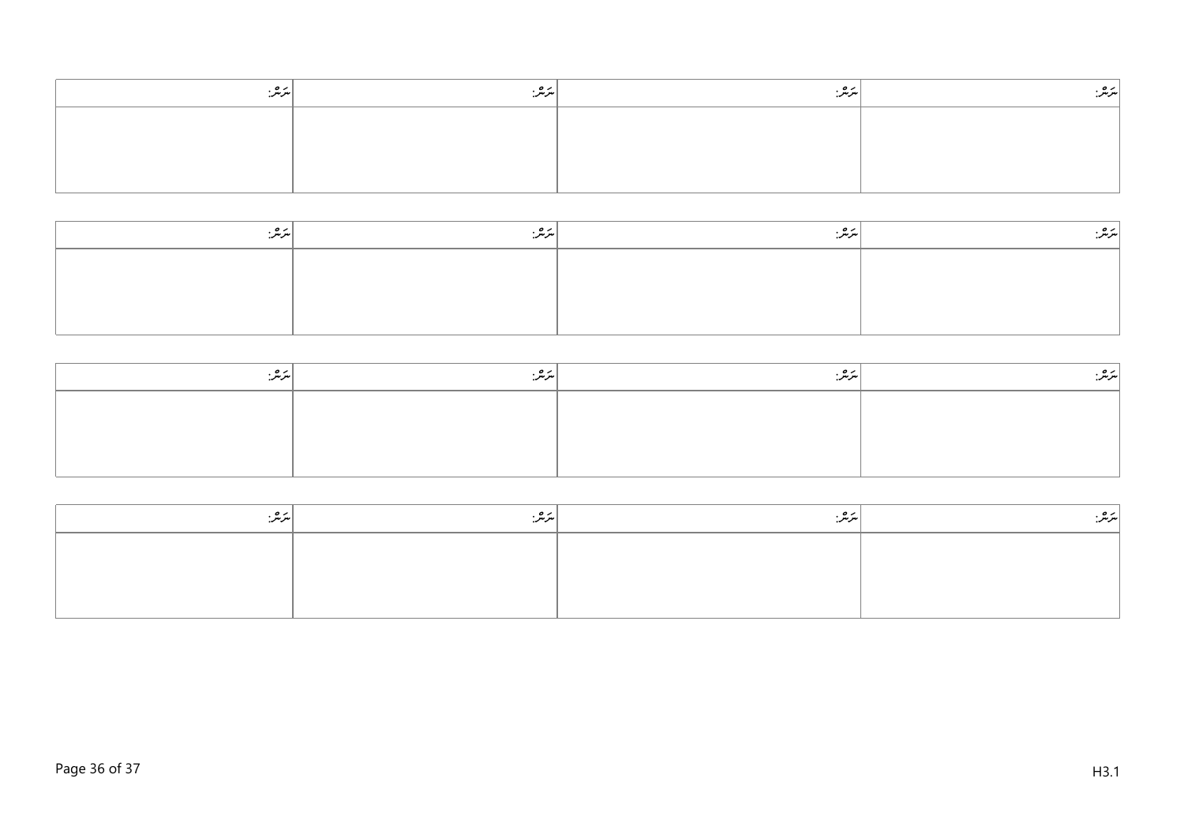| ނަންބަރު: | ނަންބަރު: | ނަންބަރު: | ނަންބަރު: |
|---|---|---|---|
| | | | |

| ނަންބަރު: | ނަންބަރު: | ނަންބަރު: | ނަންބަރު: |
|---|---|---|---|
| | | | |

| ނަންބަރު: | ނަންބަރު: | ނަންބަރު: | ނަންބަރު: |
|---|---|---|---|
| | | | |

| ނަންބަރު: | ނަންބަރު: | ނަންބަރު: | ނަންބަރު: |
|---|---|---|---|
| | | | |

H3.1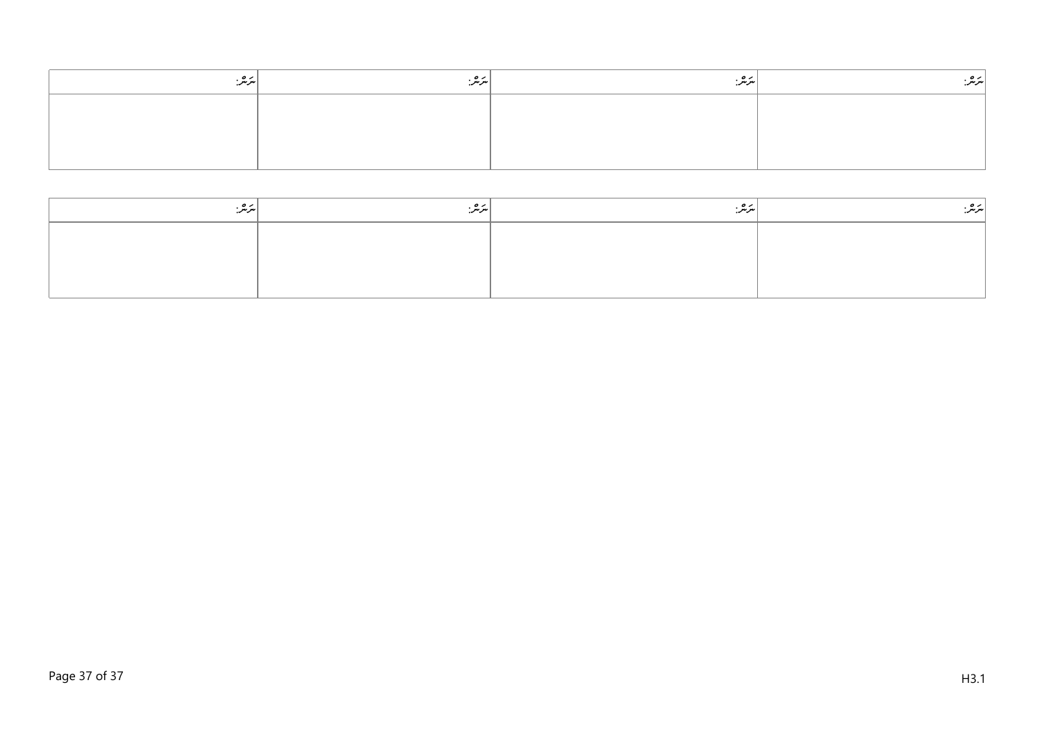| ނަރަޔ: | ނަރަޔ: | ނަރަޔ: | ނަރަޔ: |
| --- | --- | --- | --- |
| | | | |

| ނަރަޔ: | ނަރަޔ: | ނަރަޔ: | ނަރަޔ: |
| --- | --- | --- | --- |
| | | | |

H3.1